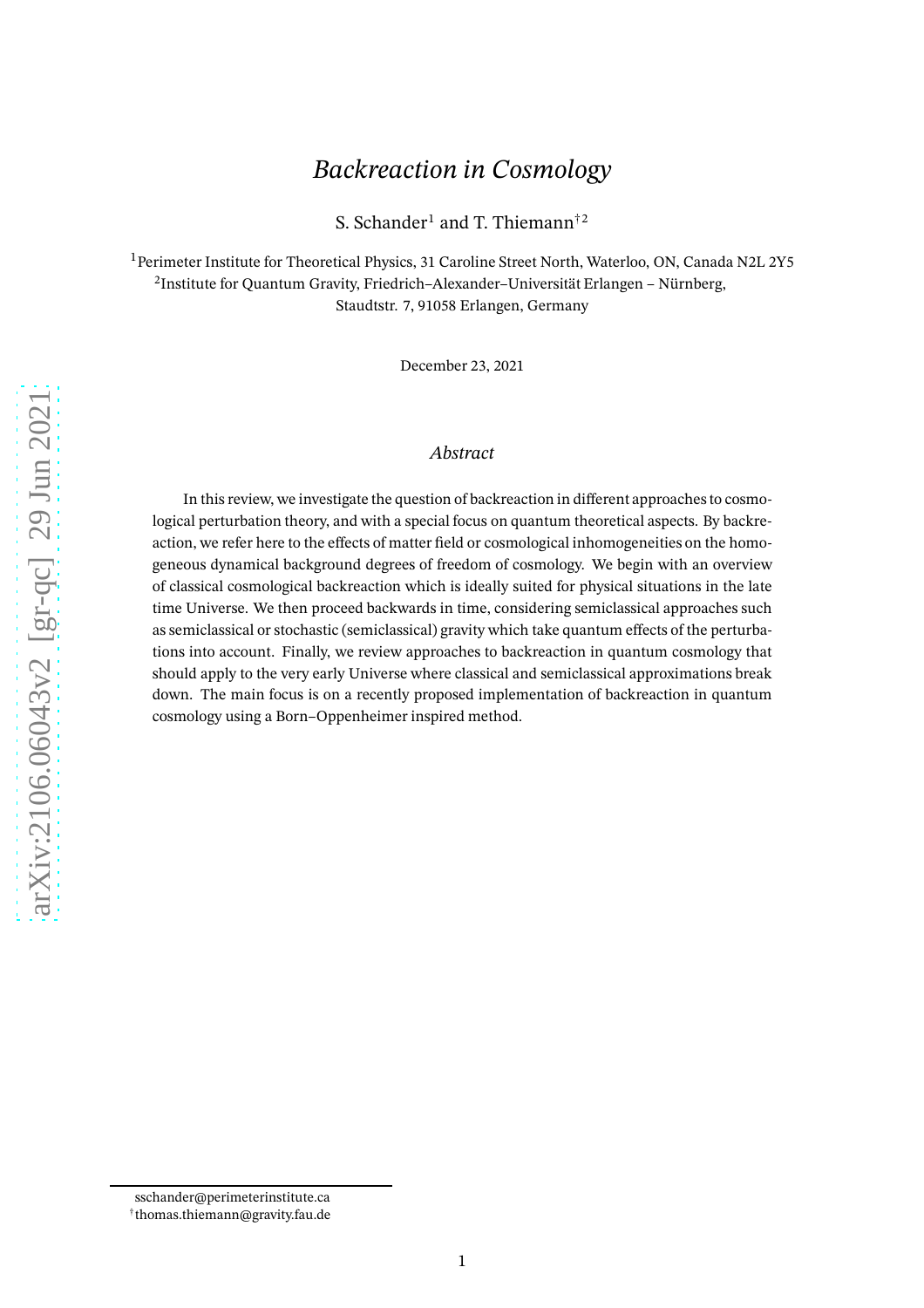# *Backreaction in Cosmology*

S. Schander[1] and T. Thiemann[†2]

[1]Perimeter Institute for Theoretical Physics, 31 Caroline Street North, Waterloo, ON, Canada N2L 2Y5
[2]Institute for Quantum Gravity, Friedrich–Alexander–Universität Erlangen – Nürnberg, Staudtstr. 7, 91058 Erlangen, Germany

December 23, 2021

## *Abstract*

In this review, we investigate the question of backreaction in different approaches to cosmological perturbation theory, and with a special focus on quantum theoretical aspects. By backreaction, we refer here to the effects of matter field or cosmological inhomogeneities on the homogeneous dynamical background degrees of freedom of cosmology. We begin with an overview of classical cosmological backreaction which is ideally suited for physical situations in the late time Universe. We then proceed backwards in time, considering semiclassical approaches such as semiclassical or stochastic (semiclassical) gravity which take quantum effects of the perturbations into account. Finally, we review approaches to backreaction in quantum cosmology that should apply to the very early Universe where classical and semiclassical approximations break down. The main focus is on a recently proposed implementation of backreaction in quantum cosmology using a Born–Oppenheimer inspired method.

---

sschander@perimeterinstitute.ca
[†]thomas.thiemann@gravity.fau.de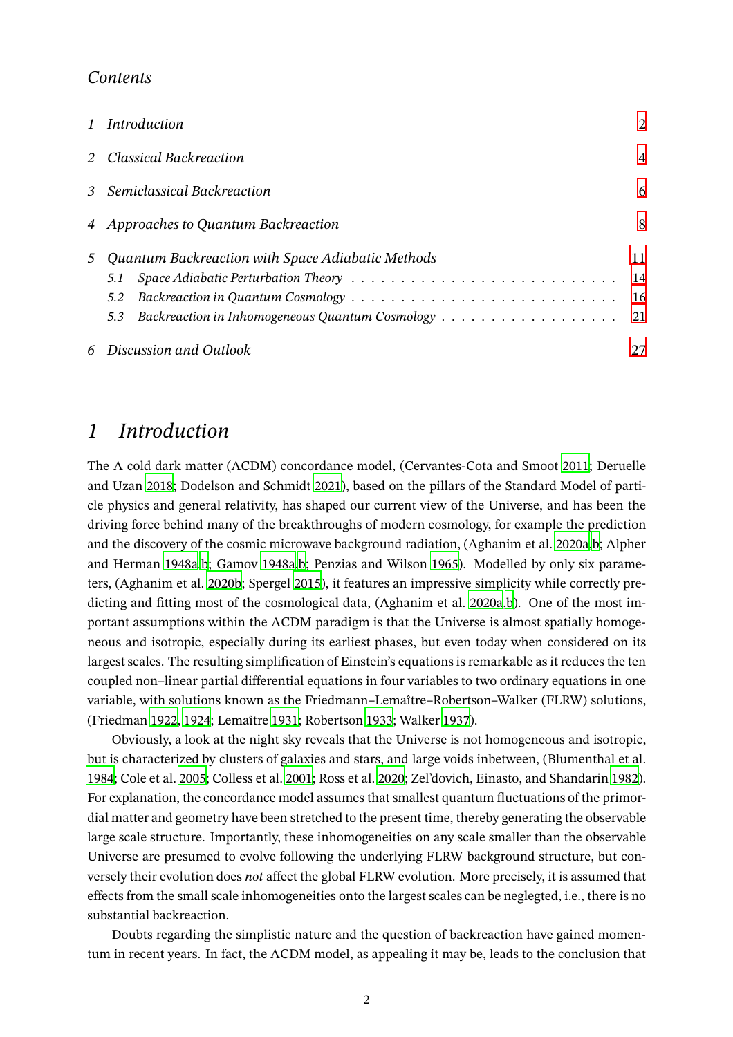*Contents*

| | |
|---|---|
| 1 *Introduction* | 2 |
| 2 *Classical Backreaction* | 4 |
| 3 *Semiclassical Backreaction* | 6 |
| 4 *Approaches to Quantum Backreaction* | 8 |
| 5 *Quantum Backreaction with Space Adiabatic Methods* | 11 |
| 5.1 *Space Adiabatic Perturbation Theory* | 14 |
| 5.2 *Backreaction in Quantum Cosmology* | 16 |
| 5.3 *Backreaction in Inhomogeneous Quantum Cosmology* | 21 |
| 6 *Discussion and Outlook* | 27 |

# 1 *Introduction*

The $\Lambda$ cold dark matter ($\Lambda$CDM) concordance model, (Cervantes-Cota and Smoot 2011; Deruelle and Uzan 2018; Dodelson and Schmidt 2021), based on the pillars of the Standard Model of particle physics and general relativity, has shaped our current view of the Universe, and has been the driving force behind many of the breakthroughs of modern cosmology, for example the prediction and the discovery of the cosmic microwave background radiation, (Aghanim et al. 2020a,b; Alpher and Herman 1948a,b; Gamov 1948a,b; Penzias and Wilson 1965). Modelled by only six parameters, (Aghanim et al. 2020b; Spergel 2015), it features an impressive simplicity while correctly predicting and fitting most of the cosmological data, (Aghanim et al. 2020a,b). One of the most important assumptions within the $\Lambda$CDM paradigm is that the Universe is almost spatially homogeneous and isotropic, especially during its earliest phases, but even today when considered on its largest scales. The resulting simplification of Einstein's equations is remarkable as it reduces the ten coupled non–linear partial differential equations in four variables to two ordinary equations in one variable, with solutions known as the Friedmann–Lemaître–Robertson–Walker (FLRW) solutions, (Friedman 1922, 1924; Lemaître 1931; Robertson 1933; Walker 1937).

Obviously, a look at the night sky reveals that the Universe is not homogeneous and isotropic, but is characterized by clusters of galaxies and stars, and large voids inbetween, (Blumenthal et al. 1984; Cole et al. 2005; Colless et al. 2001; Ross et al. 2020; Zel'dovich, Einasto, and Shandarin 1982). For explanation, the concordance model assumes that smallest quantum fluctuations of the primordial matter and geometry have been stretched to the present time, thereby generating the observable large scale structure. Importantly, these inhomogeneities on any scale smaller than the observable Universe are presumed to evolve following the underlying FLRW background structure, but conversely their evolution does *not* affect the global FLRW evolution. More precisely, it is assumed that effects from the small scale inhomogeneities onto the largest scales can be neglegted, i.e., there is no substantial backreaction.

Doubts regarding the simplistic nature and the question of backreaction have gained momentum in recent years. In fact, the $\Lambda$CDM model, as appealing it may be, leads to the conclusion that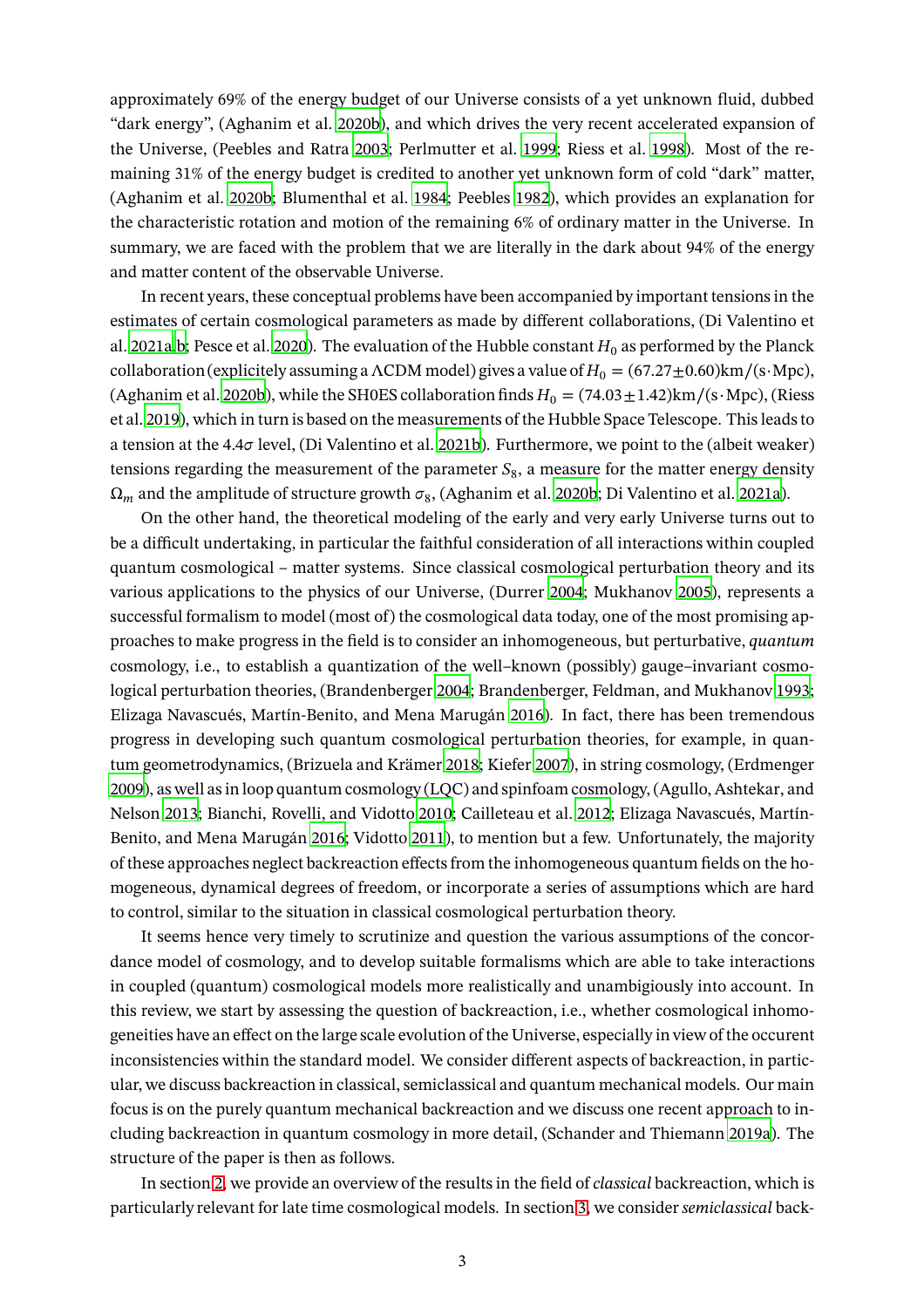approximately 69% of the energy budget of our Universe consists of a yet unknown fluid, dubbed "dark energy", (Aghanim et al. 2020b), and which drives the very recent accelerated expansion of the Universe, (Peebles and Ratra 2003; Perlmutter et al. 1999; Riess et al. 1998). Most of the remaining 31% of the energy budget is credited to another yet unknown form of cold "dark" matter, (Aghanim et al. 2020b; Blumenthal et al. 1984; Peebles 1982), which provides an explanation for the characteristic rotation and motion of the remaining 6% of ordinary matter in the Universe. In summary, we are faced with the problem that we are literally in the dark about 94% of the energy and matter content of the observable Universe.

In recent years, these conceptual problems have been accompanied by important tensions in the estimates of certain cosmological parameters as made by different collaborations, (Di Valentino et al. 2021a,b; Pesce et al. 2020). The evaluation of the Hubble constant $H_0$ as performed by the Planck collaboration (explicitely assuming a $\Lambda$CDM model) gives a value of $H_0 = (67.27 \pm 0.60)\text{km}/(\text{s}\cdot\text{Mpc})$, (Aghanim et al. 2020b), while the SH0ES collaboration finds $H_0 = (74.03 \pm 1.42)\text{km}/(\text{s}\cdot\text{Mpc})$, (Riess et al. 2019), which in turn is based on the measurements of the Hubble Space Telescope. This leads to a tension at the $4.4\sigma$ level, (Di Valentino et al. 2021b). Furthermore, we point to the (albeit weaker) tensions regarding the measurement of the parameter $S_8$, a measure for the matter energy density $\Omega_m$ and the amplitude of structure growth $\sigma_8$, (Aghanim et al. 2020b; Di Valentino et al. 2021a).

On the other hand, the theoretical modeling of the early and very early Universe turns out to be a difficult undertaking, in particular the faithful consideration of all interactions within coupled quantum cosmological – matter systems. Since classical cosmological perturbation theory and its various applications to the physics of our Universe, (Durrer 2004; Mukhanov 2005), represents a successful formalism to model (most of) the cosmological data today, one of the most promising approaches to make progress in the field is to consider an inhomogeneous, but perturbative, *quantum* cosmology, i.e., to establish a quantization of the well–known (possibly) gauge–invariant cosmological perturbation theories, (Brandenberger 2004; Brandenberger, Feldman, and Mukhanov 1993; Elizaga Navascués, Martín-Benito, and Mena Marugán 2016). In fact, there has been tremendous progress in developing such quantum cosmological perturbation theories, for example, in quantum geometrodynamics, (Brizuela and Krämer 2018; Kiefer 2007), in string cosmology, (Erdmenger 2009), as well as in loop quantum cosmology (LQC) and spinfoam cosmology, (Agullo, Ashtekar, and Nelson 2013; Bianchi, Rovelli, and Vidotto 2010; Cailleteau et al. 2012; Elizaga Navascués, Martín-Benito, and Mena Marugán 2016; Vidotto 2011), to mention but a few. Unfortunately, the majority of these approaches neglect backreaction effects from the inhomogeneous quantum fields on the homogeneous, dynamical degrees of freedom, or incorporate a series of assumptions which are hard to control, similar to the situation in classical cosmological perturbation theory.

It seems hence very timely to scrutinize and question the various assumptions of the concordance model of cosmology, and to develop suitable formalisms which are able to take interactions in coupled (quantum) cosmological models more realistically and unambigiously into account. In this review, we start by assessing the question of backreaction, i.e., whether cosmological inhomogeneities have an effect on the large scale evolution of the Universe, especially in view of the occurent inconsistencies within the standard model. We consider different aspects of backreaction, in particular, we discuss backreaction in classical, semiclassical and quantum mechanical models. Our main focus is on the purely quantum mechanical backreaction and we discuss one recent approach to including backreaction in quantum cosmology in more detail, (Schander and Thiemann 2019a). The structure of the paper is then as follows.

In section 2, we provide an overview of the results in the field of *classical* backreaction, which is particularly relevant for late time cosmological models. In section 3, we consider *semiclassical* back-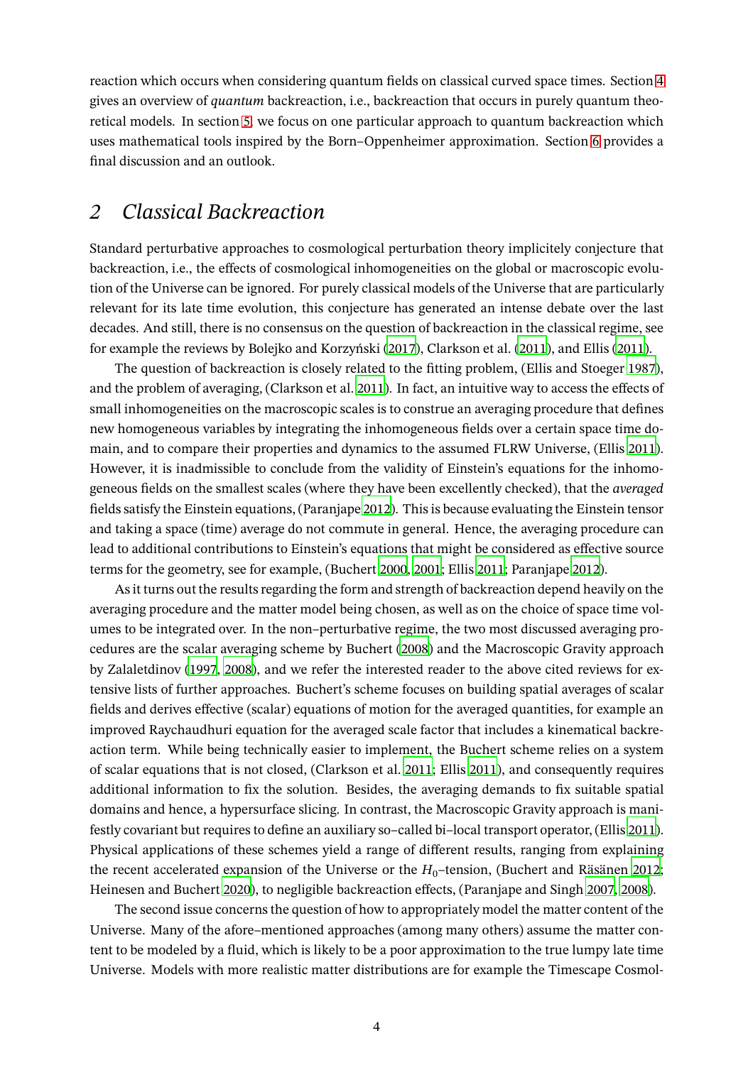reaction which occurs when considering quantum fields on classical curved space times. Section 4 gives an overview of *quantum* backreaction, i.e., backreaction that occurs in purely quantum theoretical models. In section 5, we focus on one particular approach to quantum backreaction which uses mathematical tools inspired by the Born–Oppenheimer approximation. Section 6 provides a final discussion and an outlook.

## 2 Classical Backreaction

Standard perturbative approaches to cosmological perturbation theory implicitely conjecture that backreaction, i.e., the effects of cosmological inhomogeneities on the global or macroscopic evolution of the Universe can be ignored. For purely classical models of the Universe that are particularly relevant for its late time evolution, this conjecture has generated an intense debate over the last decades. And still, there is no consensus on the question of backreaction in the classical regime, see for example the reviews by Bolejko and Korzyński (2017), Clarkson et al. (2011), and Ellis (2011).

The question of backreaction is closely related to the fitting problem, (Ellis and Stoeger 1987), and the problem of averaging, (Clarkson et al. 2011). In fact, an intuitive way to access the effects of small inhomogeneities on the macroscopic scales is to construe an averaging procedure that defines new homogeneous variables by integrating the inhomogeneous fields over a certain space time domain, and to compare their properties and dynamics to the assumed FLRW Universe, (Ellis 2011). However, it is inadmissible to conclude from the validity of Einstein's equations for the inhomogeneous fields on the smallest scales (where they have been excellently checked), that the *averaged* fields satisfy the Einstein equations, (Paranjape 2012). This is because evaluating the Einstein tensor and taking a space (time) average do not commute in general. Hence, the averaging procedure can lead to additional contributions to Einstein's equations that might be considered as effective source terms for the geometry, see for example, (Buchert 2000, 2001; Ellis 2011; Paranjape 2012).

As it turns out the results regarding the form and strength of backreaction depend heavily on the averaging procedure and the matter model being chosen, as well as on the choice of space time volumes to be integrated over. In the non–perturbative regime, the two most discussed averaging procedures are the scalar averaging scheme by Buchert (2008) and the Macroscopic Gravity approach by Zalaletdinov (1997, 2008), and we refer the interested reader to the above cited reviews for extensive lists of further approaches. Buchert's scheme focuses on building spatial averages of scalar fields and derives effective (scalar) equations of motion for the averaged quantities, for example an improved Raychaudhuri equation for the averaged scale factor that includes a kinematical backreaction term. While being technically easier to implement, the Buchert scheme relies on a system of scalar equations that is not closed, (Clarkson et al. 2011; Ellis 2011), and consequently requires additional information to fix the solution. Besides, the averaging demands to fix suitable spatial domains and hence, a hypersurface slicing. In contrast, the Macroscopic Gravity approach is manifestly covariant but requires to define an auxiliary so–called bi–local transport operator, (Ellis 2011). Physical applications of these schemes yield a range of different results, ranging from explaining the recent accelerated expansion of the Universe or the $H_0$–tension, (Buchert and Räsänen 2012; Heinesen and Buchert 2020), to negligible backreaction effects, (Paranjape and Singh 2007, 2008).

The second issue concerns the question of how to appropriately model the matter content of the Universe. Many of the afore–mentioned approaches (among many others) assume the matter content to be modeled by a fluid, which is likely to be a poor approximation to the true lumpy late time Universe. Models with more realistic matter distributions are for example the Timescape Cosmol-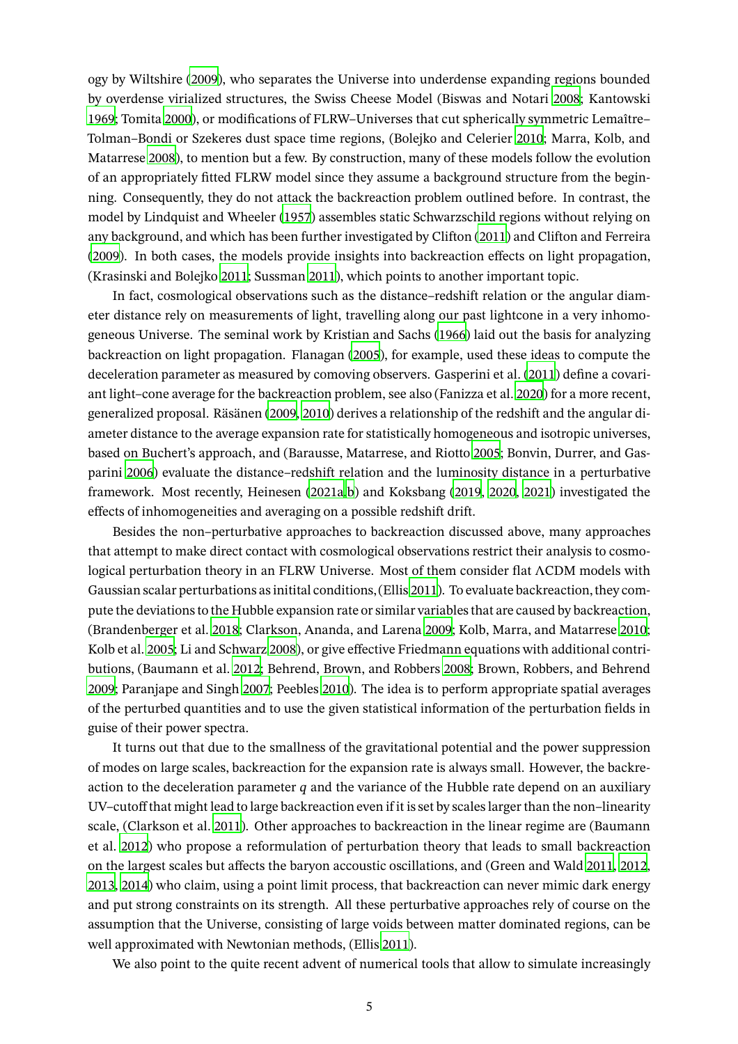ogy by Wiltshire (2009), who separates the Universe into underdense expanding regions bounded by overdense virialized structures, the Swiss Cheese Model (Biswas and Notari 2008; Kantowski 1969; Tomita 2000), or modifications of FLRW–Universes that cut spherically symmetric Lemaître–Tolman–Bondi or Szekeres dust space time regions, (Bolejko and Celerier 2010; Marra, Kolb, and Matarrese 2008), to mention but a few. By construction, many of these models follow the evolution of an appropriately fitted FLRW model since they assume a background structure from the beginning. Consequently, they do not attack the backreaction problem outlined before. In contrast, the model by Lindquist and Wheeler (1957) assembles static Schwarzschild regions without relying on any background, and which has been further investigated by Clifton (2011) and Clifton and Ferreira (2009). In both cases, the models provide insights into backreaction effects on light propagation, (Krasinski and Bolejko 2011; Sussman 2011), which points to another important topic.

In fact, cosmological observations such as the distance–redshift relation or the angular diameter distance rely on measurements of light, travelling along our past lightcone in a very inhomogeneous Universe. The seminal work by Kristian and Sachs (1966) laid out the basis for analyzing backreaction on light propagation. Flanagan (2005), for example, used these ideas to compute the deceleration parameter as measured by comoving observers. Gasperini et al. (2011) define a covariant light–cone average for the backreaction problem, see also (Fanizza et al. 2020) for a more recent, generalized proposal. Räsänen (2009, 2010) derives a relationship of the redshift and the angular diameter distance to the average expansion rate for statistically homogeneous and isotropic universes, based on Buchert's approach, and (Barausse, Matarrese, and Riotto 2005; Bonvin, Durrer, and Gasparini 2006) evaluate the distance–redshift relation and the luminosity distance in a perturbative framework. Most recently, Heinesen (2021a,b) and Koksbang (2019, 2020, 2021) investigated the effects of inhomogeneities and averaging on a possible redshift drift.

Besides the non–perturbative approaches to backreaction discussed above, many approaches that attempt to make direct contact with cosmological observations restrict their analysis to cosmological perturbation theory in an FLRW Universe. Most of them consider flat ΛCDM models with Gaussian scalar perturbations as initital conditions, (Ellis 2011). To evaluate backreaction, they compute the deviations to the Hubble expansion rate or similar variables that are caused by backreaction, (Brandenberger et al. 2018; Clarkson, Ananda, and Larena 2009; Kolb, Marra, and Matarrese 2010; Kolb et al. 2005; Li and Schwarz 2008), or give effective Friedmann equations with additional contributions, (Baumann et al. 2012; Behrend, Brown, and Robbers 2008; Brown, Robbers, and Behrend 2009; Paranjape and Singh 2007; Peebles 2010). The idea is to perform appropriate spatial averages of the perturbed quantities and to use the given statistical information of the perturbation fields in guise of their power spectra.

It turns out that due to the smallness of the gravitational potential and the power suppression of modes on large scales, backreaction for the expansion rate is always small. However, the backreaction to the deceleration parameter $q$ and the variance of the Hubble rate depend on an auxiliary UV–cutoff that might lead to large backreaction even if it is set by scales larger than the non–linearity scale, (Clarkson et al. 2011). Other approaches to backreaction in the linear regime are (Baumann et al. 2012) who propose a reformulation of perturbation theory that leads to small backreaction on the largest scales but affects the baryon accoustic oscillations, and (Green and Wald 2011, 2012, 2013, 2014) who claim, using a point limit process, that backreaction can never mimic dark energy and put strong constraints on its strength. All these perturbative approaches rely of course on the assumption that the Universe, consisting of large voids between matter dominated regions, can be well approximated with Newtonian methods, (Ellis 2011).

We also point to the quite recent advent of numerical tools that allow to simulate increasingly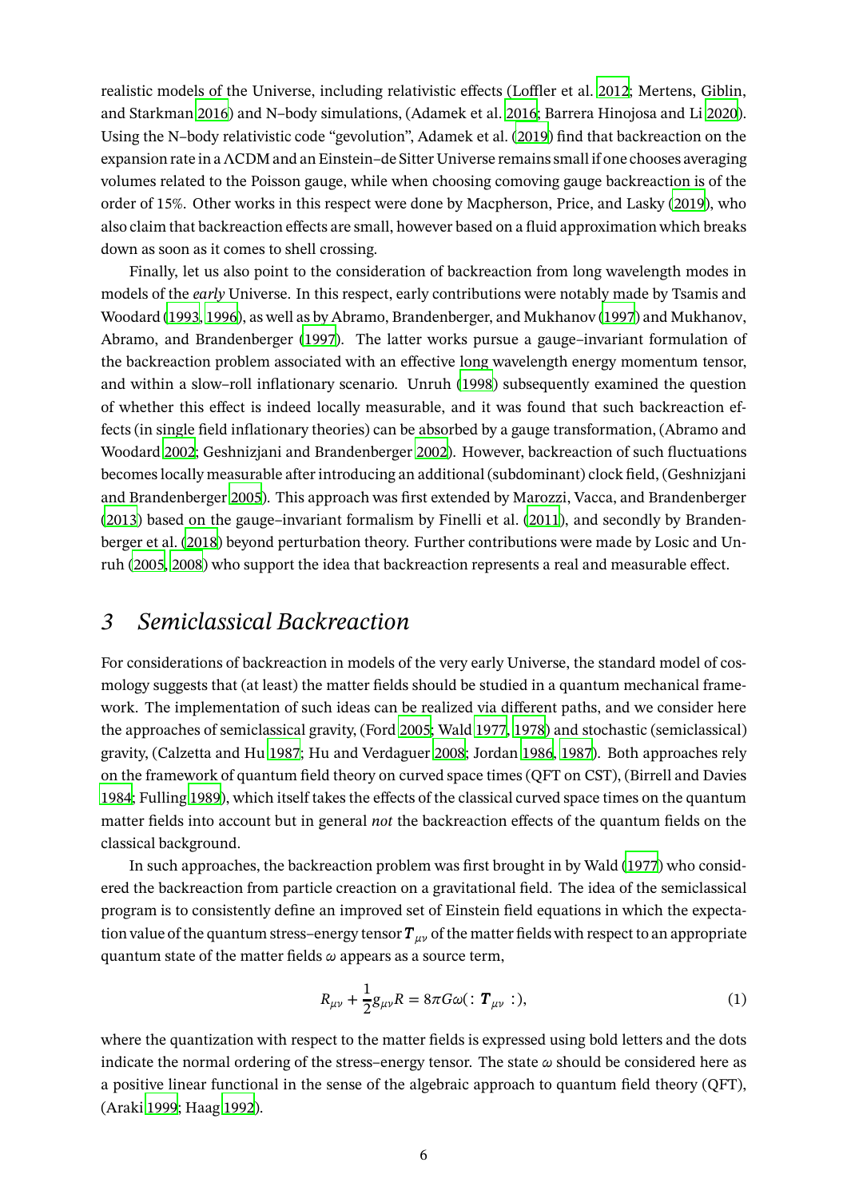realistic models of the Universe, including relativistic effects (Loffler et al. 2012; Mertens, Giblin, and Starkman 2016) and N–body simulations, (Adamek et al. 2016; Barrera Hinojosa and Li 2020). Using the N–body relativistic code "gevolution", Adamek et al. (2019) find that backreaction on the expansion rate in a ΛCDM and an Einstein–de Sitter Universe remains small if one chooses averaging volumes related to the Poisson gauge, while when choosing comoving gauge backreaction is of the order of 15%. Other works in this respect were done by Macpherson, Price, and Lasky (2019), who also claim that backreaction effects are small, however based on a fluid approximation which breaks down as soon as it comes to shell crossing.

Finally, let us also point to the consideration of backreaction from long wavelength modes in models of the *early* Universe. In this respect, early contributions were notably made by Tsamis and Woodard (1993, 1996), as well as by Abramo, Brandenberger, and Mukhanov (1997) and Mukhanov, Abramo, and Brandenberger (1997). The latter works pursue a gauge–invariant formulation of the backreaction problem associated with an effective long wavelength energy momentum tensor, and within a slow–roll inflationary scenario. Unruh (1998) subsequently examined the question of whether this effect is indeed locally measurable, and it was found that such backreaction effects (in single field inflationary theories) can be absorbed by a gauge transformation, (Abramo and Woodard 2002; Geshnizjani and Brandenberger 2002). However, backreaction of such fluctuations becomes locally measurable after introducing an additional (subdominant) clock field, (Geshnizjani and Brandenberger 2005). This approach was first extended by Marozzi, Vacca, and Brandenberger (2013) based on the gauge–invariant formalism by Finelli et al. (2011), and secondly by Brandenberger et al. (2018) beyond perturbation theory. Further contributions were made by Losic and Unruh (2005, 2008) who support the idea that backreaction represents a real and measurable effect.

# 3 *Semiclassical Backreaction*

For considerations of backreaction in models of the very early Universe, the standard model of cosmology suggests that (at least) the matter fields should be studied in a quantum mechanical framework. The implementation of such ideas can be realized via different paths, and we consider here the approaches of semiclassical gravity, (Ford 2005; Wald 1977, 1978) and stochastic (semiclassical) gravity, (Calzetta and Hu 1987; Hu and Verdaguer 2008; Jordan 1986, 1987). Both approaches rely on the framework of quantum field theory on curved space times (QFT on CST), (Birrell and Davies 1984; Fulling 1989), which itself takes the effects of the classical curved space times on the quantum matter fields into account but in general *not* the backreaction effects of the quantum fields on the classical background.

In such approaches, the backreaction problem was first brought in by Wald (1977) who considered the backreaction from particle creation on a gravitational field. The idea of the semiclassical program is to consistently define an improved set of Einstein field equations in which the expectation value of the quantum stress–energy tensor $\boldsymbol{T}_{\mu\nu}$ of the matter fields with respect to an appropriate quantum state of the matter fields $\omega$ appears as a source term,

$$R_{\mu\nu} + \frac{1}{2}g_{\mu\nu}R = 8\pi G\omega(:\boldsymbol{T}_{\mu\nu}:), \tag{1}$$

where the quantization with respect to the matter fields is expressed using bold letters and the dots indicate the normal ordering of the stress–energy tensor. The state $\omega$ should be considered here as a positive linear functional in the sense of the algebraic approach to quantum field theory (QFT), (Araki 1999; Haag 1992).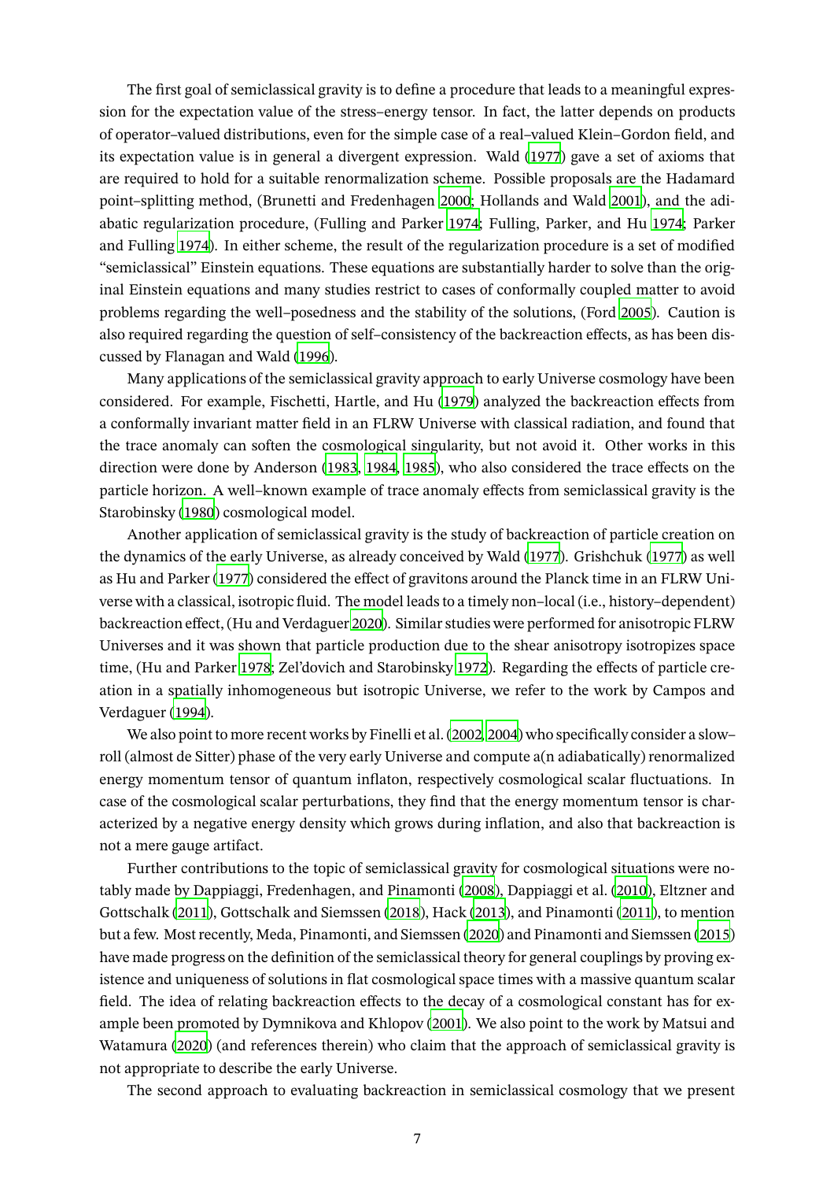The first goal of semiclassical gravity is to define a procedure that leads to a meaningful expression for the expectation value of the stress–energy tensor. In fact, the latter depends on products of operator–valued distributions, even for the simple case of a real–valued Klein–Gordon field, and its expectation value is in general a divergent expression. Wald (1977) gave a set of axioms that are required to hold for a suitable renormalization scheme. Possible proposals are the Hadamard point–splitting method, (Brunetti and Fredenhagen 2000; Hollands and Wald 2001), and the adiabatic regularization procedure, (Fulling and Parker 1974; Fulling, Parker, and Hu 1974; Parker and Fulling 1974). In either scheme, the result of the regularization procedure is a set of modified "semiclassical" Einstein equations. These equations are substantially harder to solve than the original Einstein equations and many studies restrict to cases of conformally coupled matter to avoid problems regarding the well–posedness and the stability of the solutions, (Ford 2005). Caution is also required regarding the question of self–consistency of the backreaction effects, as has been discussed by Flanagan and Wald (1996).

Many applications of the semiclassical gravity approach to early Universe cosmology have been considered. For example, Fischetti, Hartle, and Hu (1979) analyzed the backreaction effects from a conformally invariant matter field in an FLRW Universe with classical radiation, and found that the trace anomaly can soften the cosmological singularity, but not avoid it. Other works in this direction were done by Anderson (1983, 1984, 1985), who also considered the trace effects on the particle horizon. A well–known example of trace anomaly effects from semiclassical gravity is the Starobinsky (1980) cosmological model.

Another application of semiclassical gravity is the study of backreaction of particle creation on the dynamics of the early Universe, as already conceived by Wald (1977). Grishchuk (1977) as well as Hu and Parker (1977) considered the effect of gravitons around the Planck time in an FLRW Universe with a classical, isotropic fluid. The model leads to a timely non–local (i.e., history–dependent) backreaction effect, (Hu and Verdaguer 2020). Similar studies were performed for anisotropic FLRW Universes and it was shown that particle production due to the shear anisotropy isotropizes space time, (Hu and Parker 1978; Zel'dovich and Starobinsky 1972). Regarding the effects of particle creation in a spatially inhomogeneous but isotropic Universe, we refer to the work by Campos and Verdaguer (1994).

We also point to more recent works by Finelli et al. (2002, 2004) who specifically consider a slow–roll (almost de Sitter) phase of the very early Universe and compute a(n adiabatically) renormalized energy momentum tensor of quantum inflaton, respectively cosmological scalar fluctuations. In case of the cosmological scalar perturbations, they find that the energy momentum tensor is characterized by a negative energy density which grows during inflation, and also that backreaction is not a mere gauge artifact.

Further contributions to the topic of semiclassical gravity for cosmological situations were notably made by Dappiaggi, Fredenhagen, and Pinamonti (2008), Dappiaggi et al. (2010), Eltzner and Gottschalk (2011), Gottschalk and Siemssen (2018), Hack (2013), and Pinamonti (2011), to mention but a few. Most recently, Meda, Pinamonti, and Siemssen (2020) and Pinamonti and Siemssen (2015) have made progress on the definition of the semiclassical theory for general couplings by proving existence and uniqueness of solutions in flat cosmological space times with a massive quantum scalar field. The idea of relating backreaction effects to the decay of a cosmological constant has for example been promoted by Dymnikova and Khlopov (2001). We also point to the work by Matsui and Watamura (2020) (and references therein) who claim that the approach of semiclassical gravity is not appropriate to describe the early Universe.

The second approach to evaluating backreaction in semiclassical cosmology that we present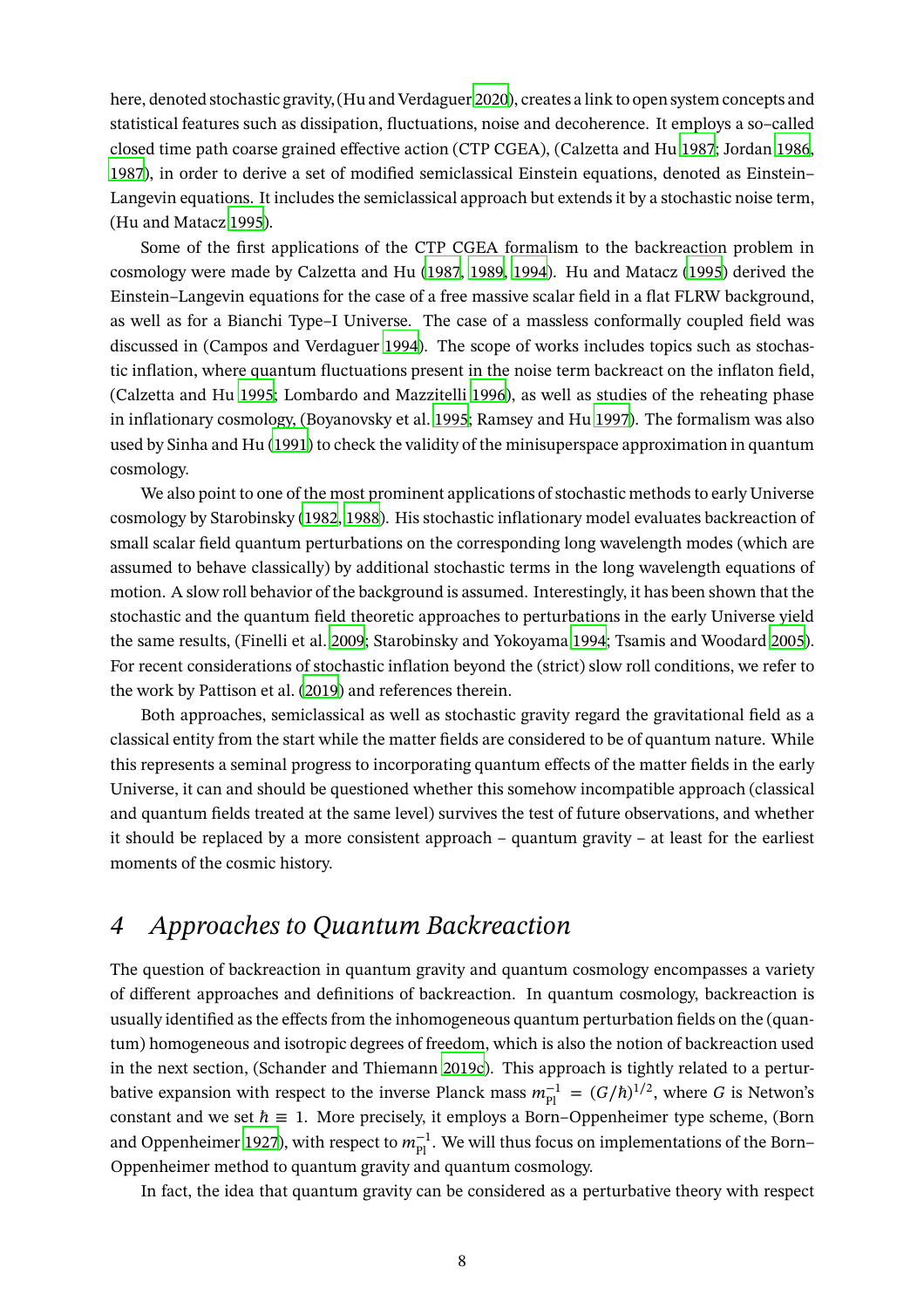here, denoted stochastic gravity, (Hu and Verdaguer 2020), creates a link to open system concepts and statistical features such as dissipation, fluctuations, noise and decoherence. It employs a so–called closed time path coarse grained effective action (CTP CGEA), (Calzetta and Hu 1987; Jordan 1986, 1987), in order to derive a set of modified semiclassical Einstein equations, denoted as Einstein–Langevin equations. It includes the semiclassical approach but extends it by a stochastic noise term, (Hu and Matacz 1995).

Some of the first applications of the CTP CGEA formalism to the backreaction problem in cosmology were made by Calzetta and Hu (1987, 1989, 1994). Hu and Matacz (1995) derived the Einstein–Langevin equations for the case of a free massive scalar field in a flat FLRW background, as well as for a Bianchi Type–I Universe. The case of a massless conformally coupled field was discussed in (Campos and Verdaguer 1994). The scope of works includes topics such as stochastic inflation, where quantum fluctuations present in the noise term backreact on the inflaton field, (Calzetta and Hu 1995; Lombardo and Mazzitelli 1996), as well as studies of the reheating phase in inflationary cosmology, (Boyanovsky et al. 1995; Ramsey and Hu 1997). The formalism was also used by Sinha and Hu (1991) to check the validity of the minisuperspace approximation in quantum cosmology.

We also point to one of the most prominent applications of stochastic methods to early Universe cosmology by Starobinsky (1982, 1988). His stochastic inflationary model evaluates backreaction of small scalar field quantum perturbations on the corresponding long wavelength modes (which are assumed to behave classically) by additional stochastic terms in the long wavelength equations of motion. A slow roll behavior of the background is assumed. Interestingly, it has been shown that the stochastic and the quantum field theoretic approaches to perturbations in the early Universe yield the same results, (Finelli et al. 2009; Starobinsky and Yokoyama 1994; Tsamis and Woodard 2005). For recent considerations of stochastic inflation beyond the (strict) slow roll conditions, we refer to the work by Pattison et al. (2019) and references therein.

Both approaches, semiclassical as well as stochastic gravity regard the gravitational field as a classical entity from the start while the matter fields are considered to be of quantum nature. While this represents a seminal progress to incorporating quantum effects of the matter fields in the early Universe, it can and should be questioned whether this somehow incompatible approach (classical and quantum fields treated at the same level) survives the test of future observations, and whether it should be replaced by a more consistent approach – quantum gravity – at least for the earliest moments of the cosmic history.

# 4 *Approaches to Quantum Backreaction*

The question of backreaction in quantum gravity and quantum cosmology encompasses a variety of different approaches and definitions of backreaction. In quantum cosmology, backreaction is usually identified as the effects from the inhomogeneous quantum perturbation fields on the (quantum) homogeneous and isotropic degrees of freedom, which is also the notion of backreaction used in the next section, (Schander and Thiemann 2019c). This approach is tightly related to a perturbative expansion with respect to the inverse Planck mass $m_{\text{Pl}}^{-1} = (G/\hbar)^{1/2}$, where $G$ is Netwon's constant and we set $\hbar \equiv 1$. More precisely, it employs a Born–Oppenheimer type scheme, (Born and Oppenheimer 1927), with respect to $m_{\text{Pl}}^{-1}$. We will thus focus on implementations of the Born–Oppenheimer method to quantum gravity and quantum cosmology.

In fact, the idea that quantum gravity can be considered as a perturbative theory with respect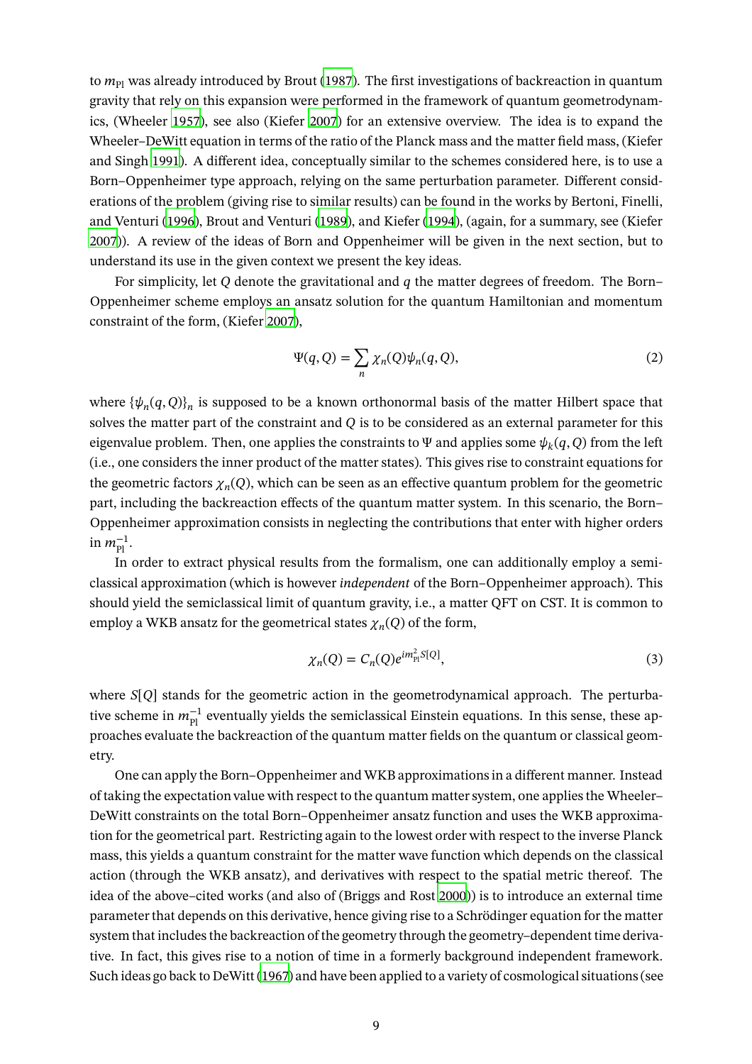to $m_{\rm Pl}$ was already introduced by Brout (1987). The first investigations of backreaction in quantum gravity that rely on this expansion were performed in the framework of quantum geometrodynamics, (Wheeler 1957), see also (Kiefer 2007) for an extensive overview. The idea is to expand the Wheeler–DeWitt equation in terms of the ratio of the Planck mass and the matter field mass, (Kiefer and Singh 1991). A different idea, conceptually similar to the schemes considered here, is to use a Born–Oppenheimer type approach, relying on the same perturbation parameter. Different considerations of the problem (giving rise to similar results) can be found in the works by Bertoni, Finelli, and Venturi (1996), Brout and Venturi (1989), and Kiefer (1994), (again, for a summary, see (Kiefer 2007)). A review of the ideas of Born and Oppenheimer will be given in the next section, but to understand its use in the given context we present the key ideas.

For simplicity, let $Q$ denote the gravitational and $q$ the matter degrees of freedom. The Born–Oppenheimer scheme employs an ansatz solution for the quantum Hamiltonian and momentum constraint of the form, (Kiefer 2007),

$$\Psi(q,Q) = \sum_n \chi_n(Q)\psi_n(q,Q), \tag{2}$$

where $\{\psi_n(q,Q)\}_n$ is supposed to be a known orthonormal basis of the matter Hilbert space that solves the matter part of the constraint and $Q$ is to be considered as an external parameter for this eigenvalue problem. Then, one applies the constraints to $\Psi$ and applies some $\psi_k(q,Q)$ from the left (i.e., one considers the inner product of the matter states). This gives rise to constraint equations for the geometric factors $\chi_n(Q)$, which can be seen as an effective quantum problem for the geometric part, including the backreaction effects of the quantum matter system. In this scenario, the Born–Oppenheimer approximation consists in neglecting the contributions that enter with higher orders in $m_{\rm Pl}^{-1}$.

In order to extract physical results from the formalism, one can additionally employ a semiclassical approximation (which is however *independent* of the Born–Oppenheimer approach). This should yield the semiclassical limit of quantum gravity, i.e., a matter QFT on CST. It is common to employ a WKB ansatz for the geometrical states $\chi_n(Q)$ of the form,

$$\chi_n(Q) = C_n(Q)e^{im_{\rm Pl}^2 S[Q]}, \tag{3}$$

where $S[Q]$ stands for the geometric action in the geometrodynamical approach. The perturbative scheme in $m_{\rm Pl}^{-1}$ eventually yields the semiclassical Einstein equations. In this sense, these approaches evaluate the backreaction of the quantum matter fields on the quantum or classical geometry.

One can apply the Born–Oppenheimer and WKB approximations in a different manner. Instead of taking the expectation value with respect to the quantum matter system, one applies the Wheeler–DeWitt constraints on the total Born–Oppenheimer ansatz function and uses the WKB approximation for the geometrical part. Restricting again to the lowest order with respect to the inverse Planck mass, this yields a quantum constraint for the matter wave function which depends on the classical action (through the WKB ansatz), and derivatives with respect to the spatial metric thereof. The idea of the above–cited works (and also of (Briggs and Rost 2000)) is to introduce an external time parameter that depends on this derivative, hence giving rise to a Schrödinger equation for the matter system that includes the backreaction of the geometry through the geometry–dependent time derivative. In fact, this gives rise to a notion of time in a formerly background independent framework. Such ideas go back to DeWitt (1967) and have been applied to a variety of cosmological situations (see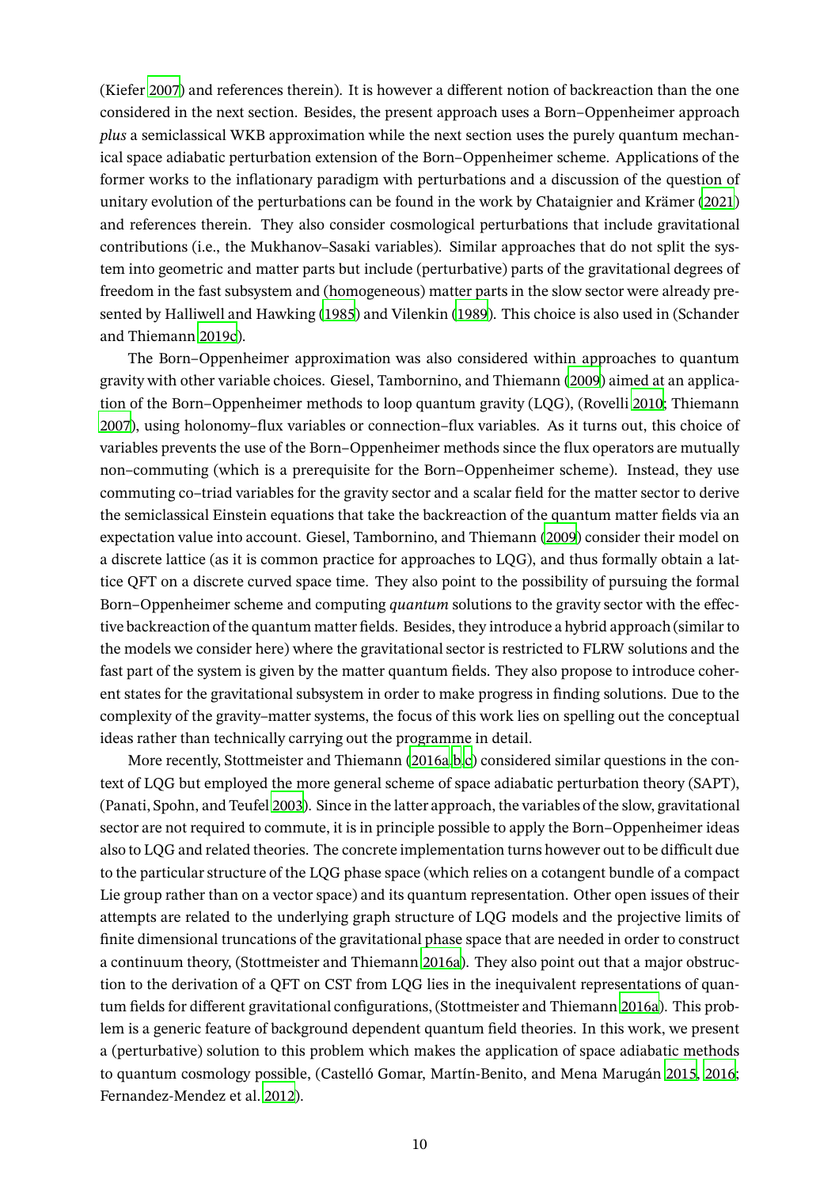(Kiefer 2007) and references therein). It is however a different notion of backreaction than the one considered in the next section. Besides, the present approach uses a Born–Oppenheimer approach *plus* a semiclassical WKB approximation while the next section uses the purely quantum mechanical space adiabatic perturbation extension of the Born–Oppenheimer scheme. Applications of the former works to the inflationary paradigm with perturbations and a discussion of the question of unitary evolution of the perturbations can be found in the work by Chataignier and Krämer (2021) and references therein. They also consider cosmological perturbations that include gravitational contributions (i.e., the Mukhanov–Sasaki variables). Similar approaches that do not split the system into geometric and matter parts but include (perturbative) parts of the gravitational degrees of freedom in the fast subsystem and (homogeneous) matter parts in the slow sector were already presented by Halliwell and Hawking (1985) and Vilenkin (1989). This choice is also used in (Schander and Thiemann 2019c).

The Born–Oppenheimer approximation was also considered within approaches to quantum gravity with other variable choices. Giesel, Tambornino, and Thiemann (2009) aimed at an application of the Born–Oppenheimer methods to loop quantum gravity (LQG), (Rovelli 2010; Thiemann 2007), using holonomy–flux variables or connection–flux variables. As it turns out, this choice of variables prevents the use of the Born–Oppenheimer methods since the flux operators are mutually non–commuting (which is a prerequisite for the Born–Oppenheimer scheme). Instead, they use commuting co–triad variables for the gravity sector and a scalar field for the matter sector to derive the semiclassical Einstein equations that take the backreaction of the quantum matter fields via an expectation value into account. Giesel, Tambornino, and Thiemann (2009) consider their model on a discrete lattice (as it is common practice for approaches to LQG), and thus formally obtain a lattice QFT on a discrete curved space time. They also point to the possibility of pursuing the formal Born–Oppenheimer scheme and computing *quantum* solutions to the gravity sector with the effective backreaction of the quantum matter fields. Besides, they introduce a hybrid approach (similar to the models we consider here) where the gravitational sector is restricted to FLRW solutions and the fast part of the system is given by the matter quantum fields. They also propose to introduce coherent states for the gravitational subsystem in order to make progress in finding solutions. Due to the complexity of the gravity–matter systems, the focus of this work lies on spelling out the conceptual ideas rather than technically carrying out the programme in detail.

More recently, Stottmeister and Thiemann (2016a,b,c) considered similar questions in the context of LQG but employed the more general scheme of space adiabatic perturbation theory (SAPT), (Panati, Spohn, and Teufel 2003). Since in the latter approach, the variables of the slow, gravitational sector are not required to commute, it is in principle possible to apply the Born–Oppenheimer ideas also to LQG and related theories. The concrete implementation turns however out to be difficult due to the particular structure of the LQG phase space (which relies on a cotangent bundle of a compact Lie group rather than on a vector space) and its quantum representation. Other open issues of their attempts are related to the underlying graph structure of LQG models and the projective limits of finite dimensional truncations of the gravitational phase space that are needed in order to construct a continuum theory, (Stottmeister and Thiemann 2016a). They also point out that a major obstruction to the derivation of a QFT on CST from LQG lies in the inequivalent representations of quantum fields for different gravitational configurations, (Stottmeister and Thiemann 2016a). This problem is a generic feature of background dependent quantum field theories. In this work, we present a (perturbative) solution to this problem which makes the application of space adiabatic methods to quantum cosmology possible, (Castelló Gomar, Martín-Benito, and Mena Marugán 2015, 2016; Fernandez-Mendez et al. 2012).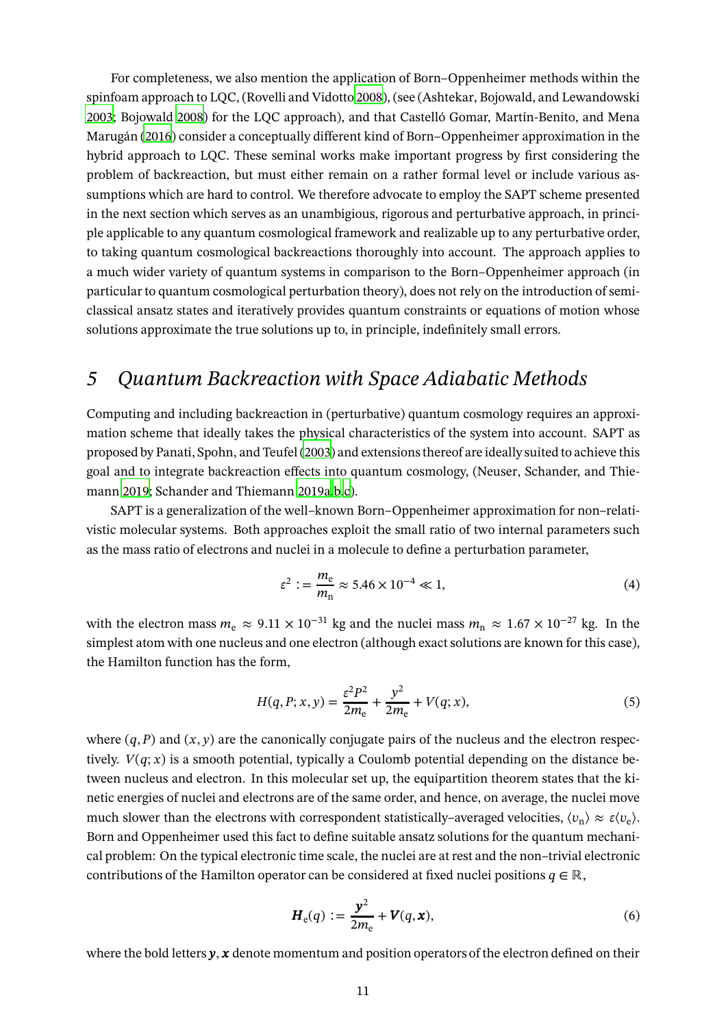For completeness, we also mention the application of Born–Oppenheimer methods within the spinfoam approach to LQC, (Rovelli and Vidotto 2008), (see (Ashtekar, Bojowald, and Lewandowski 2003; Bojowald 2008) for the LQC approach), and that Castelló Gomar, Martín-Benito, and Mena Marugán (2016) consider a conceptually different kind of Born–Oppenheimer approximation in the hybrid approach to LQC. These seminal works make important progress by first considering the problem of backreaction, but must either remain on a rather formal level or include various assumptions which are hard to control. We therefore advocate to employ the SAPT scheme presented in the next section which serves as an unambigious, rigorous and perturbative approach, in principle applicable to any quantum cosmological framework and realizable up to any perturbative order, to taking quantum cosmological backreactions thoroughly into account. The approach applies to a much wider variety of quantum systems in comparison to the Born–Oppenheimer approach (in particular to quantum cosmological perturbation theory), does not rely on the introduction of semi-classical ansatz states and iteratively provides quantum constraints or equations of motion whose solutions approximate the true solutions up to, in principle, indefinitely small errors.

## 5 *Quantum Backreaction with Space Adiabatic Methods*

Computing and including backreaction in (perturbative) quantum cosmology requires an approximation scheme that ideally takes the physical characteristics of the system into account. SAPT as proposed by Panati, Spohn, and Teufel (2003) and extensions thereof are ideally suited to achieve this goal and to integrate backreaction effects into quantum cosmology, (Neuser, Schander, and Thiemann 2019; Schander and Thiemann 2019a,b,c).

SAPT is a generalization of the well–known Born–Oppenheimer approximation for non–relativistic molecular systems. Both approaches exploit the small ratio of two internal parameters such as the mass ratio of electrons and nuclei in a molecule to define a perturbation parameter,

$$\varepsilon^2 := \frac{m_e}{m_n} \approx 5.46 \times 10^{-4} \ll 1, \tag{4}$$

with the electron mass $m_e \approx 9.11 \times 10^{-31}$ kg and the nuclei mass $m_n \approx 1.67 \times 10^{-27}$ kg. In the simplest atom with one nucleus and one electron (although exact solutions are known for this case), the Hamilton function has the form,

$$H(q, P; x, y) = \frac{\varepsilon^2 P^2}{2m_e} + \frac{y^2}{2m_e} + V(q; x), \tag{5}$$

where $(q, P)$ and $(x, y)$ are the canonically conjugate pairs of the nucleus and the electron respectively. $V(q; x)$ is a smooth potential, typically a Coulomb potential depending on the distance between nucleus and electron. In this molecular set up, the equipartition theorem states that the kinetic energies of nuclei and electrons are of the same order, and hence, on average, the nuclei move much slower than the electrons with correspondent statistically–averaged velocities, $\langle v_n \rangle \approx \varepsilon \langle v_e \rangle$. Born and Oppenheimer used this fact to define suitable ansatz solutions for the quantum mechanical problem: On the typical electronic time scale, the nuclei are at rest and the non–trivial electronic contributions of the Hamilton operator can be considered at fixed nuclei positions $q \in \mathbb{R}$,

$$\boldsymbol{H}_e(q) := \frac{\boldsymbol{y}^2}{2m_e} + \boldsymbol{V}(q, \boldsymbol{x}), \tag{6}$$

where the bold letters $\boldsymbol{y}, \boldsymbol{x}$ denote momentum and position operators of the electron defined on their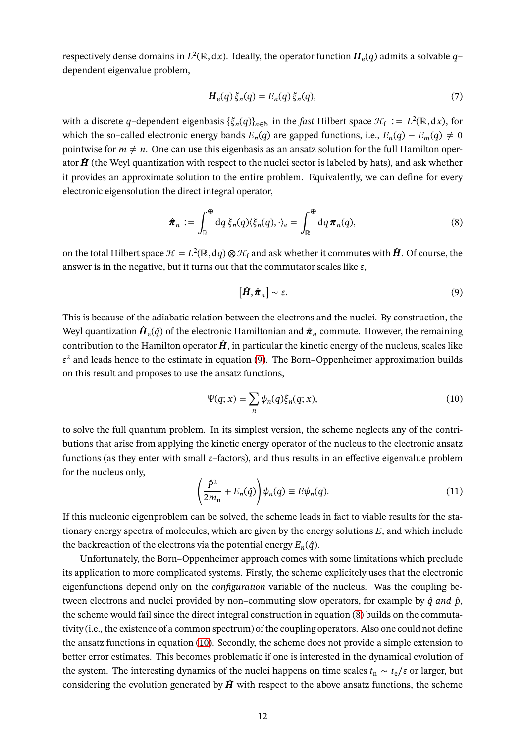respectively dense domains in $L^2(\mathbb{R}, \mathrm{d}x)$. Ideally, the operator function $\boldsymbol{H}_\mathrm{e}(q)$ admits a solvable $q$–dependent eigenvalue problem,

$$\boldsymbol{H}_\mathrm{e}(q)\,\xi_n(q) = E_n(q)\,\xi_n(q), \tag{7}$$

with a discrete $q$–dependent eigenbasis $\{\xi_n(q)\}_{n\in\mathbb{N}}$ in the *fast* Hilbert space $\mathcal{H}_\mathrm{f} := L^2(\mathbb{R}, \mathrm{d}x)$, for which the so–called electronic energy bands $E_n(q)$ are gapped functions, i.e., $E_n(q) - E_m(q) \neq 0$ pointwise for $m \neq n$. One can use this eigenbasis as an ansatz solution for the full Hamilton operator $\hat{\boldsymbol{H}}$ (the Weyl quantization with respect to the nuclei sector is labeled by hats), and ask whether it provides an approximate solution to the entire problem. Equivalently, we can define for every electronic eigensolution the direct integral operator,

$$\hat{\boldsymbol{\pi}}_n := \int_{\mathbb{R}}^{\oplus} \mathrm{d}q\, \xi_n(q)\langle \xi_n(q), \cdot\rangle_\mathrm{e} = \int_{\mathbb{R}}^{\oplus} \mathrm{d}q\, \boldsymbol{\pi}_n(q), \tag{8}$$

on the total Hilbert space $\mathcal{H} = L^2(\mathbb{R}, \mathrm{d}q) \otimes \mathcal{H}_\mathrm{f}$ and ask whether it commutes with $\hat{\boldsymbol{H}}$. Of course, the answer is in the negative, but it turns out that the commutator scales like $\varepsilon$,

$$\left[\hat{\boldsymbol{H}}, \hat{\boldsymbol{\pi}}_n\right] \sim \varepsilon. \tag{9}$$

This is because of the adiabatic relation between the electrons and the nuclei. By construction, the Weyl quantization $\hat{\boldsymbol{H}}_\mathrm{e}(\hat{q})$ of the electronic Hamiltonian and $\hat{\boldsymbol{\pi}}_n$ commute. However, the remaining contribution to the Hamilton operator $\hat{\boldsymbol{H}}$, in particular the kinetic energy of the nucleus, scales like $\varepsilon^2$ and leads hence to the estimate in equation (9). The Born–Oppenheimer approximation builds on this result and proposes to use the ansatz functions,

$$\Psi(q; x) = \sum_n \psi_n(q)\xi_n(q; x), \tag{10}$$

to solve the full quantum problem. In its simplest version, the scheme neglects any of the contributions that arise from applying the kinetic energy operator of the nucleus to the electronic ansatz functions (as they enter with small $\varepsilon$–factors), and thus results in an effective eigenvalue problem for the nucleus only,

$$\left(\frac{\hat{p}^2}{2m_\mathrm{n}} + E_n(\hat{q})\right)\psi_n(q) \equiv E\psi_n(q). \tag{11}$$

If this nucleonic eigenproblem can be solved, the scheme leads in fact to viable results for the stationary energy spectra of molecules, which are given by the energy solutions $E$, and which include the backreaction of the electrons via the potential energy $E_n(\hat{q})$.

Unfortunately, the Born–Oppenheimer approach comes with some limitations which preclude its application to more complicated systems. Firstly, the scheme explicitely uses that the electronic eigenfunctions depend only on the *configuration* variable of the nucleus. Was the coupling between electrons and nuclei provided by non–commuting slow operators, for example by $\hat{q}$ *and* $\hat{p}$, the scheme would fail since the direct integral construction in equation (8) builds on the commutativity (i.e., the existence of a common spectrum) of the coupling operators. Also one could not define the ansatz functions in equation (10). Secondly, the scheme does not provide a simple extension to better error estimates. This becomes problematic if one is interested in the dynamical evolution of the system. The interesting dynamics of the nuclei happens on time scales $t_\mathrm{n} \sim t_\mathrm{e}/\varepsilon$ or larger, but considering the evolution generated by $\hat{\boldsymbol{H}}$ with respect to the above ansatz functions, the scheme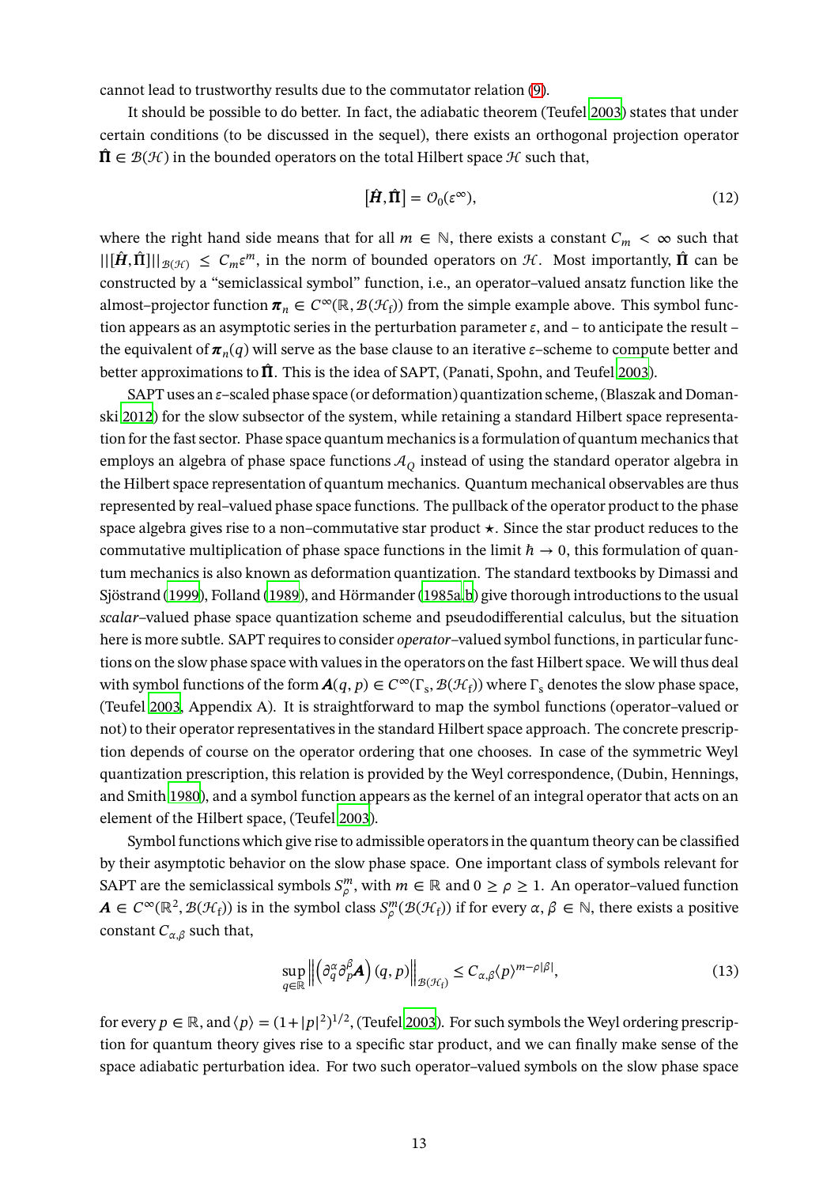cannot lead to trustworthy results due to the commutator relation (9).

It should be possible to do better. In fact, the adiabatic theorem (Teufel 2003) states that under certain conditions (to be discussed in the sequel), there exists an orthogonal projection operator $\hat{\boldsymbol{\Pi}} \in \mathcal{B}(\mathcal{H})$ in the bounded operators on the total Hilbert space $\mathcal{H}$ such that,

$$[\hat{\boldsymbol{H}}, \hat{\boldsymbol{\Pi}}] = \mathcal{O}_0(\varepsilon^\infty), \tag{12}$$

where the right hand side means that for all $m \in \mathbb{N}$, there exists a constant $C_m < \infty$ such that $||[\hat{\boldsymbol{H}}, \hat{\boldsymbol{\Pi}}]||_{\mathcal{B}(\mathcal{H})} \leq C_m \varepsilon^m$, in the norm of bounded operators on $\mathcal{H}$. Most importantly, $\hat{\boldsymbol{\Pi}}$ can be constructed by a "semiclassical symbol" function, i.e., an operator–valued ansatz function like the almost–projector function $\boldsymbol{\pi}_n \in C^\infty(\mathbb{R}, \mathcal{B}(\mathcal{H}_\mathrm{f}))$ from the simple example above. This symbol function appears as an asymptotic series in the perturbation parameter $\varepsilon$, and – to anticipate the result – the equivalent of $\boldsymbol{\pi}_n(q)$ will serve as the base clause to an iterative $\varepsilon$–scheme to compute better and better approximations to $\hat{\boldsymbol{\Pi}}$. This is the idea of SAPT, (Panati, Spohn, and Teufel 2003).

SAPT uses an $\varepsilon$–scaled phase space (or deformation) quantization scheme, (Blaszak and Domanski 2012) for the slow subsector of the system, while retaining a standard Hilbert space representation for the fast sector. Phase space quantum mechanics is a formulation of quantum mechanics that employs an algebra of phase space functions $\mathcal{A}_Q$ instead of using the standard operator algebra in the Hilbert space representation of quantum mechanics. Quantum mechanical observables are thus represented by real–valued phase space functions. The pullback of the operator product to the phase space algebra gives rise to a non–commutative star product $\star$. Since the star product reduces to the commutative multiplication of phase space functions in the limit $\hbar \to 0$, this formulation of quantum mechanics is also known as deformation quantization. The standard textbooks by Dimassi and Sjöstrand (1999), Folland (1989), and Hörmander (1985a,b) give thorough introductions to the usual *scalar*–valued phase space quantization scheme and pseudodifferential calculus, but the situation here is more subtle. SAPT requires to consider *operator*–valued symbol functions, in particular functions on the slow phase space with values in the operators on the fast Hilbert space. We will thus deal with symbol functions of the form $\boldsymbol{A}(q,p) \in C^\infty(\Gamma_\mathrm{s}, \mathcal{B}(\mathcal{H}_\mathrm{f}))$ where $\Gamma_\mathrm{s}$ denotes the slow phase space, (Teufel 2003, Appendix A). It is straightforward to map the symbol functions (operator–valued or not) to their operator representatives in the standard Hilbert space approach. The concrete prescription depends of course on the operator ordering that one chooses. In case of the symmetric Weyl quantization prescription, this relation is provided by the Weyl correspondence, (Dubin, Hennings, and Smith 1980), and a symbol function appears as the kernel of an integral operator that acts on an element of the Hilbert space, (Teufel 2003).

Symbol functions which give rise to admissible operators in the quantum theory can be classified by their asymptotic behavior on the slow phase space. One important class of symbols relevant for SAPT are the semiclassical symbols $S^m_\rho$, with $m \in \mathbb{R}$ and $0 \geq \rho \geq 1$. An operator–valued function $\boldsymbol{A} \in C^\infty(\mathbb{R}^2, \mathcal{B}(\mathcal{H}_\mathrm{f}))$ is in the symbol class $S^m_\rho(\mathcal{B}(\mathcal{H}_\mathrm{f}))$ if for every $\alpha, \beta \in \mathbb{N}$, there exists a positive constant $C_{\alpha,\beta}$ such that,

$$\sup_{q \in \mathbb{R}} \left\| \left(\partial_q^\alpha \partial_p^\beta \boldsymbol{A}\right)(q,p) \right\|_{\mathcal{B}(\mathcal{H}_\mathrm{f})} \leq C_{\alpha,\beta} \langle p \rangle^{m-\rho|\beta|}, \tag{13}$$

for every $p \in \mathbb{R}$, and $\langle p \rangle = (1+|p|^2)^{1/2}$, (Teufel 2003). For such symbols the Weyl ordering prescription for quantum theory gives rise to a specific star product, and we can finally make sense of the space adiabatic perturbation idea. For two such operator–valued symbols on the slow phase space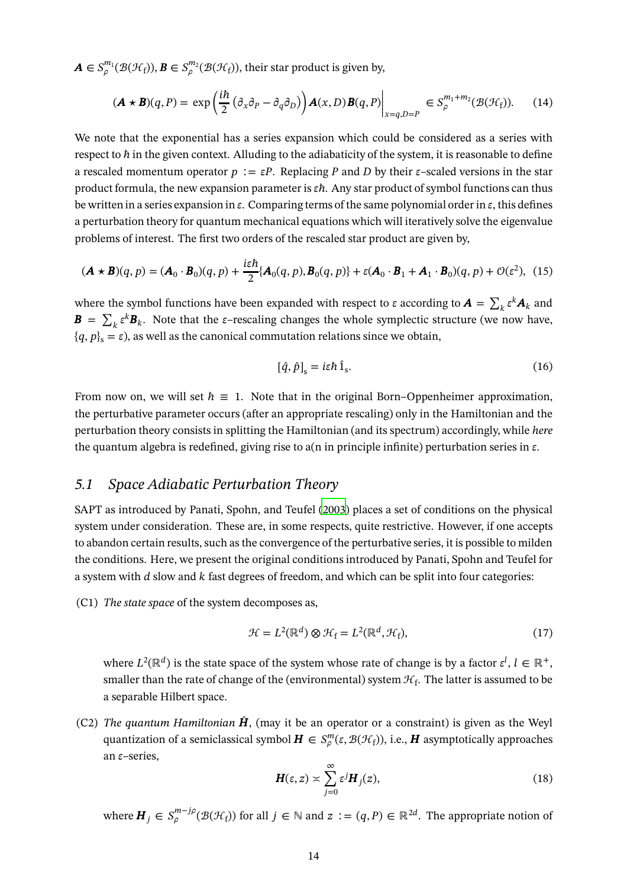$\boldsymbol{A} \in S^{m_1}_\rho(\mathcal{B}(\mathcal{H}_\mathrm{f})), \boldsymbol{B} \in S^{m_2}_\rho(\mathcal{B}(\mathcal{H}_\mathrm{f}))$, their star product is given by,

$$
(\boldsymbol{A} \star \boldsymbol{B})(q,P) = \exp\left(\frac{i\hbar}{2}\left(\partial_x\partial_P - \partial_q\partial_D\right)\right)\boldsymbol{A}(x,D)\boldsymbol{B}(q,P)\Big|_{x=q,D=P} \in S^{m_1+m_2}_\rho(\mathcal{B}(\mathcal{H}_\mathrm{f})). \tag{14}
$$

We note that the exponential has a series expansion which could be considered as a series with respect to $\hbar$ in the given context. Alluding to the adiabaticity of the system, it is reasonable to define a rescaled momentum operator $p := \varepsilon P$. Replacing $P$ and $D$ by their $\varepsilon$–scaled versions in the star product formula, the new expansion parameter is $\varepsilon\hbar$. Any star product of symbol functions can thus be written in a series expansion in $\varepsilon$. Comparing terms of the same polynomial order in $\varepsilon$, this defines a perturbation theory for quantum mechanical equations which will iteratively solve the eigenvalue problems of interest. The first two orders of the rescaled star product are given by,

$$
(\boldsymbol{A} \star \boldsymbol{B})(q,p) = (\boldsymbol{A}_0 \cdot \boldsymbol{B}_0)(q,p) + \frac{i\varepsilon\hbar}{2}\{\boldsymbol{A}_0(q,p), \boldsymbol{B}_0(q,p)\} + \varepsilon(\boldsymbol{A}_0 \cdot \boldsymbol{B}_1 + \boldsymbol{A}_1 \cdot \boldsymbol{B}_0)(q,p) + \mathcal{O}(\varepsilon^2), \tag{15}
$$

where the symbol functions have been expanded with respect to $\varepsilon$ according to $\boldsymbol{A} = \sum_k \varepsilon^k \boldsymbol{A}_k$ and $\boldsymbol{B} = \sum_k \varepsilon^k \boldsymbol{B}_k$. Note that the $\varepsilon$–rescaling changes the whole symplectic structure (we now have, $\{q,p\}_\mathrm{s} = \varepsilon$), as well as the canonical commutation relations since we obtain,

$$
[\hat{q}, \hat{p}]_\mathrm{s} = i\varepsilon\hbar\, \hat{1}_\mathrm{s}. \tag{16}
$$

From now on, we will set $\hbar \equiv 1$. Note that in the original Born–Oppenheimer approximation, the perturbative parameter occurs (after an appropriate rescaling) only in the Hamiltonian and the perturbation theory consists in splitting the Hamiltonian (and its spectrum) accordingly, while *here* the quantum algebra is redefined, giving rise to a(n in principle infinite) perturbation series in $\varepsilon$.

## 5.1 Space Adiabatic Perturbation Theory

SAPT as introduced by Panati, Spohn, and Teufel (2003) places a set of conditions on the physical system under consideration. These are, in some respects, quite restrictive. However, if one accepts to abandon certain results, such as the convergence of the perturbative series, it is possible to milden the conditions. Here, we present the original conditions introduced by Panati, Spohn and Teufel for a system with $d$ slow and $k$ fast degrees of freedom, and which can be split into four categories:

(C1) *The state space* of the system decomposes as,

$$
\mathcal{H} = L^2(\mathbb{R}^d) \otimes \mathcal{H}_\mathrm{f} = L^2(\mathbb{R}^d, \mathcal{H}_\mathrm{f}), \tag{17}
$$

where $L^2(\mathbb{R}^d)$ is the state space of the system whose rate of change is by a factor $\varepsilon^l$, $l \in \mathbb{R}^+$, smaller than the rate of change of the (environmental) system $\mathcal{H}_\mathrm{f}$. The latter is assumed to be a separable Hilbert space.

(C2) *The quantum Hamiltonian* $\hat{\boldsymbol{H}}$, (may it be an operator or a constraint) is given as the Weyl quantization of a semiclassical symbol $\boldsymbol{H} \in S^m_\rho(\varepsilon, \mathcal{B}(\mathcal{H}_\mathrm{f}))$, i.e., $\boldsymbol{H}$ asymptotically approaches an $\varepsilon$–series,

$$
\boldsymbol{H}(\varepsilon, z) \asymp \sum_{j=0}^{\infty} \varepsilon^j \boldsymbol{H}_j(z), \tag{18}
$$

where $\boldsymbol{H}_j \in S^{m-j\rho}_\rho(\mathcal{B}(\mathcal{H}_\mathrm{f}))$ for all $j \in \mathbb{N}$ and $z := (q,P) \in \mathbb{R}^{2d}$. The appropriate notion of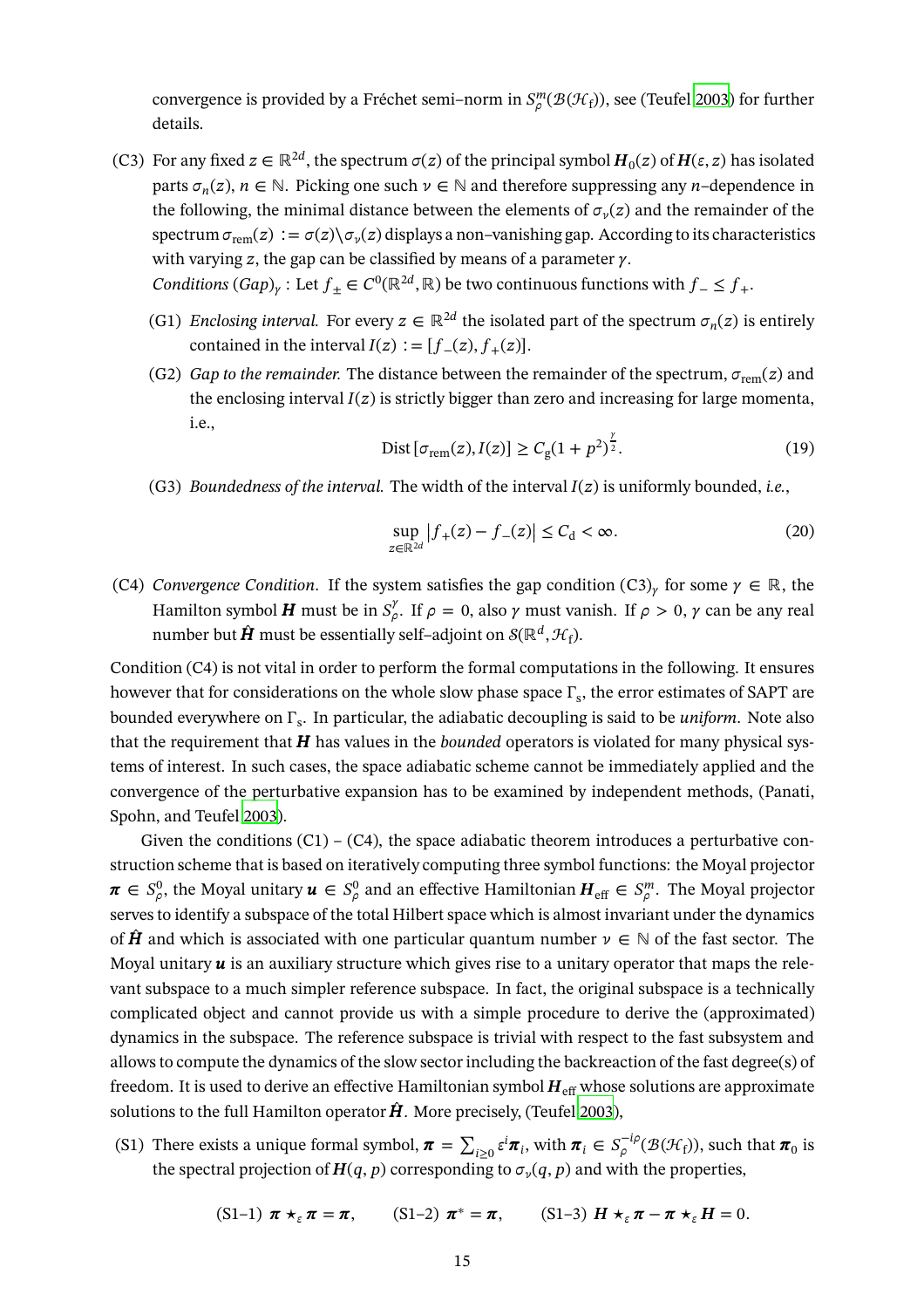convergence is provided by a Fréchet semi–norm in $S^m_\rho(\mathcal{B}(\mathcal{H}_\mathrm{f}))$, see (Teufel 2003) for further details.

(C3) For any fixed $z \in \mathbb{R}^{2d}$, the spectrum $\sigma(z)$ of the principal symbol $\boldsymbol{H}_0(z)$ of $\boldsymbol{H}(\varepsilon, z)$ has isolated parts $\sigma_n(z)$, $n \in \mathbb{N}$. Picking one such $\nu \in \mathbb{N}$ and therefore suppressing any $n$–dependence in the following, the minimal distance between the elements of $\sigma_\nu(z)$ and the remainder of the spectrum $\sigma_{\mathrm{rem}}(z) := \sigma(z)\backslash\sigma_\nu(z)$ displays a non–vanishing gap. According to its characteristics with varying $z$, the gap can be classified by means of a parameter $\gamma$.

*Conditions (Gap)$_\gamma$* : Let $f_\pm \in C^0(\mathbb{R}^{2d}, \mathbb{R})$ be two continuous functions with $f_- \le f_+$.

- (G1) *Enclosing interval.* For every $z \in \mathbb{R}^{2d}$ the isolated part of the spectrum $\sigma_n(z)$ is entirely contained in the interval $I(z) := [f_-(z), f_+(z)]$.
- (G2) *Gap to the remainder.* The distance between the remainder of the spectrum, $\sigma_{\mathrm{rem}}(z)$ and the enclosing interval $I(z)$ is strictly bigger than zero and increasing for large momenta, i.e.,

$$\mathrm{Dist}\left[\sigma_{\mathrm{rem}}(z), I(z)\right] \ge C_\mathrm{g}(1 + p^2)^{\frac{\gamma}{2}}. \tag{19}$$

- (G3) *Boundedness of the interval.* The width of the interval $I(z)$ is uniformly bounded, *i.e.*,

$$\sup_{z\in\mathbb{R}^{2d}} \left|f_+(z) - f_-(z)\right| \le C_\mathrm{d} < \infty. \tag{20}$$

(C4) *Convergence Condition.* If the system satisfies the gap condition (C3)$_\gamma$ for some $\gamma \in \mathbb{R}$, the Hamilton symbol $\boldsymbol{H}$ must be in $S^\gamma_\rho$. If $\rho = 0$, also $\gamma$ must vanish. If $\rho > 0$, $\gamma$ can be any real number but $\hat{\boldsymbol{H}}$ must be essentially self–adjoint on $\mathcal{S}(\mathbb{R}^d, \mathcal{H}_\mathrm{f})$.

Condition (C4) is not vital in order to perform the formal computations in the following. It ensures however that for considerations on the whole slow phase space $\Gamma_\mathrm{s}$, the error estimates of SAPT are bounded everywhere on $\Gamma_\mathrm{s}$. In particular, the adiabatic decoupling is said to be *uniform*. Note also that the requirement that $\boldsymbol{H}$ has values in the *bounded* operators is violated for many physical systems of interest. In such cases, the space adiabatic scheme cannot be immediately applied and the convergence of the perturbative expansion has to be examined by independent methods, (Panati, Spohn, and Teufel 2003).

Given the conditions (C1) – (C4), the space adiabatic theorem introduces a perturbative construction scheme that is based on iteratively computing three symbol functions: the Moyal projector $\boldsymbol{\pi} \in S^0_\rho$, the Moyal unitary $\boldsymbol{u} \in S^0_\rho$ and an effective Hamiltonian $\boldsymbol{H}_{\mathrm{eff}} \in S^m_\rho$. The Moyal projector serves to identify a subspace of the total Hilbert space which is almost invariant under the dynamics of $\hat{\boldsymbol{H}}$ and which is associated with one particular quantum number $\nu \in \mathbb{N}$ of the fast sector. The Moyal unitary $\boldsymbol{u}$ is an auxiliary structure which gives rise to a unitary operator that maps the relevant subspace to a much simpler reference subspace. In fact, the original subspace is a technically complicated object and cannot provide us with a simple procedure to derive the (approximated) dynamics in the subspace. The reference subspace is trivial with respect to the fast subsystem and allows to compute the dynamics of the slow sector including the backreaction of the fast degree(s) of freedom. It is used to derive an effective Hamiltonian symbol $\boldsymbol{H}_{\mathrm{eff}}$ whose solutions are approximate solutions to the full Hamilton operator $\hat{\boldsymbol{H}}$. More precisely, (Teufel 2003),

(S1) There exists a unique formal symbol, $\boldsymbol{\pi} = \sum_{i\ge0} \varepsilon^i \boldsymbol{\pi}_i$, with $\boldsymbol{\pi}_i \in S^{-i\rho}_\rho(\mathcal{B}(\mathcal{H}_\mathrm{f}))$, such that $\boldsymbol{\pi}_0$ is the spectral projection of $\boldsymbol{H}(q, p)$ corresponding to $\sigma_\nu(q, p)$ and with the properties,

$$\text{(S1–1)}\ \boldsymbol{\pi} \star_\varepsilon \boldsymbol{\pi} = \boldsymbol{\pi}, \qquad \text{(S1–2)}\ \boldsymbol{\pi}^* = \boldsymbol{\pi}, \qquad \text{(S1–3)}\ \boldsymbol{H} \star_\varepsilon \boldsymbol{\pi} - \boldsymbol{\pi} \star_\varepsilon \boldsymbol{H} = 0.$$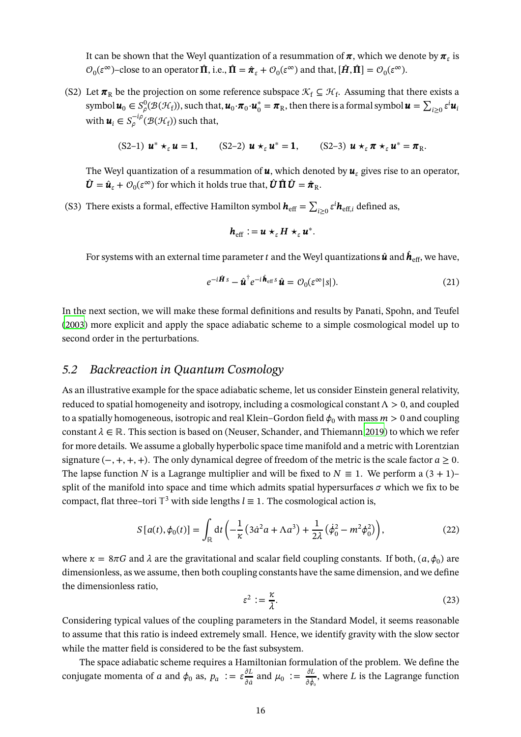It can be shown that the Weyl quantization of a resummation of $\boldsymbol{\pi}$, which we denote by $\boldsymbol{\pi}_\varepsilon$ is $\mathcal{O}_0(\varepsilon^\infty)$–close to an operator $\hat{\boldsymbol{\Pi}}$, i.e., $\hat{\boldsymbol{\Pi}} = \hat{\boldsymbol{\pi}}_\varepsilon + \mathcal{O}_0(\varepsilon^\infty)$ and that, $[\hat{\boldsymbol{H}}, \hat{\boldsymbol{\Pi}}] = \mathcal{O}_0(\varepsilon^\infty)$.

(S2) Let $\boldsymbol{\pi}_\mathrm{R}$ be the projection on some reference subspace $\mathcal{K}_\mathrm{f} \subseteq \mathcal{H}_\mathrm{f}$. Assuming that there exists a symbol $\boldsymbol{u}_0 \in S^0_\rho(\mathcal{B}(\mathcal{H}_\mathrm{f}))$, such that, $\boldsymbol{u}_0 \cdot \boldsymbol{\pi}_0 \cdot \boldsymbol{u}_0^* = \boldsymbol{\pi}_\mathrm{R}$, then there is a formal symbol $\boldsymbol{u} = \sum_{i\geq 0} \varepsilon^i \boldsymbol{u}_i$ with $\boldsymbol{u}_i \in S^{-i\rho}_\rho(\mathcal{B}(\mathcal{H}_\mathrm{f}))$ such that,

$$\text{(S2–1)}\;\; \boldsymbol{u}^* \star_\varepsilon \boldsymbol{u} = \mathbf{1}, \qquad \text{(S2–2)}\;\; \boldsymbol{u} \star_\varepsilon \boldsymbol{u}^* = \mathbf{1}, \qquad \text{(S2–3)}\;\; \boldsymbol{u} \star_\varepsilon \boldsymbol{\pi} \star_\varepsilon \boldsymbol{u}^* = \boldsymbol{\pi}_\mathrm{R}.$$

The Weyl quantization of a resummation of $\boldsymbol{u}$, which denoted by $\boldsymbol{u}_\varepsilon$ gives rise to an operator, $\hat{\boldsymbol{U}} = \hat{\boldsymbol{u}}_\varepsilon + \mathcal{O}_0(\varepsilon^\infty)$ for which it holds true that, $\hat{\boldsymbol{U}}\, \hat{\boldsymbol{\Pi}}\, \hat{\boldsymbol{U}} = \hat{\boldsymbol{\pi}}_\mathrm{R}$.

(S3) There exists a formal, effective Hamilton symbol $\boldsymbol{h}_\mathrm{eff} = \sum_{i\geq 0} \varepsilon^i \boldsymbol{h}_{\mathrm{eff},i}$ defined as,

$$\boldsymbol{h}_\mathrm{eff} := \boldsymbol{u} \star_\varepsilon \boldsymbol{H} \star_\varepsilon \boldsymbol{u}^*.$$

For systems with an external time parameter $t$ and the Weyl quantizations $\hat{\boldsymbol{u}}$ and $\hat{\boldsymbol{h}}_\mathrm{eff}$, we have,

$$e^{-i\hat{\boldsymbol{H}}\, s} - \hat{\boldsymbol{u}}^\dagger e^{-i\hat{\boldsymbol{h}}_\mathrm{eff}\, s}\, \hat{\boldsymbol{u}} = \mathcal{O}_0(\varepsilon^\infty |s|). \tag{21}$$

In the next section, we will make these formal definitions and results by Panati, Spohn, and Teufel (2003) more explicit and apply the space adiabatic scheme to a simple cosmological model up to second order in the perturbations.

## 5.2 *Backreaction in Quantum Cosmology*

As an illustrative example for the space adiabatic scheme, let us consider Einstein general relativity, reduced to spatial homogeneity and isotropy, including a cosmological constant $\Lambda > 0$, and coupled to a spatially homogeneous, isotropic and real Klein–Gordon field $\phi_0$ with mass $m > 0$ and coupling constant $\lambda \in \mathbb{R}$. This section is based on (Neuser, Schander, and Thiemann 2019) to which we refer for more details. We assume a globally hyperbolic space time manifold and a metric with Lorentzian signature $(-,+,+,+)$. The only dynamical degree of freedom of the metric is the scale factor $a \geq 0$. The lapse function $N$ is a Lagrange multiplier and will be fixed to $N \equiv 1$. We perform a $(3+1)$–split of the manifold into space and time which admits spatial hypersurfaces $\sigma$ which we fix to be compact, flat three–tori $\mathbb{T}^3$ with side lengths $l \equiv 1$. The cosmological action is,

$$S[a(t), \phi_0(t)] = \int_\mathbb{R} \mathrm{d}t \left( -\frac{1}{\kappa}\left(3\dot{a}^2 a + \Lambda a^3\right) + \frac{1}{2\lambda}\left(\dot{\phi}_0^2 - m^2 \phi_0^2\right) \right), \tag{22}$$

where $\kappa = 8\pi G$ and $\lambda$ are the gravitational and scalar field coupling constants. If both, $(a, \phi_0)$ are dimensionless, as we assume, then both coupling constants have the same dimension, and we define the dimensionless ratio,

$$\varepsilon^2 := \frac{\kappa}{\lambda}. \tag{23}$$

Considering typical values of the coupling parameters in the Standard Model, it seems reasonable to assume that this ratio is indeed extremely small. Hence, we identify gravity with the slow sector while the matter field is considered to be the fast subsystem.

The space adiabatic scheme requires a Hamiltonian formulation of the problem. We define the conjugate momenta of $a$ and $\phi_0$ as, $p_a := \varepsilon \frac{\partial L}{\partial \dot{a}}$ and $\mu_0 := \frac{\partial L}{\partial \dot{\phi}_0}$, where $L$ is the Lagrange function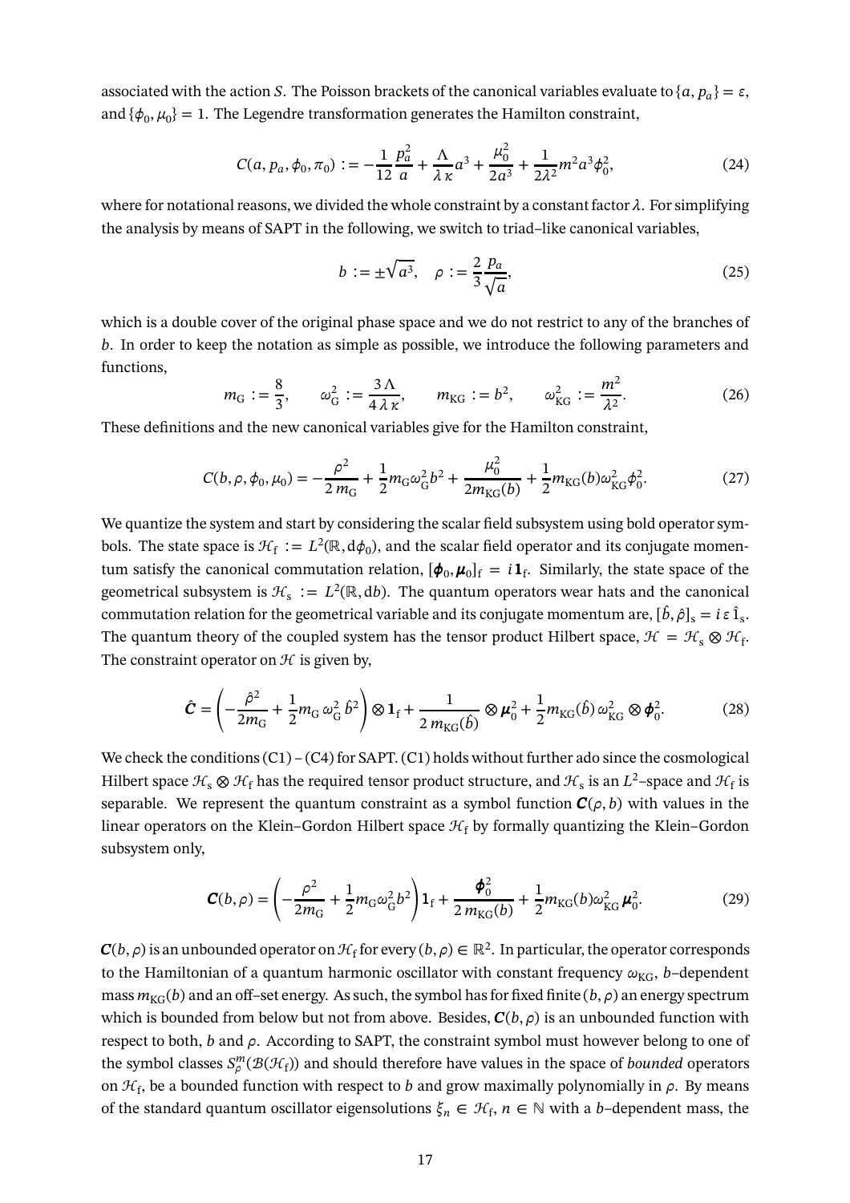associated with the action $S$. The Poisson brackets of the canonical variables evaluate to $\{a, p_a\} = \varepsilon$, and $\{\phi_0, \mu_0\} = 1$. The Legendre transformation generates the Hamilton constraint,

$$C(a, p_a, \phi_0, \pi_0) := -\frac{1}{12}\frac{p_a^2}{a} + \frac{\Lambda}{\lambda\,\kappa}a^3 + \frac{\mu_0^2}{2a^3} + \frac{1}{2\lambda^2}m^2a^3\phi_0^2, \tag{24}$$

where for notational reasons, we divided the whole constraint by a constant factor $\lambda$. For simplifying the analysis by means of SAPT in the following, we switch to triad–like canonical variables,

$$b := \pm\sqrt{a^3}, \quad \rho := \frac{2}{3}\frac{p_a}{\sqrt{a}}, \tag{25}$$

which is a double cover of the original phase space and we do not restrict to any of the branches of $b$. In order to keep the notation as simple as possible, we introduce the following parameters and functions,

$$m_{\mathrm{G}} := \frac{8}{3}, \qquad \omega_{\mathrm{G}}^2 := \frac{3\,\Lambda}{4\,\lambda\,\kappa}, \qquad m_{\mathrm{KG}} := b^2, \qquad \omega_{\mathrm{KG}}^2 := \frac{m^2}{\lambda^2}. \tag{26}$$

These definitions and the new canonical variables give for the Hamilton constraint,

$$C(b, \rho, \phi_0, \mu_0) = -\frac{\rho^2}{2\,m_{\mathrm{G}}} + \frac{1}{2}m_{\mathrm{G}}\omega_{\mathrm{G}}^2 b^2 + \frac{\mu_0^2}{2m_{\mathrm{KG}}(b)} + \frac{1}{2}m_{\mathrm{KG}}(b)\omega_{\mathrm{KG}}^2\phi_0^2. \tag{27}$$

We quantize the system and start by considering the scalar field subsystem using bold operator symbols. The state space is $\mathcal{H}_{\mathrm{f}} := L^2(\mathbb{R}, \mathrm{d}\phi_0)$, and the scalar field operator and its conjugate momentum satisfy the canonical commutation relation, $[\boldsymbol{\phi}_0, \boldsymbol{\mu}_0]_{\mathrm{f}} = i\,\mathbf{1}_{\mathrm{f}}$. Similarly, the state space of the geometrical subsystem is $\mathcal{H}_{\mathrm{s}} := L^2(\mathbb{R}, \mathrm{d}b)$. The quantum operators wear hats and the canonical commutation relation for the geometrical variable and its conjugate momentum are, $[\hat{b}, \hat{\rho}]_{\mathrm{s}} = i\,\varepsilon\,\hat{1}_{\mathrm{s}}$. The quantum theory of the coupled system has the tensor product Hilbert space, $\mathcal{H} = \mathcal{H}_{\mathrm{s}} \otimes \mathcal{H}_{\mathrm{f}}$. The constraint operator on $\mathcal{H}$ is given by,

$$\hat{\boldsymbol{C}} = \left(-\frac{\hat{\rho}^2}{2m_{\mathrm{G}}} + \frac{1}{2}m_{\mathrm{G}}\,\omega_{\mathrm{G}}^2\,\hat{b}^2\right) \otimes \mathbf{1}_{\mathrm{f}} + \frac{1}{2\,m_{\mathrm{KG}}(\hat{b})} \otimes \boldsymbol{\mu}_0^2 + \frac{1}{2}m_{\mathrm{KG}}(\hat{b})\,\omega_{\mathrm{KG}}^2 \otimes \boldsymbol{\phi}_0^2. \tag{28}$$

We check the conditions (C1) – (C4) for SAPT. (C1) holds without further ado since the cosmological Hilbert space $\mathcal{H}_{\mathrm{s}} \otimes \mathcal{H}_{\mathrm{f}}$ has the required tensor product structure, and $\mathcal{H}_{\mathrm{s}}$ is an $L^2$–space and $\mathcal{H}_{\mathrm{f}}$ is separable. We represent the quantum constraint as a symbol function $\boldsymbol{C}(\rho, b)$ with values in the linear operators on the Klein–Gordon Hilbert space $\mathcal{H}_{\mathrm{f}}$ by formally quantizing the Klein–Gordon subsystem only,

$$\boldsymbol{C}(b, \rho) = \left(-\frac{\rho^2}{2m_{\mathrm{G}}} + \frac{1}{2}m_{\mathrm{G}}\omega_{\mathrm{G}}^2 b^2\right)\mathbf{1}_{\mathrm{f}} + \frac{\boldsymbol{\phi}_0^2}{2\,m_{\mathrm{KG}}(b)} + \frac{1}{2}m_{\mathrm{KG}}(b)\omega_{\mathrm{KG}}^2\,\boldsymbol{\mu}_0^2. \tag{29}$$

$\boldsymbol{C}(b, \rho)$ is an unbounded operator on $\mathcal{H}_{\mathrm{f}}$ for every $(b, \rho) \in \mathbb{R}^2$. In particular, the operator corresponds to the Hamiltonian of a quantum harmonic oscillator with constant frequency $\omega_{\mathrm{KG}}$, $b$–dependent mass $m_{\mathrm{KG}}(b)$ and an off–set energy. As such, the symbol has for fixed finite $(b, \rho)$ an energy spectrum which is bounded from below but not from above. Besides, $\boldsymbol{C}(b, \rho)$ is an unbounded function with respect to both, $b$ and $\rho$. According to SAPT, the constraint symbol must however belong to one of the symbol classes $S_\rho^m(\mathcal{B}(\mathcal{H}_{\mathrm{f}}))$ and should therefore have values in the space of *bounded* operators on $\mathcal{H}_{\mathrm{f}}$, be a bounded function with respect to $b$ and grow maximally polynomially in $\rho$. By means of the standard quantum oscillator eigensolutions $\xi_n \in \mathcal{H}_{\mathrm{f}}$, $n \in \mathbb{N}$ with a $b$–dependent mass, the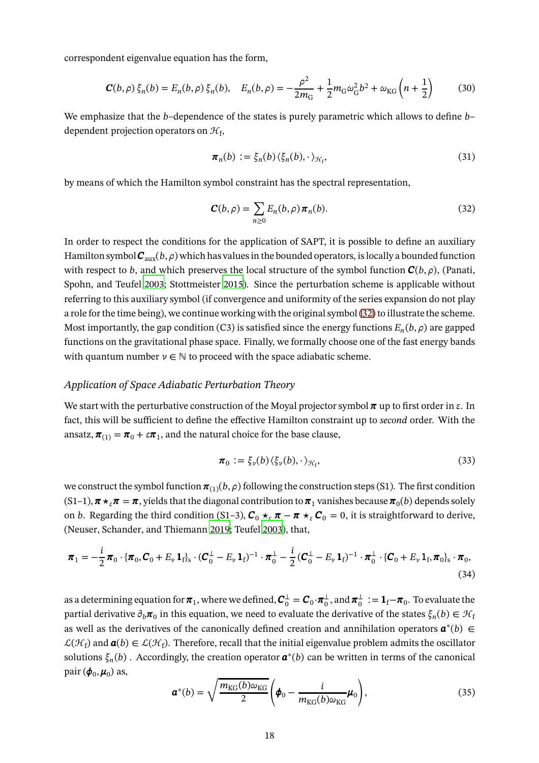correspondent eigenvalue equation has the form,

$$\boldsymbol{C}(b,\rho)\,\xi_n(b) = E_n(b,\rho)\,\xi_n(b), \quad E_n(b,\rho) = -\frac{\rho^2}{2m_{\mathrm{G}}} + \frac{1}{2}m_{\mathrm{G}}\omega_{\mathrm{G}}^2 b^2 + \omega_{\mathrm{KG}}\left(n+\frac{1}{2}\right) \tag{30}$$

We emphasize that the $b$–dependence of the states is purely parametric which allows to define $b$–dependent projection operators on $\mathcal{H}_{\mathrm{f}}$,

$$\boldsymbol{\pi}_n(b) := \xi_n(b)\,\langle \xi_n(b), \cdot\,\rangle_{\mathcal{H}_{\mathrm{f}}}, \tag{31}$$

by means of which the Hamilton symbol constraint has the spectral representation,

$$\boldsymbol{C}(b,\rho) = \sum_{n\geq 0} E_n(b,\rho)\,\boldsymbol{\pi}_n(b). \tag{32}$$

In order to respect the conditions for the application of SAPT, it is possible to define an auxiliary Hamilton symbol $\boldsymbol{C}_{\mathrm{aux}}(b,\rho)$ which has values in the bounded operators, is locally a bounded function with respect to $b$, and which preserves the local structure of the symbol function $\boldsymbol{C}(b,\rho)$, (Panati, Spohn, and Teufel 2003; Stottmeister 2015). Since the perturbation scheme is applicable without referring to this auxiliary symbol (if convergence and uniformity of the series expansion do not play a role for the time being), we continue working with the original symbol (32) to illustrate the scheme. Most importantly, the gap condition (C3) is satisfied since the energy functions $E_n(b,\rho)$ are gapped functions on the gravitational phase space. Finally, we formally choose one of the fast energy bands with quantum number $\nu \in \mathbb{N}$ to proceed with the space adiabatic scheme.

*Application of Space Adiabatic Perturbation Theory*

We start with the perturbative construction of the Moyal projector symbol $\boldsymbol{\pi}$ up to first order in $\varepsilon$. In fact, this will be sufficient to define the effective Hamilton constraint up to *second* order. With the ansatz, $\boldsymbol{\pi}_{(1)} = \boldsymbol{\pi}_0 + \varepsilon\boldsymbol{\pi}_1$, and the natural choice for the base clause,

$$\boldsymbol{\pi}_0 := \xi_\nu(b)\,\langle \xi_\nu(b), \cdot\,\rangle_{\mathcal{H}_{\mathrm{f}}}, \tag{33}$$

we construct the symbol function $\boldsymbol{\pi}_{(1)}(b,\rho)$ following the construction steps (S1). The first condition (S1–1), $\boldsymbol{\pi}\star_\varepsilon\boldsymbol{\pi} = \boldsymbol{\pi}$, yields that the diagonal contribution to $\boldsymbol{\pi}_1$ vanishes because $\boldsymbol{\pi}_0(b)$ depends solely on $b$. Regarding the third condition (S1–3), $\boldsymbol{C}_0 \star_\varepsilon \boldsymbol{\pi} - \boldsymbol{\pi}\star_\varepsilon \boldsymbol{C}_0 = 0$, it is straightforward to derive, (Neuser, Schander, and Thiemann 2019; Teufel 2003), that,

$$\boldsymbol{\pi}_1 = -\frac{i}{2}\boldsymbol{\pi}_0\cdot\{\boldsymbol{\pi}_0, \boldsymbol{C}_0 + E_\nu\,\mathbf{1}_{\mathrm{f}}\}_{\mathrm{s}}\cdot(\boldsymbol{C}_0^\perp - E_\nu\,\mathbf{1}_{\mathrm{f}})^{-1}\cdot\boldsymbol{\pi}_0^\perp - \frac{i}{2}(\boldsymbol{C}_0^\perp - E_\nu\,\mathbf{1}_{\mathrm{f}})^{-1}\cdot\boldsymbol{\pi}_0^\perp\cdot\{\boldsymbol{C}_0 + E_\nu\,\mathbf{1}_{\mathrm{f}}, \boldsymbol{\pi}_0\}_{\mathrm{s}}\cdot\boldsymbol{\pi}_0, \tag{34}$$

as a determining equation for $\boldsymbol{\pi}_1$, where we defined, $\boldsymbol{C}_0^\perp = \boldsymbol{C}_0\cdot\boldsymbol{\pi}_0^\perp$, and $\boldsymbol{\pi}_0^\perp := \mathbf{1}_{\mathrm{f}} - \boldsymbol{\pi}_0$. To evaluate the partial derivative $\partial_b\boldsymbol{\pi}_0$ in this equation, we need to evaluate the derivative of the states $\xi_n(b) \in \mathcal{H}_{\mathrm{f}}$ as well as the derivatives of the canonically defined creation and annihilation operators $\boldsymbol{a}^*(b) \in \mathcal{L}(\mathcal{H}_{\mathrm{f}})$ and $\boldsymbol{a}(b) \in \mathcal{L}(\mathcal{H}_{\mathrm{f}})$. Therefore, recall that the initial eigenvalue problem admits the oscillator solutions $\xi_n(b)$ . Accordingly, the creation operator $\boldsymbol{a}^*(b)$ can be written in terms of the canonical pair $(\boldsymbol{\phi}_0, \boldsymbol{\mu}_0)$ as,

$$\boldsymbol{a}^*(b) = \sqrt{\frac{m_{\mathrm{KG}}(b)\omega_{\mathrm{KG}}}{2}}\left(\boldsymbol{\phi}_0 - \frac{i}{m_{\mathrm{KG}}(b)\omega_{\mathrm{KG}}}\boldsymbol{\mu}_0\right), \tag{35}$$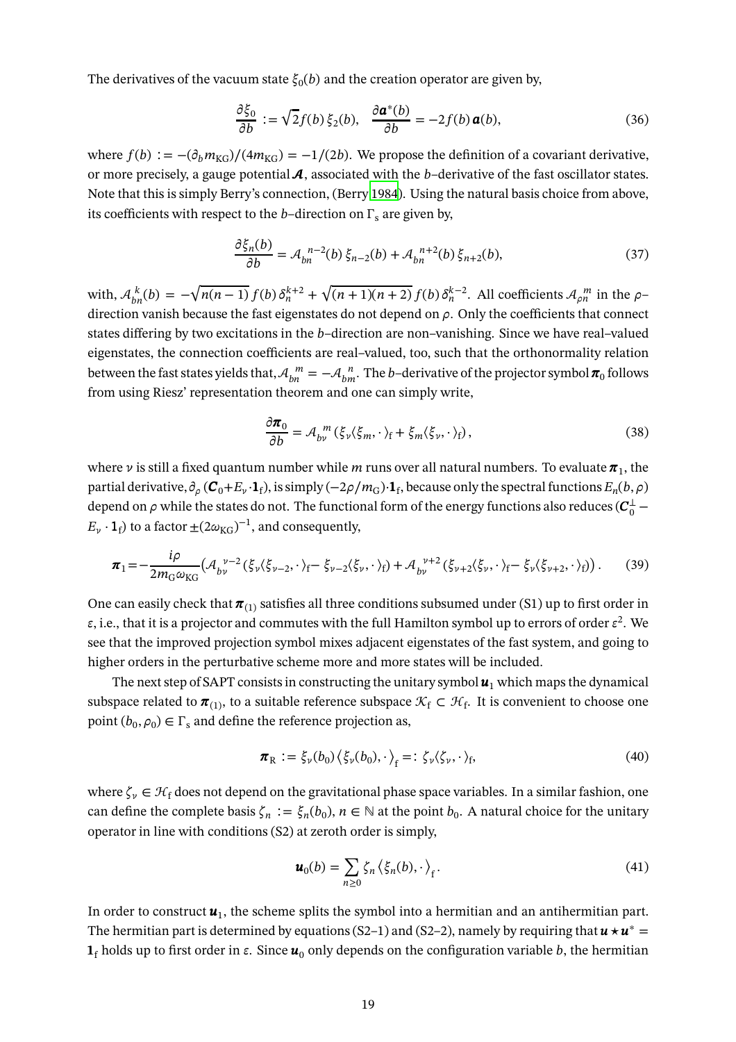The derivatives of the vacuum state $\xi_0(b)$ and the creation operator are given by,

$$\frac{\partial \xi_0}{\partial b} := \sqrt{2} f(b)\, \xi_2(b), \quad \frac{\partial \boldsymbol{a}^*(b)}{\partial b} = -2 f(b)\, \boldsymbol{a}(b), \tag{36}$$

where $f(b) := -(\partial_b m_{\mathrm{KG}})/(4 m_{\mathrm{KG}}) = -1/(2b)$. We propose the definition of a covariant derivative, or more precisely, a gauge potential $\boldsymbol{\mathcal{A}}$, associated with the $b$–derivative of the fast oscillator states. Note that this is simply Berry's connection, (Berry 1984). Using the natural basis choice from above, its coefficients with respect to the $b$–direction on $\Gamma_{\mathrm{s}}$ are given by,

$$\frac{\partial \xi_n(b)}{\partial b} = \mathcal{A}_{bn}^{\;\;n-2}(b)\, \xi_{n-2}(b) + \mathcal{A}_{bn}^{\;\;n+2}(b)\, \xi_{n+2}(b), \tag{37}$$

with, $\mathcal{A}_{bn}^{\;\;k}(b) = -\sqrt{n(n-1)}\, f(b)\, \delta_n^{k+2} + \sqrt{(n+1)(n+2)}\, f(b)\, \delta_n^{k-2}$. All coefficients $\mathcal{A}_{\rho n}^{\;\;m}$ in the $\rho$–direction vanish because the fast eigenstates do not depend on $\rho$. Only the coefficients that connect states differing by two excitations in the $b$–direction are non–vanishing. Since we have real–valued eigenstates, the connection coefficients are real–valued, too, such that the orthonormality relation between the fast states yields that, $\mathcal{A}_{bn}^{\;\;m} = -\mathcal{A}_{bm}^{\;\;n}$. The $b$–derivative of the projector symbol $\boldsymbol{\pi}_0$ follows from using Riesz' representation theorem and one can simply write,

$$\frac{\partial \boldsymbol{\pi}_0}{\partial b} = \mathcal{A}_{b\nu}^{\;\;m} \left( \xi_\nu \langle \xi_m, \cdot \rangle_{\mathrm{f}} + \xi_m \langle \xi_\nu, \cdot \rangle_{\mathrm{f}} \right), \tag{38}$$

where $\nu$ is still a fixed quantum number while $m$ runs over all natural numbers. To evaluate $\boldsymbol{\pi}_1$, the partial derivative, $\partial_\rho\, (\boldsymbol{C}_0 + E_\nu \cdot \mathbf{1}_{\mathrm{f}})$, is simply $(-2\rho/m_{\mathrm{G}}) \cdot \mathbf{1}_{\mathrm{f}}$, because only the spectral functions $E_n(b,\rho)$ depend on $\rho$ while the states do not. The functional form of the energy functions also reduces $(\boldsymbol{C}_0^{\perp} - E_\nu \cdot \mathbf{1}_{\mathrm{f}})$ to a factor $\pm (2\omega_{\mathrm{KG}})^{-1}$, and consequently,

$$\boldsymbol{\pi}_1 = -\frac{i\rho}{2 m_{\mathrm{G}} \omega_{\mathrm{KG}}} \left( \mathcal{A}_{b\nu}^{\;\;\nu-2} \left( \xi_\nu \langle \xi_{\nu-2}, \cdot \rangle_{\mathrm{f}} - \xi_{\nu-2} \langle \xi_\nu, \cdot \rangle_{\mathrm{f}} \right) + \mathcal{A}_{b\nu}^{\;\;\nu+2} \left( \xi_{\nu+2} \langle \xi_\nu, \cdot \rangle_{\mathrm{f}} - \xi_\nu \langle \xi_{\nu+2}, \cdot \rangle_{\mathrm{f}} \right) \right). \tag{39}$$

One can easily check that $\boldsymbol{\pi}_{(1)}$ satisfies all three conditions subsumed under (S1) up to first order in $\varepsilon$, i.e., that it is a projector and commutes with the full Hamilton symbol up to errors of order $\varepsilon^2$. We see that the improved projection symbol mixes adjacent eigenstates of the fast system, and going to higher orders in the perturbative scheme more and more states will be included.

The next step of SAPT consists in constructing the unitary symbol $\boldsymbol{u}_1$ which maps the dynamical subspace related to $\boldsymbol{\pi}_{(1)}$, to a suitable reference subspace $\mathcal{K}_{\mathrm{f}} \subset \mathcal{H}_{\mathrm{f}}$. It is convenient to choose one point $(b_0, \rho_0) \in \Gamma_{\mathrm{s}}$ and define the reference projection as,

$$\boldsymbol{\pi}_{\mathrm{R}} := \xi_\nu(b_0) \left\langle \xi_\nu(b_0), \cdot \right\rangle_{\mathrm{f}} =: \zeta_\nu \langle \zeta_\nu, \cdot \rangle_{\mathrm{f}}, \tag{40}$$

where $\zeta_\nu \in \mathcal{H}_{\mathrm{f}}$ does not depend on the gravitational phase space variables. In a similar fashion, one can define the complete basis $\zeta_n := \xi_n(b_0)$, $n \in \mathbb{N}$ at the point $b_0$. A natural choice for the unitary operator in line with conditions (S2) at zeroth order is simply,

$$\boldsymbol{u}_0(b) = \sum_{n \geq 0} \zeta_n \left\langle \xi_n(b), \cdot \right\rangle_{\mathrm{f}}. \tag{41}$$

In order to construct $\boldsymbol{u}_1$, the scheme splits the symbol into a hermitian and an antihermitian part. The hermitian part is determined by equations (S2–1) and (S2–2), namely by requiring that $\boldsymbol{u} \star \boldsymbol{u}^* = \mathbf{1}_{\mathrm{f}}$ holds up to first order in $\varepsilon$. Since $\boldsymbol{u}_0$ only depends on the configuration variable $b$, the hermitian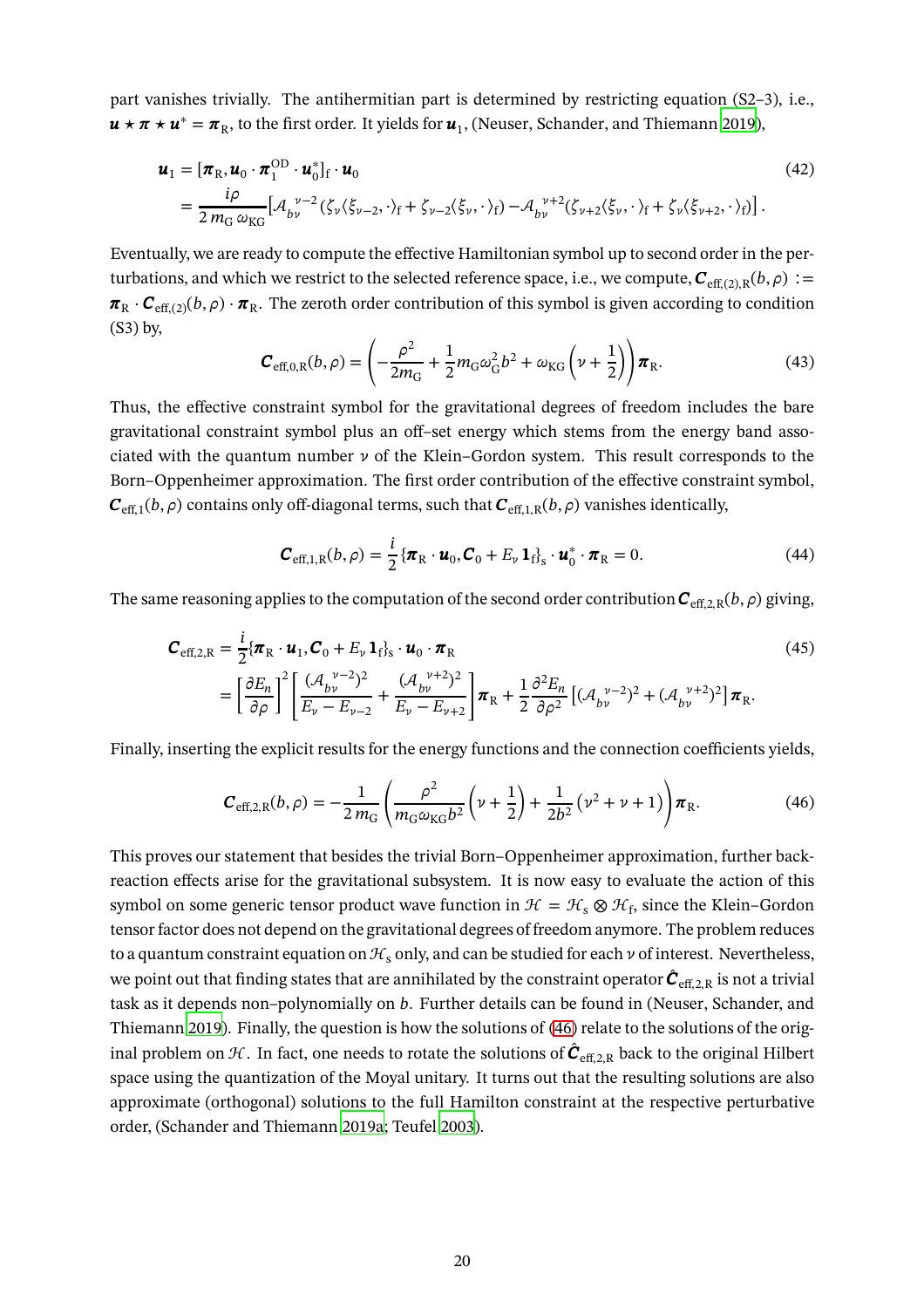part vanishes trivially. The antihermitian part is determined by restricting equation (S2–3), i.e., $\boldsymbol{u} \star \boldsymbol{\pi} \star \boldsymbol{u}^* = \boldsymbol{\pi}_{\mathrm{R}}$, to the first order. It yields for $\boldsymbol{u}_1$, (Neuser, Schander, and Thiemann 2019),

$$
\begin{aligned}
\boldsymbol{u}_1 &= [\boldsymbol{\pi}_{\mathrm{R}}, \boldsymbol{u}_0 \cdot \boldsymbol{\pi}_1^{\mathrm{OD}} \cdot \boldsymbol{u}_0^*]_{\mathrm{f}} \cdot \boldsymbol{u}_0 \qquad (42)\\
&= \frac{i\rho}{2\, m_{\mathrm{G}}\, \omega_{\mathrm{KG}}} \left[ \mathcal{A}_{b\nu}^{\ \ \nu-2} (\zeta_\nu \langle \xi_{\nu-2}, \cdot \rangle_{\mathrm{f}} + \zeta_{\nu-2} \langle \xi_\nu, \cdot \rangle_{\mathrm{f}}) - \mathcal{A}_{b\nu}^{\ \ \nu+2} (\zeta_{\nu+2} \langle \xi_\nu, \cdot \rangle_{\mathrm{f}} + \zeta_\nu \langle \xi_{\nu+2}, \cdot \rangle_{\mathrm{f}}) \right].
\end{aligned}
$$

Eventually, we are ready to compute the effective Hamiltonian symbol up to second order in the perturbations, and which we restrict to the selected reference space, i.e., we compute, $\boldsymbol{C}_{\mathrm{eff},(2),\mathrm{R}}(b,\rho) := \boldsymbol{\pi}_{\mathrm{R}} \cdot \boldsymbol{C}_{\mathrm{eff},(2)}(b,\rho) \cdot \boldsymbol{\pi}_{\mathrm{R}}$. The zeroth order contribution of this symbol is given according to condition (S3) by,

$$
\boldsymbol{C}_{\mathrm{eff},0,\mathrm{R}}(b,\rho) = \left( -\frac{\rho^2}{2m_{\mathrm{G}}} + \frac{1}{2} m_{\mathrm{G}} \omega_{\mathrm{G}}^2 b^2 + \omega_{\mathrm{KG}} \left( \nu + \frac{1}{2} \right) \right) \boldsymbol{\pi}_{\mathrm{R}}. \qquad (43)
$$

Thus, the effective constraint symbol for the gravitational degrees of freedom includes the bare gravitational constraint symbol plus an off–set energy which stems from the energy band associated with the quantum number $\nu$ of the Klein–Gordon system. This result corresponds to the Born–Oppenheimer approximation. The first order contribution of the effective constraint symbol, $\boldsymbol{C}_{\mathrm{eff},1}(b,\rho)$ contains only off-diagonal terms, such that $\boldsymbol{C}_{\mathrm{eff},1,\mathrm{R}}(b,\rho)$ vanishes identically,

$$
\boldsymbol{C}_{\mathrm{eff},1,\mathrm{R}}(b,\rho) = \frac{i}{2} \{ \boldsymbol{\pi}_{\mathrm{R}} \cdot \boldsymbol{u}_0, \boldsymbol{C}_0 + E_\nu \mathbf{1}_{\mathrm{f}} \}_{\mathrm{s}} \cdot \boldsymbol{u}_0^* \cdot \boldsymbol{\pi}_{\mathrm{R}} = 0. \qquad (44)
$$

The same reasoning applies to the computation of the second order contribution $\boldsymbol{C}_{\mathrm{eff},2,\mathrm{R}}(b,\rho)$ giving,

$$
\begin{aligned}
\boldsymbol{C}_{\mathrm{eff},2,\mathrm{R}} &= \frac{i}{2} \{ \boldsymbol{\pi}_{\mathrm{R}} \cdot \boldsymbol{u}_1, \boldsymbol{C}_0 + E_\nu \mathbf{1}_{\mathrm{f}} \}_{\mathrm{s}} \cdot \boldsymbol{u}_0 \cdot \boldsymbol{\pi}_{\mathrm{R}} \qquad (45)\\
&= \left[ \frac{\partial E_n}{\partial \rho} \right]^2 \left[ \frac{(\mathcal{A}_{b\nu}^{\ \ \nu-2})^2}{E_\nu - E_{\nu-2}} + \frac{(\mathcal{A}_{b\nu}^{\ \ \nu+2})^2}{E_\nu - E_{\nu+2}} \right] \boldsymbol{\pi}_{\mathrm{R}} + \frac{1}{2} \frac{\partial^2 E_n}{\partial \rho^2} \left[ (\mathcal{A}_{b\nu}^{\ \ \nu-2})^2 + (\mathcal{A}_{b\nu}^{\ \ \nu+2})^2 \right] \boldsymbol{\pi}_{\mathrm{R}}.
\end{aligned}
$$

Finally, inserting the explicit results for the energy functions and the connection coefficients yields,

$$
\boldsymbol{C}_{\mathrm{eff},2,\mathrm{R}}(b,\rho) = -\frac{1}{2\, m_{\mathrm{G}}} \left( \frac{\rho^2}{m_{\mathrm{G}} \omega_{\mathrm{KG}} b^2} \left( \nu + \frac{1}{2} \right) + \frac{1}{2b^2} \left( \nu^2 + \nu + 1 \right) \right) \boldsymbol{\pi}_{\mathrm{R}}. \qquad (46)
$$

This proves our statement that besides the trivial Born–Oppenheimer approximation, further backreaction effects arise for the gravitational subsystem. It is now easy to evaluate the action of this symbol on some generic tensor product wave function in $\mathcal{H} = \mathcal{H}_{\mathrm{s}} \otimes \mathcal{H}_{\mathrm{f}}$, since the Klein–Gordon tensor factor does not depend on the gravitational degrees of freedom anymore. The problem reduces to a quantum constraint equation on $\mathcal{H}_{\mathrm{s}}$ only, and can be studied for each $\nu$ of interest. Nevertheless, we point out that finding states that are annihilated by the constraint operator $\hat{\boldsymbol{C}}_{\mathrm{eff},2,\mathrm{R}}$ is not a trivial task as it depends non–polynomially on $b$. Further details can be found in (Neuser, Schander, and Thiemann 2019). Finally, the question is how the solutions of (46) relate to the solutions of the original problem on $\mathcal{H}$. In fact, one needs to rotate the solutions of $\hat{\boldsymbol{C}}_{\mathrm{eff},2,\mathrm{R}}$ back to the original Hilbert space using the quantization of the Moyal unitary. It turns out that the resulting solutions are also approximate (orthogonal) solutions to the full Hamilton constraint at the respective perturbative order, (Schander and Thiemann 2019a; Teufel 2003).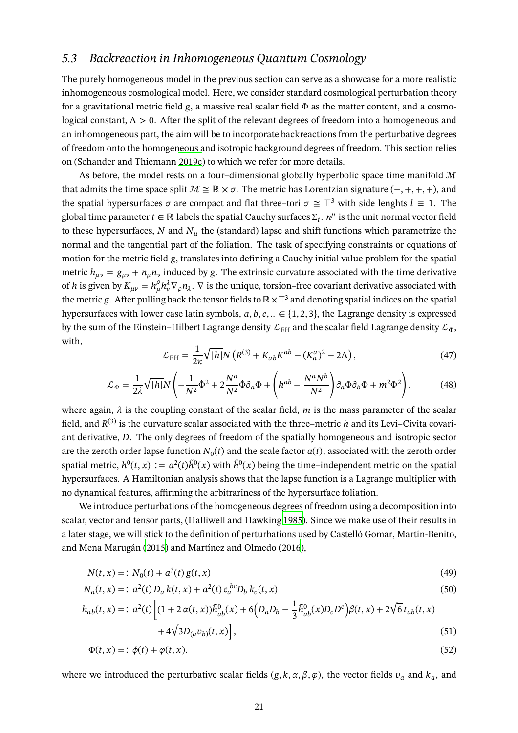## 5.3 *Backreaction in Inhomogeneous Quantum Cosmology*

The purely homogeneous model in the previous section can serve as a showcase for a more realistic inhomogeneous cosmological model. Here, we consider standard cosmological perturbation theory for a gravitational metric field $g$, a massive real scalar field $\Phi$ as the matter content, and a cosmological constant, $\Lambda > 0$. After the split of the relevant degrees of freedom into a homogeneous and an inhomogeneous part, the aim will be to incorporate backreactions from the perturbative degrees of freedom onto the homogeneous and isotropic background degrees of freedom. This section relies on (Schander and Thiemann 2019c) to which we refer for more details.

As before, the model rests on a four–dimensional globally hyperbolic space time manifold $\mathcal{M}$ that admits the time space split $\mathcal{M} \cong \mathbb{R} \times \sigma$. The metric has Lorentzian signature $(-,+,+,+)$, and the spatial hypersurfaces $\sigma$ are compact and flat three–tori $\sigma \cong \mathbb{T}^3$ with side lenghts $l \equiv 1$. The global time parameter $t \in \mathbb{R}$ labels the spatial Cauchy surfaces $\Sigma_t$. $n^\mu$ is the unit normal vector field to these hypersurfaces, $N$ and $N_\mu$ the (standard) lapse and shift functions which parametrize the normal and the tangential part of the foliation. The task of specifying constraints or equations of motion for the metric field $g$, translates into defining a Cauchy initial value problem for the spatial metric $h_{\mu\nu} = g_{\mu\nu} + n_\mu n_\nu$ induced by $g$. The extrinsic curvature associated with the time derivative of $h$ is given by $K_{\mu\nu} = h^\rho_\mu h^\lambda_\nu \nabla_\rho n_\lambda$. $\nabla$ is the unique, torsion–free covariant derivative associated with the metric $g$. After pulling back the tensor fields to $\mathbb{R}\times\mathbb{T}^3$ and denoting spatial indices on the spatial hypersurfaces with lower case latin symbols, $a, b, c, .. \in \{1, 2, 3\}$, the Lagrange density is expressed by the sum of the Einstein–Hilbert Lagrange density $\mathcal{L}_{\text{EH}}$ and the scalar field Lagrange density $\mathcal{L}_\Phi$, with,

$$\mathcal{L}_{\text{EH}} = \frac{1}{2\kappa}\sqrt{|h|}N\left(R^{(3)} + K_{ab}K^{ab} - (K^a_a)^2 - 2\Lambda\right), \tag{47}$$

$$\mathcal{L}_\Phi = \frac{1}{2\lambda}\sqrt{|h|}N\left(-\frac{1}{N^2}\dot{\Phi}^2 + 2\frac{N^a}{N^2}\dot{\Phi}\partial_a\Phi + \left(h^{ab} - \frac{N^aN^b}{N^2}\right)\partial_a\Phi\partial_b\Phi + m^2\Phi^2\right). \tag{48}$$

where again, $\lambda$ is the coupling constant of the scalar field, $m$ is the mass parameter of the scalar field, and $R^{(3)}$ is the curvature scalar associated with the three–metric $h$ and its Levi–Civita covariant derivative, $D$. The only degrees of freedom of the spatially homogeneous and isotropic sector are the zeroth order lapse function $N_0(t)$ and the scale factor $a(t)$, associated with the zeroth order spatial metric, $h^0(t,x) := a^2(t)\tilde{h}^0(x)$ with $\tilde{h}^0(x)$ being the time–independent metric on the spatial hypersurfaces. A Hamiltonian analysis shows that the lapse function is a Lagrange multiplier with no dynamical features, affirming the arbitrariness of the hypersurface foliation.

We introduce perturbations of the homogeneous degrees of freedom using a decomposition into scalar, vector and tensor parts, (Halliwell and Hawking 1985). Since we make use of their results in a later stage, we will stick to the definition of perturbations used by Castelló Gomar, Martín-Benito, and Mena Marugán (2015) and Martínez and Olmedo (2016),

$$N(t,x) =: N_0(t) + a^3(t)\, g(t,x) \tag{49}$$

$$N_a(t,x) =: a^2(t)\, D_a\, k(t,x) + a^2(t)\, \epsilon_a{}^{bc} D_b\, k_c(t,x) \tag{50}$$

$$h_{ab}(t,x) =: a^2(t)\Big[(1 + 2\,\alpha(t,x))\tilde{h}^0_{ab}(x) + 6\Big(D_aD_b - \frac{1}{3}\tilde{h}^0_{ab}(x)D_cD^c\Big)\beta(t,x) + 2\sqrt{6}\, t_{ab}(t,x) + 4\sqrt{3}D_{(a}v_{b)}(t,x)\Big], \tag{51}$$

$$\Phi(t,x) =: \phi(t) + \varphi(t,x). \tag{52}$$

where we introduced the perturbative scalar fields $(g, k, \alpha, \beta, \varphi)$, the vector fields $v_a$ and $k_a$, and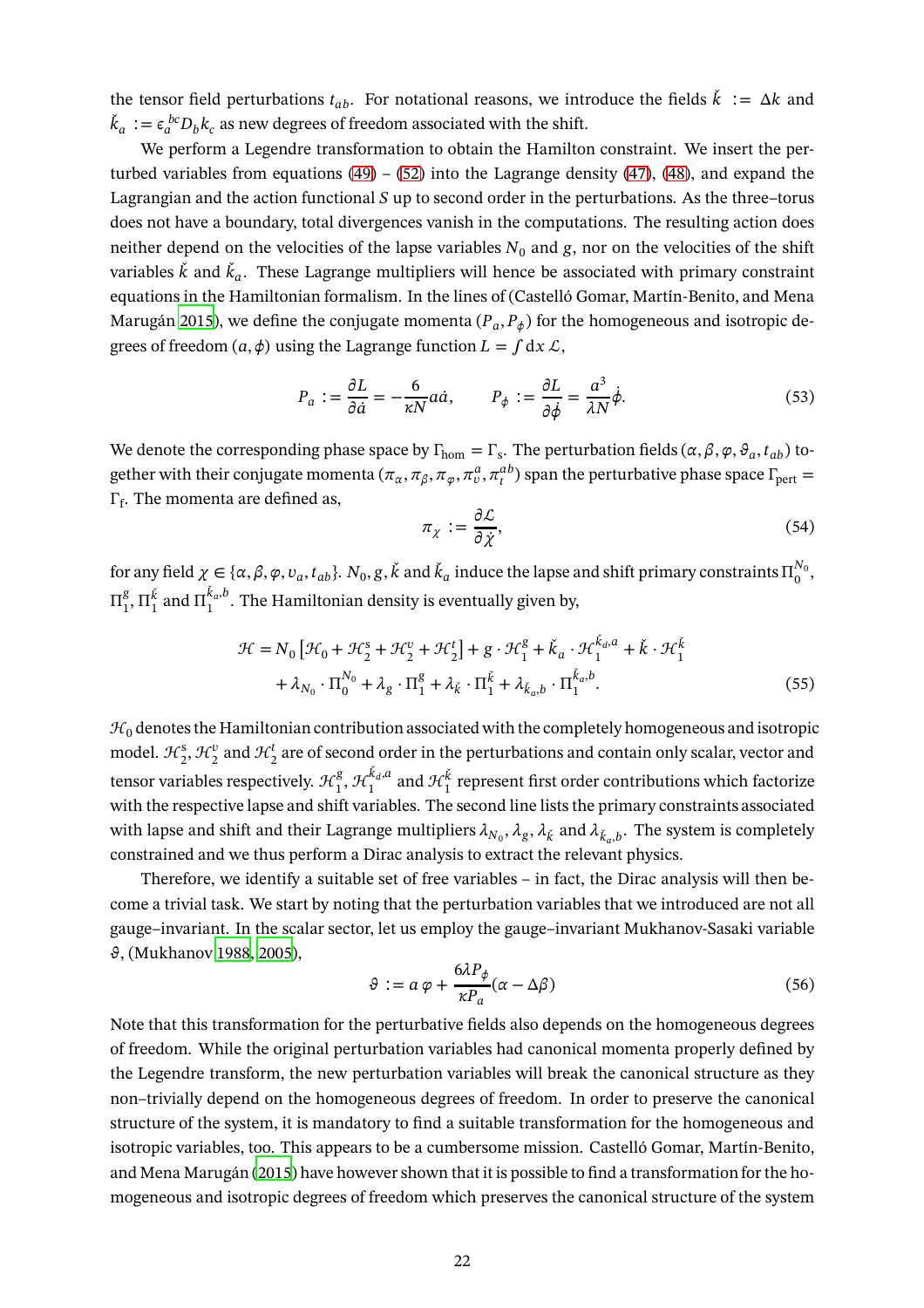the tensor field perturbations $t_{ab}$. For notational reasons, we introduce the fields $\check{k} := \Delta k$ and $\check{k}_a := \epsilon_a{}^{bc} D_b k_c$ as new degrees of freedom associated with the shift.

We perform a Legendre transformation to obtain the Hamilton constraint. We insert the perturbed variables from equations (49) – (52) into the Lagrange density (47), (48), and expand the Lagrangian and the action functional $S$ up to second order in the perturbations. As the three–torus does not have a boundary, total divergences vanish in the computations. The resulting action does neither depend on the velocities of the lapse variables $N_0$ and $g$, nor on the velocities of the shift variables $\check{k}$ and $\check{k}_a$. These Lagrange multipliers will hence be associated with primary constraint equations in the Hamiltonian formalism. In the lines of (Castelló Gomar, Martín-Benito, and Mena Marugán 2015), we define the conjugate momenta $(P_a, P_\phi)$ for the homogeneous and isotropic degrees of freedom $(a, \phi)$ using the Lagrange function $L = \int \mathrm{d}x\, \mathcal{L}$,

$$P_a := \frac{\partial L}{\partial \dot{a}} = -\frac{6}{\kappa N} a\dot{a}, \qquad P_\phi := \frac{\partial L}{\partial \dot{\phi}} = \frac{a^3}{\lambda N}\dot{\phi}. \tag{53}$$

We denote the corresponding phase space by $\Gamma_{\mathrm{hom}} = \Gamma_{\mathrm{s}}$. The perturbation fields $(\alpha, \beta, \varphi, \vartheta_a, t_{ab})$ together with their conjugate momenta $(\pi_\alpha, \pi_\beta, \pi_\varphi, \pi_v^a, \pi_t^{ab})$ span the perturbative phase space $\Gamma_{\mathrm{pert}} = \Gamma_{\mathrm{f}}$. The momenta are defined as,

$$\pi_\chi := \frac{\partial \mathcal{L}}{\partial \dot{\chi}}, \tag{54}$$

for any field $\chi \in \{\alpha, \beta, \varphi, v_a, t_{ab}\}$. $N_0, g, \check{k}$ and $\check{k}_a$ induce the lapse and shift primary constraints $\Pi_0^{N_0}$, $\Pi_1^g$, $\Pi_1^{\check{k}}$ and $\Pi_1^{\check{k}_a,b}$. The Hamiltonian density is eventually given by,

$$\begin{aligned}\mathcal{H} = N_0\left[\mathcal{H}_0 + \mathcal{H}_2^{\mathrm{s}} + \mathcal{H}_2^{v} + \mathcal{H}_2^{t}\right] + g \cdot \mathcal{H}_1^{g} + \check{k}_a \cdot \mathcal{H}_1^{\check{k}_a,a} + \check{k} \cdot \mathcal{H}_1^{\check{k}} \\ + \lambda_{N_0} \cdot \Pi_0^{N_0} + \lambda_g \cdot \Pi_1^g + \lambda_{\check{k}} \cdot \Pi_1^{\check{k}} + \lambda_{\check{k}_a,b} \cdot \Pi_1^{\check{k}_a,b}.\end{aligned} \tag{55}$$

$\mathcal{H}_0$ denotes the Hamiltonian contribution associated with the completely homogeneous and isotropic model. $\mathcal{H}_2^{\mathrm{s}}, \mathcal{H}_2^{v}$ and $\mathcal{H}_2^{t}$ are of second order in the perturbations and contain only scalar, vector and tensor variables respectively. $\mathcal{H}_1^{g}, \mathcal{H}_1^{\check{k}_a,a}$ and $\mathcal{H}_1^{\check{k}}$ represent first order contributions which factorize with the respective lapse and shift variables. The second line lists the primary constraints associated with lapse and shift and their Lagrange multipliers $\lambda_{N_0}, \lambda_g, \lambda_{\check{k}}$ and $\lambda_{\check{k}_a,b}$. The system is completely constrained and we thus perform a Dirac analysis to extract the relevant physics.

Therefore, we identify a suitable set of free variables – in fact, the Dirac analysis will then become a trivial task. We start by noting that the perturbation variables that we introduced are not all gauge–invariant. In the scalar sector, let us employ the gauge–invariant Mukhanov-Sasaki variable $\vartheta$, (Mukhanov 1988, 2005),

$$\vartheta := a\,\varphi + \frac{6\lambda P_\phi}{\kappa P_a}(\alpha - \Delta\beta) \tag{56}$$

Note that this transformation for the perturbative fields also depends on the homogeneous degrees of freedom. While the original perturbation variables had canonical momenta properly defined by the Legendre transform, the new perturbation variables will break the canonical structure as they non–trivially depend on the homogeneous degrees of freedom. In order to preserve the canonical structure of the system, it is mandatory to find a suitable transformation for the homogeneous and isotropic variables, too. This appears to be a cumbersome mission. Castelló Gomar, Martín-Benito, and Mena Marugán (2015) have however shown that it is possible to find a transformation for the homogeneous and isotropic degrees of freedom which preserves the canonical structure of the system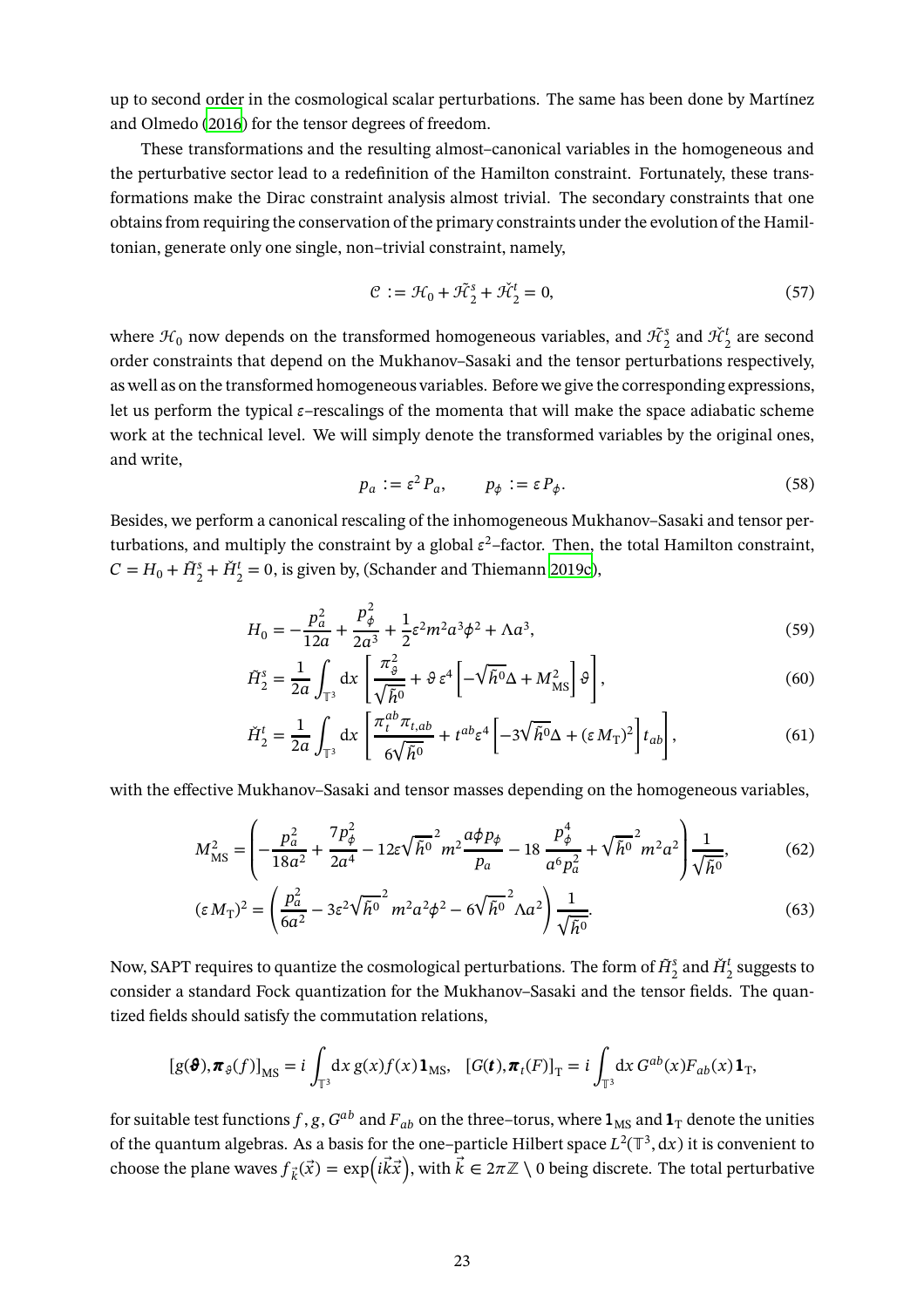up to second order in the cosmological scalar perturbations. The same has been done by Martínez and Olmedo (2016) for the tensor degrees of freedom.

These transformations and the resulting almost–canonical variables in the homogeneous and the perturbative sector lead to a redefinition of the Hamilton constraint. Fortunately, these transformations make the Dirac constraint analysis almost trivial. The secondary constraints that one obtains from requiring the conservation of the primary constraints under the evolution of the Hamiltonian, generate only one single, non–trivial constraint, namely,

$$\mathcal{C} := \mathcal{H}_0 + \tilde{\mathcal{H}}_2^s + \check{\mathcal{H}}_2^t = 0, \tag{57}$$

where $\mathcal{H}_0$ now depends on the transformed homogeneous variables, and $\tilde{\mathcal{H}}_2^s$ and $\check{\mathcal{H}}_2^t$ are second order constraints that depend on the Mukhanov–Sasaki and the tensor perturbations respectively, as well as on the transformed homogeneous variables. Before we give the corresponding expressions, let us perform the typical $\varepsilon$–rescalings of the momenta that will make the space adiabatic scheme work at the technical level. We will simply denote the transformed variables by the original ones, and write,

$$p_a := \varepsilon^2 P_a, \qquad p_\phi := \varepsilon P_\phi. \tag{58}$$

Besides, we perform a canonical rescaling of the inhomogeneous Mukhanov–Sasaki and tensor perturbations, and multiply the constraint by a global $\varepsilon^2$–factor. Then, the total Hamilton constraint, $C = H_0 + \tilde{H}_2^s + \check{H}_2^t = 0$, is given by, (Schander and Thiemann 2019c),

$$H_0 = -\frac{p_a^2}{12a} + \frac{p_\phi^2}{2a^3} + \frac{1}{2}\varepsilon^2 m^2 a^3 \phi^2 + \Lambda a^3, \tag{59}$$

$$\tilde{H}_2^s = \frac{1}{2a}\int_{\mathbb{T}^3} \mathrm{d}x \left[\frac{\pi_\vartheta^2}{\sqrt{\tilde{h}^0}} + \vartheta\, \varepsilon^4 \left[-\sqrt{\tilde{h}^0}\Delta + M_{\mathrm{MS}}^2\right]\vartheta\right], \tag{60}$$

$$\check{H}_2^t = \frac{1}{2a}\int_{\mathbb{T}^3} \mathrm{d}x \left[\frac{\pi_t^{ab}\pi_{t,ab}}{6\sqrt{\tilde{h}^0}} + t^{ab}\varepsilon^4 \left[-3\sqrt{\tilde{h}^0}\Delta + (\varepsilon M_{\mathrm{T}})^2\right] t_{ab}\right], \tag{61}$$

with the effective Mukhanov–Sasaki and tensor masses depending on the homogeneous variables,

$$M_{\mathrm{MS}}^2 = \left(-\frac{p_a^2}{18a^2} + \frac{7p_\phi^2}{2a^4} - 12\varepsilon\sqrt{\tilde{h}^0}^2 m^2 \frac{a\phi p_\phi}{p_a} - 18\,\frac{p_\phi^4}{a^6 p_a^2} + \sqrt{\tilde{h}^0}^2 m^2 a^2\right)\frac{1}{\sqrt{\tilde{h}^0}}, \tag{62}$$

$$(\varepsilon M_{\mathrm{T}})^2 = \left(\frac{p_a^2}{6a^2} - 3\varepsilon^2\sqrt{\tilde{h}^0}^2 m^2 a^2 \phi^2 - 6\sqrt{\tilde{h}^0}^2 \Lambda a^2\right)\frac{1}{\sqrt{\tilde{h}^0}}. \tag{63}$$

Now, SAPT requires to quantize the cosmological perturbations. The form of $\tilde{H}_2^s$ and $\check{H}_2^t$ suggests to consider a standard Fock quantization for the Mukhanov–Sasaki and the tensor fields. The quantized fields should satisfy the commutation relations,

$$[g(\boldsymbol{\vartheta}), \boldsymbol{\pi}_\vartheta(f)]_{\mathrm{MS}} = i\int_{\mathbb{T}^3} \mathrm{d}x\, g(x) f(x)\, \mathbf{1}_{\mathrm{MS}}, \quad [G(\boldsymbol{t}), \boldsymbol{\pi}_t(F)]_{\mathrm{T}} = i\int_{\mathbb{T}^3} \mathrm{d}x\, G^{ab}(x) F_{ab}(x)\, \mathbf{1}_{\mathrm{T}},$$

for suitable test functions $f, g, G^{ab}$ and $F_{ab}$ on the three–torus, where $\mathbf{1}_{\mathrm{MS}}$ and $\mathbf{1}_{\mathrm{T}}$ denote the unities of the quantum algebras. As a basis for the one–particle Hilbert space $L^2(\mathbb{T}^3, \mathrm{d}x)$ it is convenient to choose the plane waves $f_{\vec{k}}(\vec{x}) = \exp\left(i\vec{k}\vec{x}\right)$, with $\vec{k} \in 2\pi\mathbb{Z} \setminus 0$ being discrete. The total perturbative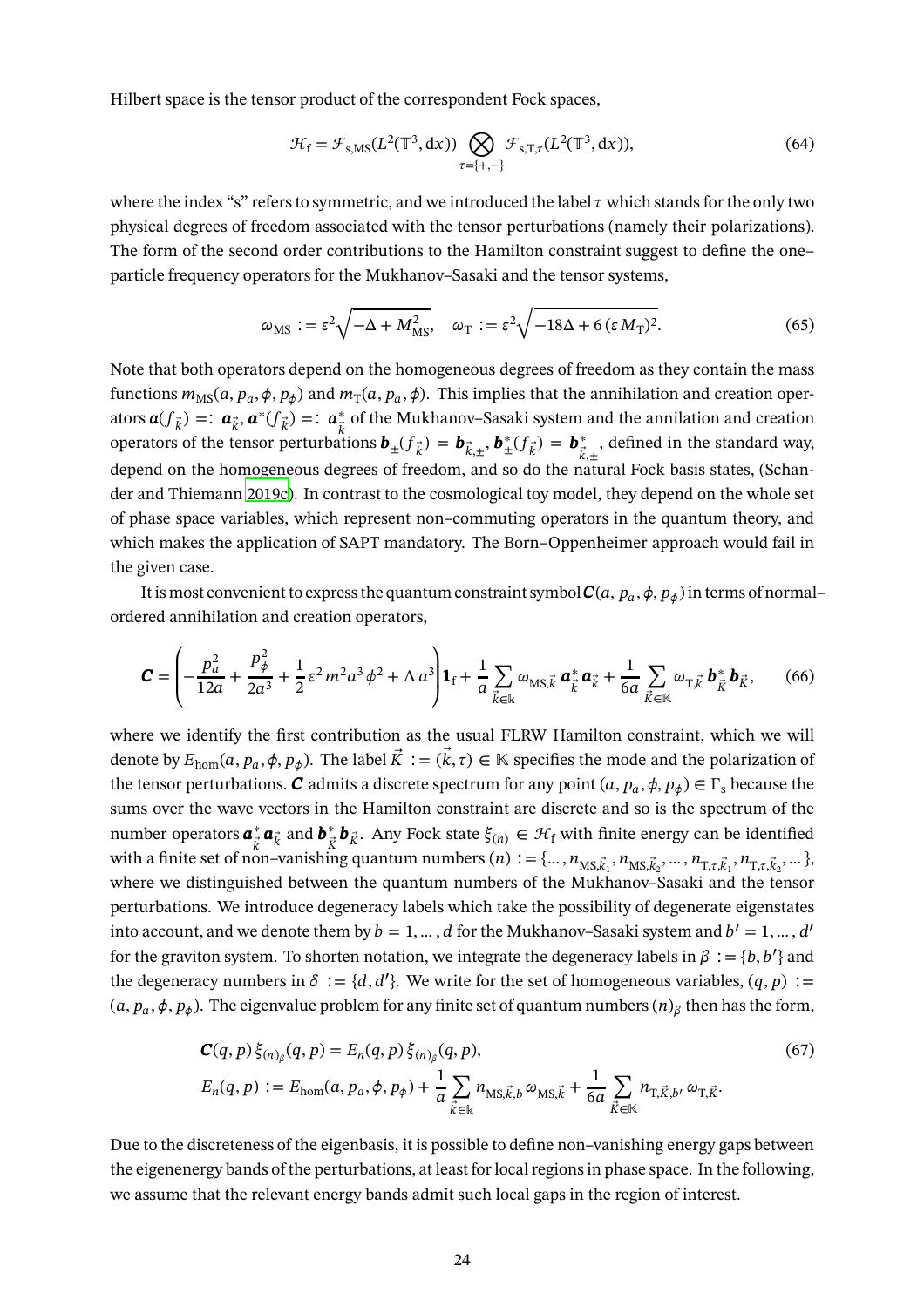Hilbert space is the tensor product of the correspondent Fock spaces,

$$\mathcal{H}_{\rm f} = \mathcal{F}_{\rm s,MS}(L^2(\mathbb{T}^3, {\rm d}x)) \bigotimes_{\tau=\{+,-\}} \mathcal{F}_{\rm s,T,\tau}(L^2(\mathbb{T}^3, {\rm d}x)), \tag{64}$$

where the index "s" refers to symmetric, and we introduced the label $\tau$ which stands for the only two physical degrees of freedom associated with the tensor perturbations (namely their polarizations). The form of the second order contributions to the Hamilton constraint suggest to define the one–particle frequency operators for the Mukhanov–Sasaki and the tensor systems,

$$\omega_{\rm MS} := \varepsilon^2\sqrt{-\Delta + M_{\rm MS}^2}, \quad \omega_{\rm T} := \varepsilon^2\sqrt{-18\Delta + 6\,(\varepsilon\, M_{\rm T})^2}. \tag{65}$$

Note that both operators depend on the homogeneous degrees of freedom as they contain the mass functions $m_{\rm MS}(a, p_a, \phi, p_\phi)$ and $m_{\rm T}(a, p_a, \phi)$. This implies that the annihilation and creation operators $\boldsymbol{a}(f_{\vec{k}}) =: \boldsymbol{a}_{\vec{k}}, \boldsymbol{a}^*(f_{\vec{k}}) =: \boldsymbol{a}^*_{\vec{k}}$ of the Mukhanov–Sasaki system and the annilation and creation operators of the tensor perturbations $\boldsymbol{b}_\pm(f_{\vec{k}}) = \boldsymbol{b}_{\vec{k},\pm}, \boldsymbol{b}^*_\pm(f_{\vec{k}}) = \boldsymbol{b}^*_{\vec{k},\pm}$, defined in the standard way, depend on the homogeneous degrees of freedom, and so do the natural Fock basis states, (Schander and Thiemann 2019c). In contrast to the cosmological toy model, they depend on the whole set of phase space variables, which represent non–commuting operators in the quantum theory, and which makes the application of SAPT mandatory. The Born–Oppenheimer approach would fail in the given case.

It is most convenient to express the quantum constraint symbol $\boldsymbol{C}(a, p_a, \phi, p_\phi)$ in terms of normal–ordered annihilation and creation operators,

$$\boldsymbol{C} = \left(-\frac{p_a^2}{12a} + \frac{p_\phi^2}{2a^3} + \frac{1}{2}\varepsilon^2 m^2 a^3 \phi^2 + \Lambda\, a^3\right)\mathbf{1}_{\rm f} + \frac{1}{a}\sum_{\vec{k}\in\mathbb{K}} \omega_{{\rm MS},\vec{k}}\, \boldsymbol{a}^*_{\vec{k}}\boldsymbol{a}_{\vec{k}} + \frac{1}{6a}\sum_{\vec{K}\in\mathbb{K}} \omega_{{\rm T},\vec{K}}\, \boldsymbol{b}^*_{\vec{K}}\boldsymbol{b}_{\vec{K}}, \tag{66}$$

where we identify the first contribution as the usual FLRW Hamilton constraint, which we will denote by $E_{\rm hom}(a, p_a, \phi, p_\phi)$. The label $\vec{K} := (\vec{k}, \tau) \in \mathbb{K}$ specifies the mode and the polarization of the tensor perturbations. $\boldsymbol{C}$ admits a discrete spectrum for any point $(a, p_a, \phi, p_\phi) \in \Gamma_{\rm s}$ because the sums over the wave vectors in the Hamilton constraint are discrete and so is the spectrum of the number operators $\boldsymbol{a}^*_{\vec{k}}\boldsymbol{a}_{\vec{k}}$ and $\boldsymbol{b}^*_{\vec{K}}\boldsymbol{b}_{\vec{K}}$. Any Fock state $\xi_{(n)} \in \mathcal{H}_{\rm f}$ with finite energy can be identified with a finite set of non–vanishing quantum numbers $(n) := \{\ldots, n_{{\rm MS},\vec{k}_1}, n_{{\rm MS},\vec{k}_2}, \ldots, n_{{\rm T},\tau,\vec{k}_1}, n_{{\rm T},\tau,\vec{k}_2}, \ldots\}$, where we distinguished between the quantum numbers of the Mukhanov–Sasaki and the tensor perturbations. We introduce degeneracy labels which take the possibility of degenerate eigenstates into account, and we denote them by $b = 1, \ldots, d$ for the Mukhanov–Sasaki system and $b' = 1, \ldots, d'$ for the graviton system. To shorten notation, we integrate the degeneracy labels in $\beta := \{b, b'\}$ and the degeneracy numbers in $\delta := \{d, d'\}$. We write for the set of homogeneous variables, $(q, p) := (a, p_a, \phi, p_\phi)$. The eigenvalue problem for any finite set of quantum numbers $(n)_\beta$ then has the form,

$$\begin{aligned} &\boldsymbol{C}(q,p)\,\xi_{(n)_\beta}(q,p) = E_n(q,p)\,\xi_{(n)_\beta}(q,p), \\ &E_n(q,p) := E_{\rm hom}(a, p_a, \phi, p_\phi) + \frac{1}{a}\sum_{\vec{k}\in\mathbb{K}} n_{{\rm MS},\vec{k},b}\,\omega_{{\rm MS},\vec{k}} + \frac{1}{6a}\sum_{\vec{K}\in\mathbb{K}} n_{{\rm T},\vec{K},b'}\,\omega_{{\rm T},\vec{K}}. \end{aligned} \tag{67}$$

Due to the discreteness of the eigenbasis, it is possible to define non–vanishing energy gaps between the eigenenergy bands of the perturbations, at least for local regions in phase space. In the following, we assume that the relevant energy bands admit such local gaps in the region of interest.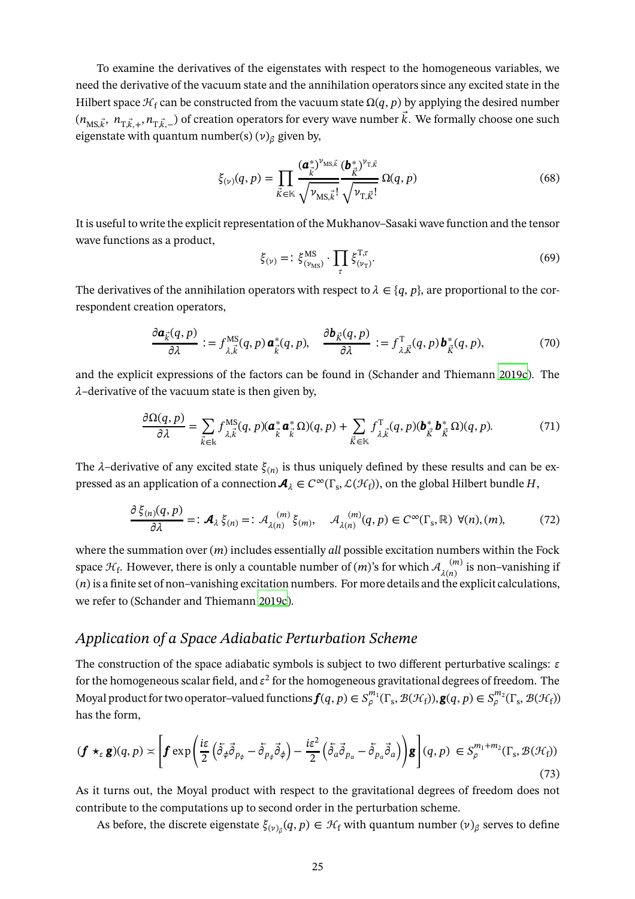To examine the derivatives of the eigenstates with respect to the homogeneous variables, we need the derivative of the vacuum state and the annihilation operators since any excited state in the Hilbert space $\mathcal{H}_\mathrm{f}$ can be constructed from the vacuum state $\Omega(q,p)$ by applying the desired number $(n_{\mathrm{MS},\vec{k}},\ n_{\mathrm{T},\vec{k},+}, n_{\mathrm{T},\vec{k},-})$ of creation operators for every wave number $\vec{k}$. We formally choose one such eigenstate with quantum number(s) $(\nu)_\beta$ given by,

$$\xi_{(\nu)}(q,p) = \prod_{\vec{K}\in\mathbb{K}} \frac{(\boldsymbol{a}^*_{\vec{k}})^{\nu_{\mathrm{MS},\vec{k}}}}{\sqrt{\nu_{\mathrm{MS},\vec{k}}!}} \frac{(\boldsymbol{b}^*_{\vec{K}})^{\nu_{\mathrm{T},\vec{K}}}}{\sqrt{\nu_{\mathrm{T},\vec{K}}!}}\, \Omega(q,p) \tag{68}$$

It is useful to write the explicit representation of the Mukhanov–Sasaki wave function and the tensor wave functions as a product,

$$\xi_{(\nu)} =: \xi^{\mathrm{MS}}_{(\nu_{\mathrm{MS}})} \cdot \prod_\tau \xi^{\mathrm{T},\tau}_{(\nu_{\mathrm{T}})}. \tag{69}$$

The derivatives of the annihilation operators with respect to $\lambda \in \{q, p\}$, are proportional to the correspondent creation operators,

$$\frac{\partial \boldsymbol{a}_{\vec{k}}(q,p)}{\partial \lambda} := f^{\mathrm{MS}}_{\lambda,\vec{k}}(q,p)\, \boldsymbol{a}^*_{\vec{k}}(q,p), \quad \frac{\partial \boldsymbol{b}_{\vec{K}}(q,p)}{\partial \lambda} := f^{\mathrm{T}}_{\lambda,\vec{K}}(q,p)\, \boldsymbol{b}^*_{\vec{K}}(q,p), \tag{70}$$

and the explicit expressions of the factors can be found in (Schander and Thiemann 2019c). The $\lambda$–derivative of the vacuum state is then given by,

$$\frac{\partial \Omega(q,p)}{\partial \lambda} = \sum_{\vec{k}\in\mathbb{k}} f^{\mathrm{MS}}_{\lambda,\vec{k}}(q,p) (\boldsymbol{a}^*_{\vec{k}}\, \boldsymbol{a}^*_{\vec{k}}\, \Omega)(q,p) + \sum_{\vec{K}\in\mathbb{K}} f^{\mathrm{T}}_{\lambda,\vec{K}}(q,p) (\boldsymbol{b}^*_{\vec{K}}\, \boldsymbol{b}^*_{\vec{K}}\, \Omega)(q,p). \tag{71}$$

The $\lambda$–derivative of any excited state $\xi_{(n)}$ is thus uniquely defined by these results and can be expressed as an application of a connection $\boldsymbol{\mathcal{A}}_\lambda \in C^\infty(\Gamma_\mathrm{s}, \mathcal{L}(\mathcal{H}_\mathrm{f}))$, on the global Hilbert bundle $H$,

$$\frac{\partial\, \xi_{(n)}(q,p)}{\partial \lambda} =: \boldsymbol{\mathcal{A}}_\lambda\, \xi_{(n)} =: \mathcal{A}_{\lambda(n)}^{\ \ (m)}\, \xi_{(m)}, \quad \mathcal{A}_{\lambda(n)}^{\ \ (m)}(q,p) \in C^\infty(\Gamma_\mathrm{s}, \mathbb{R})\ \ \forall (n), (m), \tag{72}$$

where the summation over $(m)$ includes essentially *all* possible excitation numbers within the Fock space $\mathcal{H}_\mathrm{f}$. However, there is only a countable number of $(m)$'s for which $\mathcal{A}_{\lambda(n)}^{\ \ (m)}$ is non–vanishing if $(n)$ is a finite set of non–vanishing excitation numbers. For more details and the explicit calculations, we refer to (Schander and Thiemann 2019c).

## *Application of a Space Adiabatic Perturbation Scheme*

The construction of the space adiabatic symbols is subject to two different perturbative scalings: $\varepsilon$ for the homogeneous scalar field, and $\varepsilon^2$ for the homogeneous gravitational degrees of freedom. The Moyal product for two operator–valued functions $\boldsymbol{f}(q,p) \in S^{m_1}_\rho(\Gamma_\mathrm{s}, \mathcal{B}(\mathcal{H}_\mathrm{f})), \boldsymbol{g}(q,p) \in S^{m_2}_\rho(\Gamma_\mathrm{s}, \mathcal{B}(\mathcal{H}_\mathrm{f}))$ has the form,

$$(\boldsymbol{f} \star_\varepsilon \boldsymbol{g})(q,p) \asymp \left[ \boldsymbol{f} \exp\left( \frac{i\varepsilon}{2} \left( \overleftarrow{\partial}_\phi \overrightarrow{\partial}_{p_\phi} - \overleftarrow{\partial}_{p_\phi} \overrightarrow{\partial}_\phi \right) - \frac{i\varepsilon^2}{2} \left( \overleftarrow{\partial}_a \overrightarrow{\partial}_{p_a} - \overleftarrow{\partial}_{p_a} \overrightarrow{\partial}_a \right) \right) \boldsymbol{g} \right](q,p) \ \in S^{m_1+m_2}_\rho(\Gamma_\mathrm{s}, \mathcal{B}(\mathcal{H}_\mathrm{f})) \tag{73}$$

As it turns out, the Moyal product with respect to the gravitational degrees of freedom does not contribute to the computations up to second order in the perturbation scheme.

As before, the discrete eigenstate $\xi_{(\nu)_\beta}(q,p) \in \mathcal{H}_\mathrm{f}$ with quantum number $(\nu)_\beta$ serves to define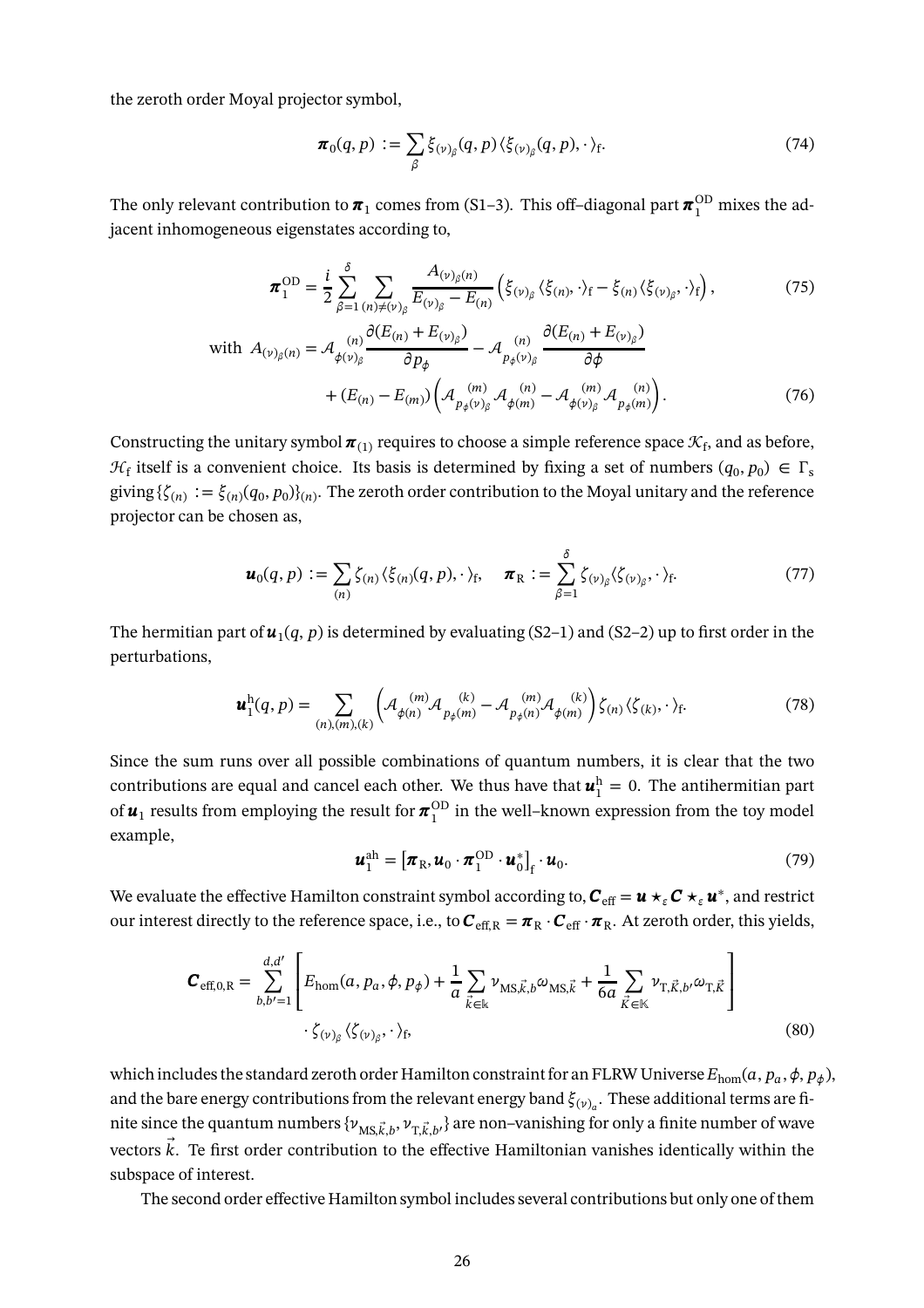the zeroth order Moyal projector symbol,

$$\boldsymbol{\pi}_0(q,p) := \sum_\beta \xi_{(\nu)_\beta}(q,p)\,\langle \xi_{(\nu)_\beta}(q,p),\cdot\rangle_{\rm f}. \tag{74}$$

The only relevant contribution to $\boldsymbol{\pi}_1$ comes from (S1–3). This off–diagonal part $\boldsymbol{\pi}_1^{\rm OD}$ mixes the adjacent inhomogeneous eigenstates according to,

$$\boldsymbol{\pi}_1^{\rm OD} = \frac{i}{2}\sum_{\beta=1}^{\delta}\sum_{(n)\neq(\nu)_\beta}\frac{A_{(\nu)_\beta(n)}}{E_{(\nu)_\beta}-E_{(n)}}\left(\xi_{(\nu)_\beta}\langle\xi_{(n)},\cdot\rangle_{\rm f} - \xi_{(n)}\langle\xi_{(\nu)_\beta},\cdot\rangle_{\rm f}\right), \tag{75}$$

$$\text{with}\;\; A_{(\nu)_\beta(n)} = \mathcal{A}_{\phi(\nu)_\beta}^{\;\;(n)}\frac{\partial(E_{(n)}+E_{(\nu)_\beta})}{\partial p_\phi} - \mathcal{A}_{p_\phi(\nu)_\beta}^{\;\;(n)}\frac{\partial(E_{(n)}+E_{(\nu)_\beta})}{\partial\phi} + (E_{(n)}-E_{(m)})\left(\mathcal{A}_{p_\phi(\nu)_\beta}^{\;\;(m)}\mathcal{A}_{\phi(m)}^{\;\;(n)} - \mathcal{A}_{\phi(\nu)_\beta}^{\;\;(m)}\mathcal{A}_{p_\phi(m)}^{\;\;(n)}\right). \tag{76}$$

Constructing the unitary symbol $\boldsymbol{\pi}_{(1)}$ requires to choose a simple reference space $\mathcal{K}_{\rm f}$, and as before, $\mathcal{H}_{\rm f}$ itself is a convenient choice. Its basis is determined by fixing a set of numbers $(q_0,p_0)\in\Gamma_{\rm s}$ giving $\{\zeta_{(n)} := \xi_{(n)}(q_0,p_0)\}_{(n)}$. The zeroth order contribution to the Moyal unitary and the reference projector can be chosen as,

$$\boldsymbol{u}_0(q,p) := \sum_{(n)}\zeta_{(n)}\langle\xi_{(n)}(q,p),\cdot\rangle_{\rm f},\quad \boldsymbol{\pi}_{\rm R} := \sum_{\beta=1}^{\delta}\zeta_{(\nu)_\beta}\langle\zeta_{(\nu)_\beta},\cdot\rangle_{\rm f}. \tag{77}$$

The hermitian part of $\boldsymbol{u}_1(q,p)$ is determined by evaluating (S2–1) and (S2–2) up to first order in the perturbations,

$$\boldsymbol{u}_1^{\rm h}(q,p) = \sum_{(n),(m),(k)}\left(\mathcal{A}_{\phi(n)}^{\;\;(m)}\mathcal{A}_{p_\phi(m)}^{\;\;(k)} - \mathcal{A}_{p_\phi(n)}^{\;\;(m)}\mathcal{A}_{\phi(m)}^{\;\;(k)}\right)\zeta_{(n)}\langle\zeta_{(k)},\cdot\rangle_{\rm f}. \tag{78}$$

Since the sum runs over all possible combinations of quantum numbers, it is clear that the two contributions are equal and cancel each other. We thus have that $\boldsymbol{u}_1^{\rm h}=0$. The antihermitian part of $\boldsymbol{u}_1$ results from employing the result for $\boldsymbol{\pi}_1^{\rm OD}$ in the well–known expression from the toy model example,

$$\boldsymbol{u}_1^{\rm ah} = \left[\boldsymbol{\pi}_{\rm R},\boldsymbol{u}_0\cdot\boldsymbol{\pi}_1^{\rm OD}\cdot\boldsymbol{u}_0^*\right]_{\rm f}\cdot\boldsymbol{u}_0. \tag{79}$$

We evaluate the effective Hamilton constraint symbol according to, $\boldsymbol{C}_{\rm eff} = \boldsymbol{u}\star_\varepsilon\boldsymbol{C}\star_\varepsilon\boldsymbol{u}^*$, and restrict our interest directly to the reference space, i.e., to $\boldsymbol{C}_{\rm eff,R} = \boldsymbol{\pi}_{\rm R}\cdot\boldsymbol{C}_{\rm eff}\cdot\boldsymbol{\pi}_{\rm R}$. At zeroth order, this yields,

$$\boldsymbol{C}_{\rm eff,0,R} = \sum_{b,b'=1}^{d,d'}\left[E_{\rm hom}(a,p_a,\phi,p_\phi) + \frac{1}{a}\sum_{\vec{k}\in\Bbbk}\nu_{{\rm MS},\vec{k},b}\,\omega_{{\rm MS},\vec{k}} + \frac{1}{6a}\sum_{\vec{K}\in\mathbb{K}}\nu_{{\rm T},\vec{K},b'}\,\omega_{{\rm T},\vec{K}}\right]\cdot\zeta_{(\nu)_\beta}\langle\zeta_{(\nu)_\beta},\cdot\rangle_{\rm f}, \tag{80}$$

which includes the standard zeroth order Hamilton constraint for an FLRW Universe $E_{\rm hom}(a,p_a,\phi,p_\phi)$, and the bare energy contributions from the relevant energy band $\xi_{(\nu)_\alpha}$. These additional terms are finite since the quantum numbers $\{\nu_{{\rm MS},\vec{k},b},\nu_{{\rm T},\vec{K},b'}\}$ are non–vanishing for only a finite number of wave vectors $\vec{k}$. Te first order contribution to the effective Hamiltonian vanishes identically within the subspace of interest.

The second order effective Hamilton symbol includes several contributions but only one of them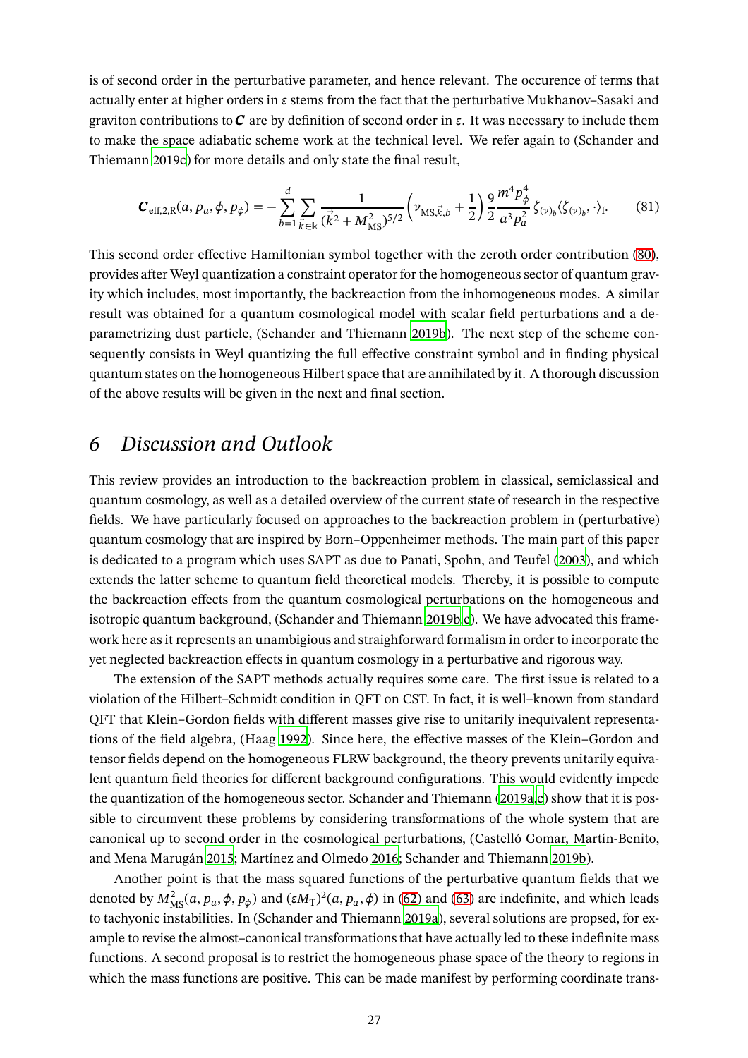is of second order in the perturbative parameter, and hence relevant. The occurence of terms that actually enter at higher orders in $\varepsilon$ stems from the fact that the perturbative Mukhanov–Sasaki and graviton contributions to $\boldsymbol{C}$ are by definition of second order in $\varepsilon$. It was necessary to include them to make the space adiabatic scheme work at the technical level. We refer again to (Schander and Thiemann 2019c) for more details and only state the final result,

$$\boldsymbol{C}_{\text{eff},2,\text{R}}(a,p_a,\phi,p_\phi) = -\sum_{b=1}^{d}\sum_{\vec{k}\in\mathbb{k}} \frac{1}{(\vec{k}^2+M_{\text{MS}}^2)^{5/2}}\left(\nu_{\text{MS},\vec{k},b}+\frac{1}{2}\right)\frac{9}{2}\frac{m^4 p_\phi^4}{a^3 p_a^2}\,\zeta_{(\nu)_b}\langle\zeta_{(\nu)_b},\cdot\rangle_{\text{f}}. \tag{81}$$

This second order effective Hamiltonian symbol together with the zeroth order contribution (80), provides after Weyl quantization a constraint operator for the homogeneous sector of quantum gravity which includes, most importantly, the backreaction from the inhomogeneous modes. A similar result was obtained for a quantum cosmological model with scalar field perturbations and a deparametrizing dust particle, (Schander and Thiemann 2019b). The next step of the scheme consequently consists in Weyl quantizing the full effective constraint symbol and in finding physical quantum states on the homogeneous Hilbert space that are annihilated by it. A thorough discussion of the above results will be given in the next and final section.

## 6 *Discussion and Outlook*

This review provides an introduction to the backreaction problem in classical, semiclassical and quantum cosmology, as well as a detailed overview of the current state of research in the respective fields. We have particularly focused on approaches to the backreaction problem in (perturbative) quantum cosmology that are inspired by Born–Oppenheimer methods. The main part of this paper is dedicated to a program which uses SAPT as due to Panati, Spohn, and Teufel (2003), and which extends the latter scheme to quantum field theoretical models. Thereby, it is possible to compute the backreaction effects from the quantum cosmological perturbations on the homogeneous and isotropic quantum background, (Schander and Thiemann 2019b,c). We have advocated this framework here as it represents an unambiguious and straighforward formalism in order to incorporate the yet neglected backreaction effects in quantum cosmology in a perturbative and rigorous way.

The extension of the SAPT methods actually requires some care. The first issue is related to a violation of the Hilbert–Schmidt condition in QFT on CST. In fact, it is well–known from standard QFT that Klein–Gordon fields with different masses give rise to unitarily inequivalent representations of the field algebra, (Haag 1992). Since here, the effective masses of the Klein–Gordon and tensor fields depend on the homogeneous FLRW background, the theory prevents unitarily equivalent quantum field theories for different background configurations. This would evidently impede the quantization of the homogeneous sector. Schander and Thiemann (2019a,c) show that it is possible to circumvent these problems by considering transformations of the whole system that are canonical up to second order in the cosmological perturbations, (Castelló Gomar, Martín-Benito, and Mena Marugán 2015; Martínez and Olmedo 2016; Schander and Thiemann 2019b).

Another point is that the mass squared functions of the perturbative quantum fields that we denoted by $M_{\text{MS}}^2(a,p_a,\phi,p_\phi)$ and $(\varepsilon M_{\text{T}})^2(a,p_a,\phi)$ in (62) and (63) are indefinite, and which leads to tachyonic instabilities. In (Schander and Thiemann 2019a), several solutions are propsed, for example to revise the almost–canonical transformations that have actually led to these indefinite mass functions. A second proposal is to restrict the homogeneous phase space of the theory to regions in which the mass functions are positive. This can be made manifest by performing coordinate trans-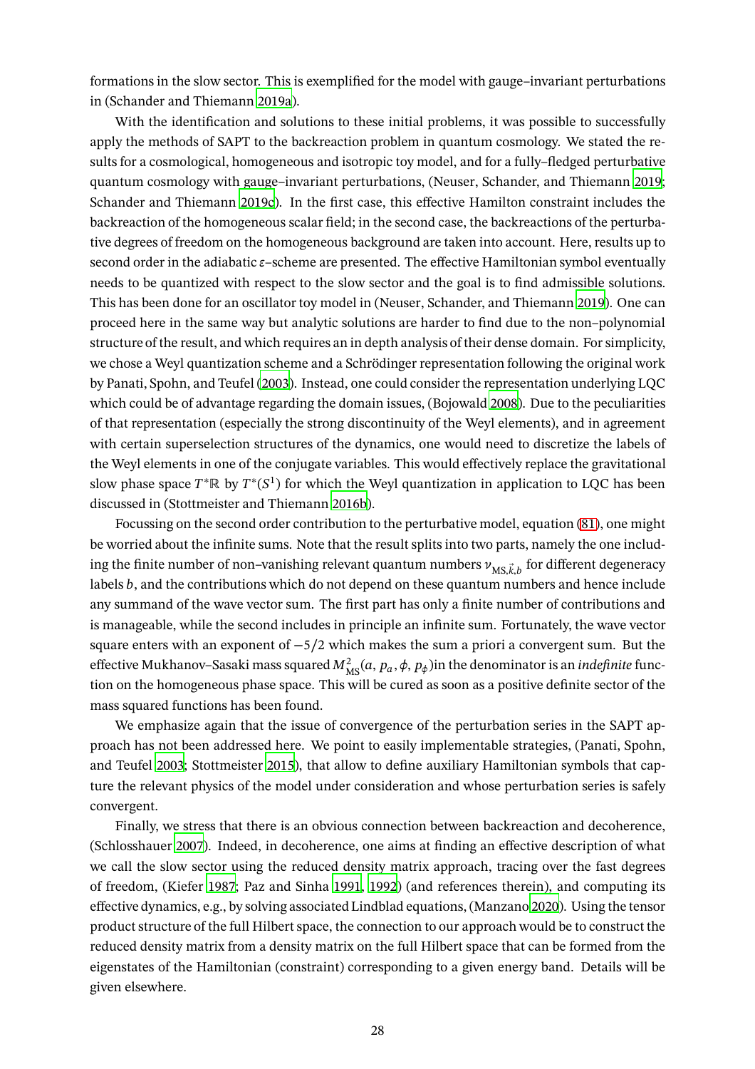formations in the slow sector. This is exemplified for the model with gauge–invariant perturbations in (Schander and Thiemann 2019a).

With the identification and solutions to these initial problems, it was possible to successfully apply the methods of SAPT to the backreaction problem in quantum cosmology. We stated the results for a cosmological, homogeneous and isotropic toy model, and for a fully–fledged perturbative quantum cosmology with gauge–invariant perturbations, (Neuser, Schander, and Thiemann 2019; Schander and Thiemann 2019c). In the first case, this effective Hamilton constraint includes the backreaction of the homogeneous scalar field; in the second case, the backreactions of the perturbative degrees of freedom on the homogeneous background are taken into account. Here, results up to second order in the adiabatic $\varepsilon$–scheme are presented. The effective Hamiltonian symbol eventually needs to be quantized with respect to the slow sector and the goal is to find admissible solutions. This has been done for an oscillator toy model in (Neuser, Schander, and Thiemann 2019). One can proceed here in the same way but analytic solutions are harder to find due to the non–polynomial structure of the result, and which requires an in depth analysis of their dense domain. For simplicity, we chose a Weyl quantization scheme and a Schrödinger representation following the original work by Panati, Spohn, and Teufel (2003). Instead, one could consider the representation underlying LQC which could be of advantage regarding the domain issues, (Bojowald 2008). Due to the peculiarities of that representation (especially the strong discontinuity of the Weyl elements), and in agreement with certain superselection structures of the dynamics, one would need to discretize the labels of the Weyl elements in one of the conjugate variables. This would effectively replace the gravitational slow phase space $T^*\mathbb{R}$ by $T^*(S^1)$ for which the Weyl quantization in application to LQC has been discussed in (Stottmeister and Thiemann 2016b).

Focussing on the second order contribution to the perturbative model, equation (81), one might be worried about the infinite sums. Note that the result splits into two parts, namely the one including the finite number of non–vanishing relevant quantum numbers $\nu_{\mathrm{MS},\vec{k},b}$ for different degeneracy labels $b$, and the contributions which do not depend on these quantum numbers and hence include any summand of the wave vector sum. The first part has only a finite number of contributions and is manageable, while the second includes in principle an infinite sum. Fortunately, the wave vector square enters with an exponent of $-5/2$ which makes the sum a priori a convergent sum. But the effective Mukhanov–Sasaki mass squared $M^2_{\mathrm{MS}}(a, p_a, \phi, p_\phi)$in the denominator is an *indefinite* function on the homogeneous phase space. This will be cured as soon as a positive definite sector of the mass squared functions has been found.

We emphasize again that the issue of convergence of the perturbation series in the SAPT approach has not been addressed here. We point to easily implementable strategies, (Panati, Spohn, and Teufel 2003; Stottmeister 2015), that allow to define auxiliary Hamiltonian symbols that capture the relevant physics of the model under consideration and whose perturbation series is safely convergent.

Finally, we stress that there is an obvious connection between backreaction and decoherence, (Schlosshauer 2007). Indeed, in decoherence, one aims at finding an effective description of what we call the slow sector using the reduced density matrix approach, tracing over the fast degrees of freedom, (Kiefer 1987; Paz and Sinha 1991, 1992) (and references therein), and computing its effective dynamics, e.g., by solving associated Lindblad equations, (Manzano 2020). Using the tensor product structure of the full Hilbert space, the connection to our approach would be to construct the reduced density matrix from a density matrix on the full Hilbert space that can be formed from the eigenstates of the Hamiltonian (constraint) corresponding to a given energy band. Details will be given elsewhere.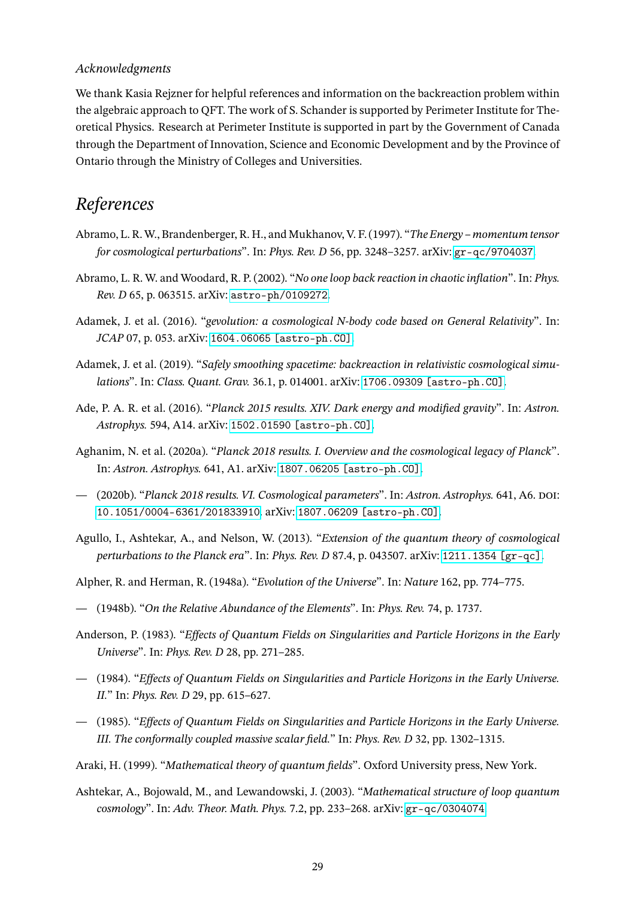*Acknowledgments*

We thank Kasia Rejzner for helpful references and information on the backreaction problem within the algebraic approach to QFT. The work of S. Schander is supported by Perimeter Institute for Theoretical Physics. Research at Perimeter Institute is supported in part by the Government of Canada through the Department of Innovation, Science and Economic Development and by the Province of Ontario through the Ministry of Colleges and Universities.

# References

Abramo, L. R. W., Brandenberger, R. H., and Mukhanov, V. F. (1997). "*The Energy – momentum tensor for cosmological perturbations*". In: *Phys. Rev. D* 56, pp. 3248–3257. arXiv: gr-qc/9704037.

Abramo, L. R. W. and Woodard, R. P. (2002). "*No one loop back reaction in chaotic inflation*". In: *Phys. Rev. D* 65, p. 063515. arXiv: astro-ph/0109272.

Adamek, J. et al. (2016). "*gevolution: a cosmological N-body code based on General Relativity*". In: *JCAP* 07, p. 053. arXiv: 1604.06065 [astro-ph.CO].

Adamek, J. et al. (2019). "*Safely smoothing spacetime: backreaction in relativistic cosmological simulations*". In: *Class. Quant. Grav.* 36.1, p. 014001. arXiv: 1706.09309 [astro-ph.CO].

Ade, P. A. R. et al. (2016). "*Planck 2015 results. XIV. Dark energy and modified gravity*". In: *Astron. Astrophys.* 594, A14. arXiv: 1502.01590 [astro-ph.CO].

Aghanim, N. et al. (2020a). "*Planck 2018 results. I. Overview and the cosmological legacy of Planck*". In: *Astron. Astrophys.* 641, A1. arXiv: 1807.06205 [astro-ph.CO].

— (2020b). "*Planck 2018 results. VI. Cosmological parameters*". In: *Astron. Astrophys.* 641, A6. DOI: 10.1051/0004-6361/201833910. arXiv: 1807.06209 [astro-ph.CO].

Agullo, I., Ashtekar, A., and Nelson, W. (2013). "*Extension of the quantum theory of cosmological perturbations to the Planck era*". In: *Phys. Rev. D* 87.4, p. 043507. arXiv: 1211.1354 [gr-qc].

Alpher, R. and Herman, R. (1948a). "*Evolution of the Universe*". In: *Nature* 162, pp. 774–775.

— (1948b). "*On the Relative Abundance of the Elements*". In: *Phys. Rev.* 74, p. 1737.

Anderson, P. (1983). "*Effects of Quantum Fields on Singularities and Particle Horizons in the Early Universe*". In: *Phys. Rev. D* 28, pp. 271–285.

— (1984). "*Effects of Quantum Fields on Singularities and Particle Horizons in the Early Universe. II.*" In: *Phys. Rev. D* 29, pp. 615–627.

— (1985). "*Effects of Quantum Fields on Singularities and Particle Horizons in the Early Universe. III. The conformally coupled massive scalar field.*" In: *Phys. Rev. D* 32, pp. 1302–1315.

Araki, H. (1999). "*Mathematical theory of quantum fields*". Oxford University press, New York.

Ashtekar, A., Bojowald, M., and Lewandowski, J. (2003). "*Mathematical structure of loop quantum cosmology*". In: *Adv. Theor. Math. Phys.* 7.2, pp. 233–268. arXiv: gr-qc/0304074.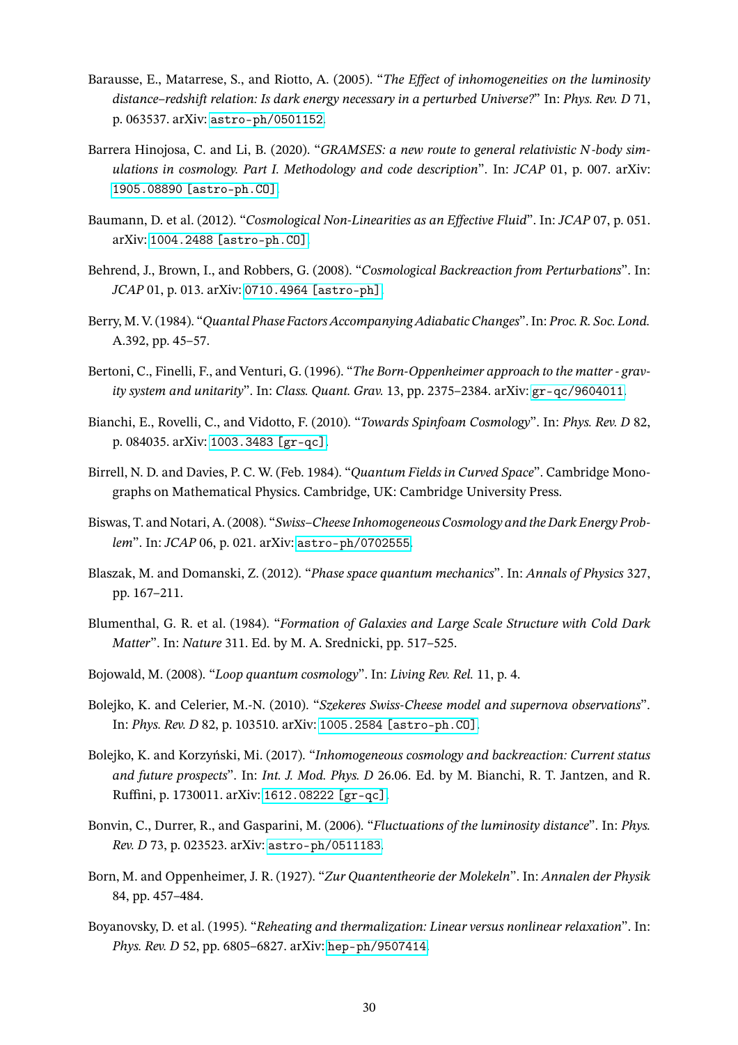Barausse, E., Matarrese, S., and Riotto, A. (2005). "*The Effect of inhomogeneities on the luminosity distance–redshift relation: Is dark energy necessary in a perturbed Universe?*" In: *Phys. Rev. D* 71, p. 063537. arXiv: astro-ph/0501152.

Barrera Hinojosa, C. and Li, B. (2020). "*GRAMSES: a new route to general relativistic N-body simulations in cosmology. Part I. Methodology and code description*". In: *JCAP* 01, p. 007. arXiv: 1905.08890 [astro-ph.CO].

Baumann, D. et al. (2012). "*Cosmological Non-Linearities as an Effective Fluid*". In: *JCAP* 07, p. 051. arXiv: 1004.2488 [astro-ph.CO].

Behrend, J., Brown, I., and Robbers, G. (2008). "*Cosmological Backreaction from Perturbations*". In: *JCAP* 01, p. 013. arXiv: 0710.4964 [astro-ph].

Berry, M. V. (1984). "*Quantal Phase Factors Accompanying Adiabatic Changes*". In: *Proc. R. Soc. Lond.* A.392, pp. 45–57.

Bertoni, C., Finelli, F., and Venturi, G. (1996). "*The Born-Oppenheimer approach to the matter - gravity system and unitarity*". In: *Class. Quant. Grav.* 13, pp. 2375–2384. arXiv: gr-qc/9604011.

Bianchi, E., Rovelli, C., and Vidotto, F. (2010). "*Towards Spinfoam Cosmology*". In: *Phys. Rev. D* 82, p. 084035. arXiv: 1003.3483 [gr-qc].

Birrell, N. D. and Davies, P. C. W. (Feb. 1984). "*Quantum Fields in Curved Space*". Cambridge Monographs on Mathematical Physics. Cambridge, UK: Cambridge University Press.

Biswas, T. and Notari, A. (2008). "*Swiss–Cheese Inhomogeneous Cosmology and the Dark Energy Problem*". In: *JCAP* 06, p. 021. arXiv: astro-ph/0702555.

Blaszak, M. and Domanski, Z. (2012). "*Phase space quantum mechanics*". In: *Annals of Physics* 327, pp. 167–211.

Blumenthal, G. R. et al. (1984). "*Formation of Galaxies and Large Scale Structure with Cold Dark Matter*". In: *Nature* 311. Ed. by M. A. Srednicki, pp. 517–525.

Bojowald, M. (2008). "*Loop quantum cosmology*". In: *Living Rev. Rel.* 11, p. 4.

Bolejko, K. and Celerier, M.-N. (2010). "*Szekeres Swiss-Cheese model and supernova observations*". In: *Phys. Rev. D* 82, p. 103510. arXiv: 1005.2584 [astro-ph.CO].

Bolejko, K. and Korzyński, Mi. (2017). "*Inhomogeneous cosmology and backreaction: Current status and future prospects*". In: *Int. J. Mod. Phys. D* 26.06. Ed. by M. Bianchi, R. T. Jantzen, and R. Ruffini, p. 1730011. arXiv: 1612.08222 [gr-qc].

Bonvin, C., Durrer, R., and Gasparini, M. (2006). "*Fluctuations of the luminosity distance*". In: *Phys. Rev. D* 73, p. 023523. arXiv: astro-ph/0511183.

Born, M. and Oppenheimer, J. R. (1927). "*Zur Quantentheorie der Molekeln*". In: *Annalen der Physik* 84, pp. 457–484.

Boyanovsky, D. et al. (1995). "*Reheating and thermalization: Linear versus nonlinear relaxation*". In: *Phys. Rev. D* 52, pp. 6805–6827. arXiv: hep-ph/9507414.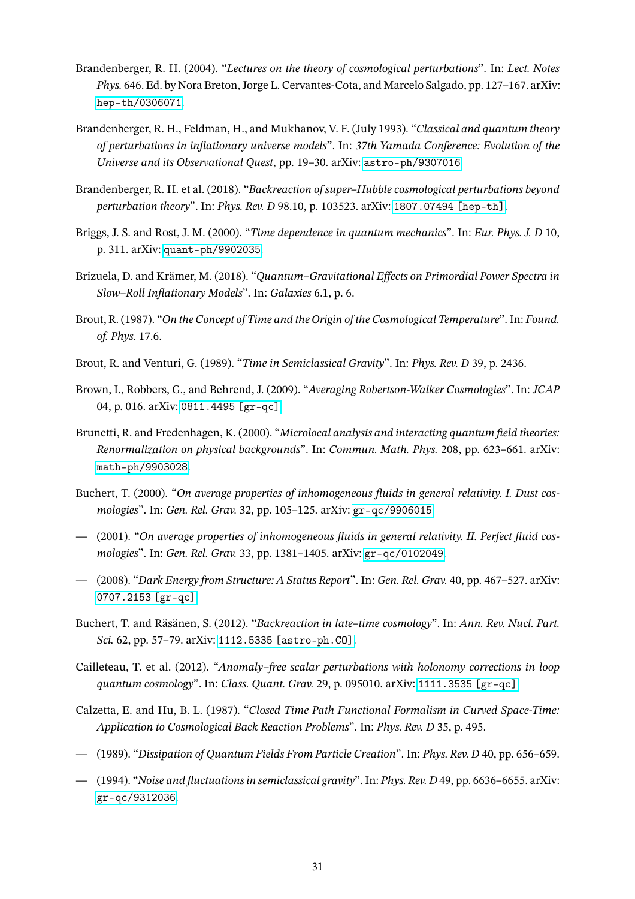Brandenberger, R. H. (2004). "*Lectures on the theory of cosmological perturbations*". In: *Lect. Notes Phys.* 646. Ed. by Nora Breton, Jorge L. Cervantes-Cota, and Marcelo Salgado, pp. 127–167. arXiv: hep-th/0306071.

Brandenberger, R. H., Feldman, H., and Mukhanov, V. F. (July 1993). "*Classical and quantum theory of perturbations in inflationary universe models*". In: *37th Yamada Conference: Evolution of the Universe and its Observational Quest*, pp. 19–30. arXiv: astro-ph/9307016.

Brandenberger, R. H. et al. (2018). "*Backreaction of super–Hubble cosmological perturbations beyond perturbation theory*". In: *Phys. Rev. D* 98.10, p. 103523. arXiv: 1807.07494 [hep-th].

Briggs, J. S. and Rost, J. M. (2000). "*Time dependence in quantum mechanics*". In: *Eur. Phys. J. D* 10, p. 311. arXiv: quant-ph/9902035.

Brizuela, D. and Krämer, M. (2018). "*Quantum–Gravitational Effects on Primordial Power Spectra in Slow–Roll Inflationary Models*". In: *Galaxies* 6.1, p. 6.

Brout, R. (1987). "*On the Concept of Time and the Origin of the Cosmological Temperature*". In: *Found. of. Phys.* 17.6.

Brout, R. and Venturi, G. (1989). "*Time in Semiclassical Gravity*". In: *Phys. Rev. D* 39, p. 2436.

Brown, I., Robbers, G., and Behrend, J. (2009). "*Averaging Robertson-Walker Cosmologies*". In: *JCAP* 04, p. 016. arXiv: 0811.4495 [gr-qc].

Brunetti, R. and Fredenhagen, K. (2000). "*Microlocal analysis and interacting quantum field theories: Renormalization on physical backgrounds*". In: *Commun. Math. Phys.* 208, pp. 623–661. arXiv: math-ph/9903028.

Buchert, T. (2000). "*On average properties of inhomogeneous fluids in general relativity. I. Dust cosmologies*". In: *Gen. Rel. Grav.* 32, pp. 105–125. arXiv: gr-qc/9906015.

— (2001). "*On average properties of inhomogeneous fluids in general relativity. II. Perfect fluid cosmologies*". In: *Gen. Rel. Grav.* 33, pp. 1381–1405. arXiv: gr-qc/0102049.

— (2008). "*Dark Energy from Structure: A Status Report*". In: *Gen. Rel. Grav.* 40, pp. 467–527. arXiv: 0707.2153 [gr-qc].

Buchert, T. and Räsänen, S. (2012). "*Backreaction in late–time cosmology*". In: *Ann. Rev. Nucl. Part. Sci.* 62, pp. 57–79. arXiv: 1112.5335 [astro-ph.CO].

Cailleteau, T. et al. (2012). "*Anomaly–free scalar perturbations with holonomy corrections in loop quantum cosmology*". In: *Class. Quant. Grav.* 29, p. 095010. arXiv: 1111.3535 [gr-qc].

Calzetta, E. and Hu, B. L. (1987). "*Closed Time Path Functional Formalism in Curved Space-Time: Application to Cosmological Back Reaction Problems*". In: *Phys. Rev. D* 35, p. 495.

— (1989). "*Dissipation of Quantum Fields From Particle Creation*". In: *Phys. Rev. D* 40, pp. 656–659.

— (1994). "*Noise and fluctuations in semiclassical gravity*". In: *Phys. Rev. D* 49, pp. 6636–6655. arXiv: gr-qc/9312036.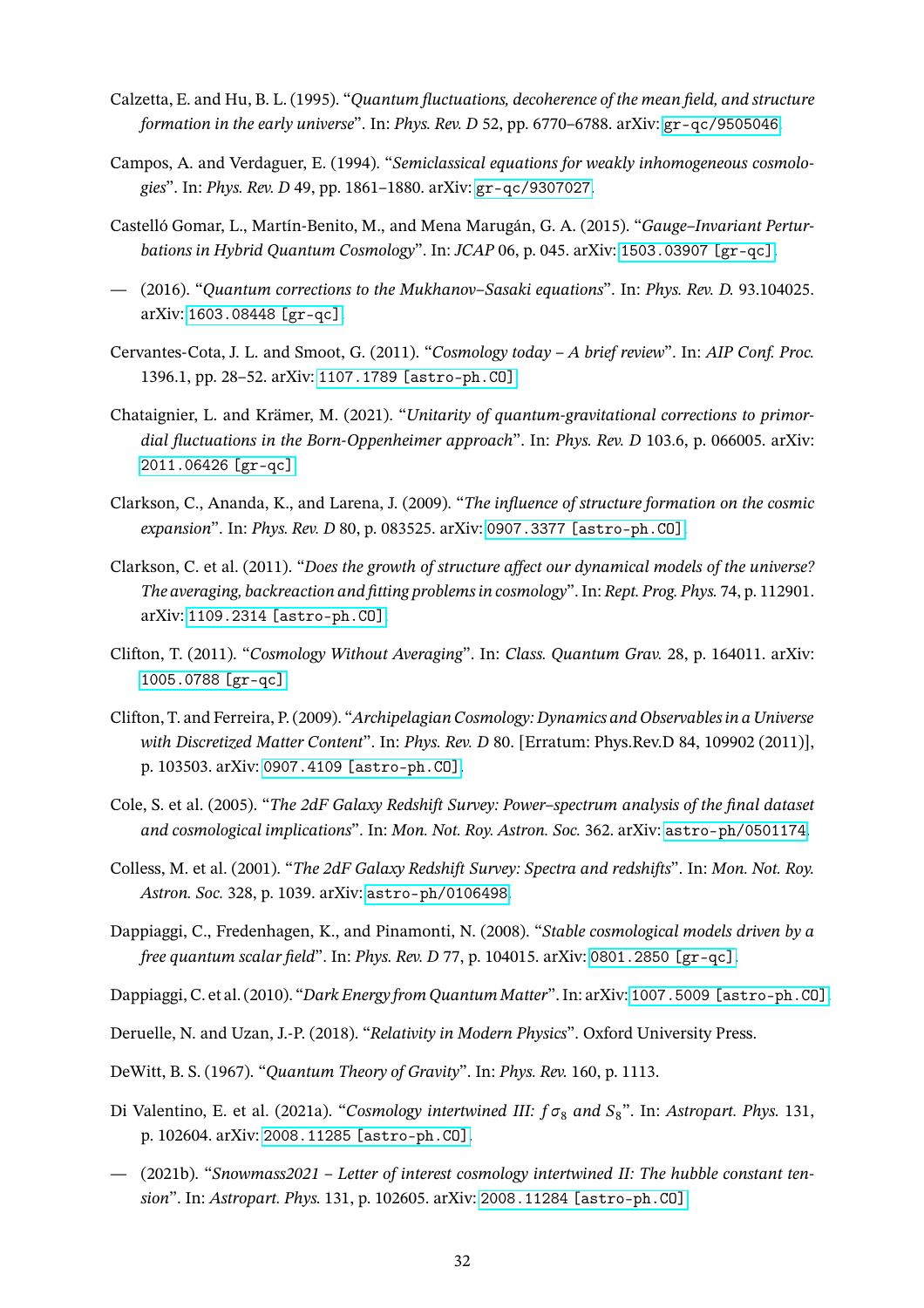Calzetta, E. and Hu, B. L. (1995). "*Quantum fluctuations, decoherence of the mean field, and structure formation in the early universe*". In: *Phys. Rev. D* 52, pp. 6770–6788. arXiv: gr-qc/9505046.

Campos, A. and Verdaguer, E. (1994). "*Semiclassical equations for weakly inhomogeneous cosmologies*". In: *Phys. Rev. D* 49, pp. 1861–1880. arXiv: gr-qc/9307027.

Castelló Gomar, L., Martín-Benito, M., and Mena Marugán, G. A. (2015). "*Gauge–Invariant Perturbations in Hybrid Quantum Cosmology*". In: *JCAP* 06, p. 045. arXiv: 1503.03907 [gr-qc].

— (2016). "*Quantum corrections to the Mukhanov–Sasaki equations*". In: *Phys. Rev. D.* 93.104025. arXiv: 1603.08448 [gr-qc].

Cervantes-Cota, J. L. and Smoot, G. (2011). "*Cosmology today – A brief review*". In: *AIP Conf. Proc.* 1396.1, pp. 28–52. arXiv: 1107.1789 [astro-ph.CO].

Chataignier, L. and Krämer, M. (2021). "*Unitarity of quantum-gravitational corrections to primordial fluctuations in the Born-Oppenheimer approach*". In: *Phys. Rev. D* 103.6, p. 066005. arXiv: 2011.06426 [gr-qc].

Clarkson, C., Ananda, K., and Larena, J. (2009). "*The influence of structure formation on the cosmic expansion*". In: *Phys. Rev. D* 80, p. 083525. arXiv: 0907.3377 [astro-ph.CO].

Clarkson, C. et al. (2011). "*Does the growth of structure affect our dynamical models of the universe? The averaging, backreaction and fitting problems in cosmology*". In: *Rept. Prog. Phys.* 74, p. 112901. arXiv: 1109.2314 [astro-ph.CO].

Clifton, T. (2011). "*Cosmology Without Averaging*". In: *Class. Quantum Grav.* 28, p. 164011. arXiv: 1005.0788 [gr-qc].

Clifton, T. and Ferreira, P. (2009). "*Archipelagian Cosmology: Dynamics and Observables in a Universe with Discretized Matter Content*". In: *Phys. Rev. D* 80. [Erratum: Phys.Rev.D 84, 109902 (2011)], p. 103503. arXiv: 0907.4109 [astro-ph.CO].

Cole, S. et al. (2005). "*The 2dF Galaxy Redshift Survey: Power–spectrum analysis of the final dataset and cosmological implications*". In: *Mon. Not. Roy. Astron. Soc.* 362. arXiv: astro-ph/0501174.

Colless, M. et al. (2001). "*The 2dF Galaxy Redshift Survey: Spectra and redshifts*". In: *Mon. Not. Roy. Astron. Soc.* 328, p. 1039. arXiv: astro-ph/0106498.

Dappiaggi, C., Fredenhagen, K., and Pinamonti, N. (2008). "*Stable cosmological models driven by a free quantum scalar field*". In: *Phys. Rev. D* 77, p. 104015. arXiv: 0801.2850 [gr-qc].

Dappiaggi, C. et al. (2010). "*Dark Energy from Quantum Matter*". In: arXiv: 1007.5009 [astro-ph.CO].

Deruelle, N. and Uzan, J.-P. (2018). "*Relativity in Modern Physics*". Oxford University Press.

DeWitt, B. S. (1967). "*Quantum Theory of Gravity*". In: *Phys. Rev.* 160, p. 1113.

Di Valentino, E. et al. (2021a). "*Cosmology intertwined III: $f\sigma_8$ and $S_8$*". In: *Astropart. Phys.* 131, p. 102604. arXiv: 2008.11285 [astro-ph.CO].

— (2021b). "*Snowmass2021 – Letter of interest cosmology intertwined II: The hubble constant tension*". In: *Astropart. Phys.* 131, p. 102605. arXiv: 2008.11284 [astro-ph.CO].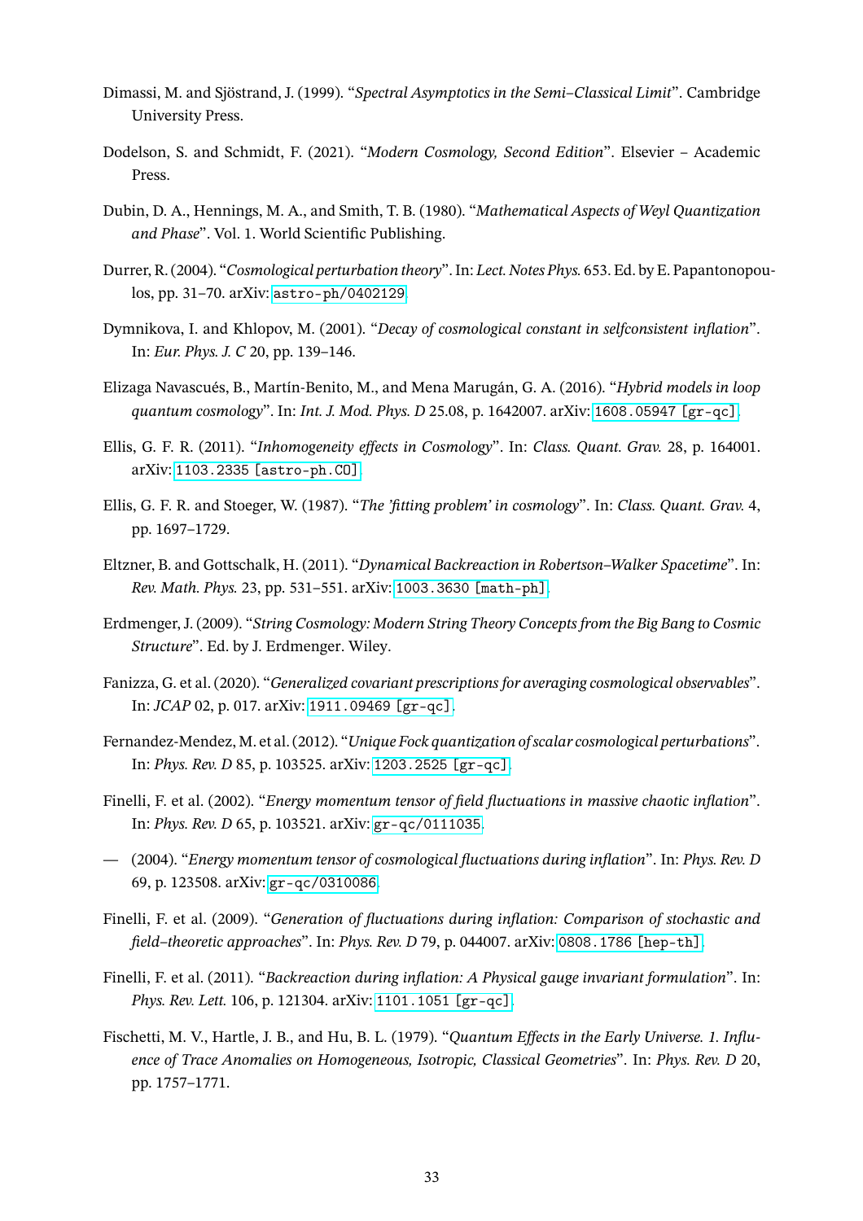Dimassi, M. and Sjöstrand, J. (1999). “*Spectral Asymptotics in the Semi–Classical Limit*”. Cambridge University Press.

Dodelson, S. and Schmidt, F. (2021). “*Modern Cosmology, Second Edition*”. Elsevier – Academic Press.

Dubin, D. A., Hennings, M. A., and Smith, T. B. (1980). “*Mathematical Aspects of Weyl Quantization and Phase*”. Vol. 1. World Scientific Publishing.

Durrer, R. (2004). “*Cosmological perturbation theory*”. In: *Lect. Notes Phys.* 653. Ed. by E. Papantonopoulos, pp. 31–70. arXiv: astro-ph/0402129.

Dymnikova, I. and Khlopov, M. (2001). “*Decay of cosmological constant in selfconsistent inflation*”. In: *Eur. Phys. J. C* 20, pp. 139–146.

Elizaga Navascués, B., Martín-Benito, M., and Mena Marugán, G. A. (2016). “*Hybrid models in loop quantum cosmology*”. In: *Int. J. Mod. Phys. D* 25.08, p. 1642007. arXiv: 1608.05947 [gr-qc].

Ellis, G. F. R. (2011). “*Inhomogeneity effects in Cosmology*”. In: *Class. Quant. Grav.* 28, p. 164001. arXiv: 1103.2335 [astro-ph.CO].

Ellis, G. F. R. and Stoeger, W. (1987). “*The 'fitting problem' in cosmology*”. In: *Class. Quant. Grav.* 4, pp. 1697–1729.

Eltzner, B. and Gottschalk, H. (2011). “*Dynamical Backreaction in Robertson–Walker Spacetime*”. In: *Rev. Math. Phys.* 23, pp. 531–551. arXiv: 1003.3630 [math-ph].

Erdmenger, J. (2009). “*String Cosmology: Modern String Theory Concepts from the Big Bang to Cosmic Structure*”. Ed. by J. Erdmenger. Wiley.

Fanizza, G. et al. (2020). “*Generalized covariant prescriptions for averaging cosmological observables*”. In: *JCAP* 02, p. 017. arXiv: 1911.09469 [gr-qc].

Fernandez-Mendez, M. et al. (2012). “*Unique Fock quantization of scalar cosmological perturbations*”. In: *Phys. Rev. D* 85, p. 103525. arXiv: 1203.2525 [gr-qc].

Finelli, F. et al. (2002). “*Energy momentum tensor of field fluctuations in massive chaotic inflation*”. In: *Phys. Rev. D* 65, p. 103521. arXiv: gr-qc/0111035.

— (2004). “*Energy momentum tensor of cosmological fluctuations during inflation*”. In: *Phys. Rev. D* 69, p. 123508. arXiv: gr-qc/0310086.

Finelli, F. et al. (2009). “*Generation of fluctuations during inflation: Comparison of stochastic and field–theoretic approaches*”. In: *Phys. Rev. D* 79, p. 044007. arXiv: 0808.1786 [hep-th].

Finelli, F. et al. (2011). “*Backreaction during inflation: A Physical gauge invariant formulation*”. In: *Phys. Rev. Lett.* 106, p. 121304. arXiv: 1101.1051 [gr-qc].

Fischetti, M. V., Hartle, J. B., and Hu, B. L. (1979). “*Quantum Effects in the Early Universe. 1. Influence of Trace Anomalies on Homogeneous, Isotropic, Classical Geometries*”. In: *Phys. Rev. D* 20, pp. 1757–1771.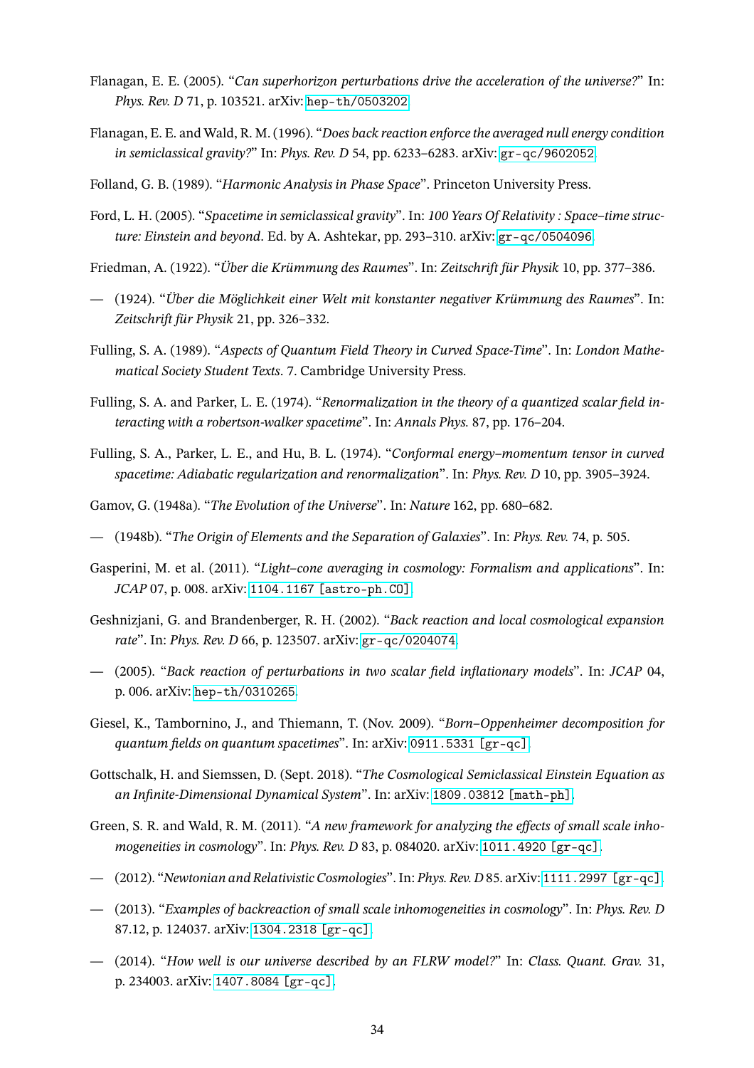Flanagan, E. E. (2005). "*Can superhorizon perturbations drive the acceleration of the universe?*" In: *Phys. Rev. D* 71, p. 103521. arXiv: hep-th/0503202.

Flanagan, E. E. and Wald, R. M. (1996). "*Does back reaction enforce the averaged null energy condition in semiclassical gravity?*" In: *Phys. Rev. D* 54, pp. 6233–6283. arXiv: gr-qc/9602052.

Folland, G. B. (1989). "*Harmonic Analysis in Phase Space*". Princeton University Press.

Ford, L. H. (2005). "*Spacetime in semiclassical gravity*". In: *100 Years Of Relativity : Space–time structure: Einstein and beyond*. Ed. by A. Ashtekar, pp. 293–310. arXiv: gr-qc/0504096.

Friedman, A. (1922). "*Über die Krümmung des Raumes*". In: *Zeitschrift für Physik* 10, pp. 377–386.

— (1924). "*Über die Möglichkeit einer Welt mit konstanter negativer Krümmung des Raumes*". In: *Zeitschrift für Physik* 21, pp. 326–332.

Fulling, S. A. (1989). "*Aspects of Quantum Field Theory in Curved Space-Time*". In: *London Mathematical Society Student Texts*. 7. Cambridge University Press.

Fulling, S. A. and Parker, L. E. (1974). "*Renormalization in the theory of a quantized scalar field interacting with a robertson-walker spacetime*". In: *Annals Phys.* 87, pp. 176–204.

Fulling, S. A., Parker, L. E., and Hu, B. L. (1974). "*Conformal energy–momentum tensor in curved spacetime: Adiabatic regularization and renormalization*". In: *Phys. Rev. D* 10, pp. 3905–3924.

Gamov, G. (1948a). "*The Evolution of the Universe*". In: *Nature* 162, pp. 680–682.

— (1948b). "*The Origin of Elements and the Separation of Galaxies*". In: *Phys. Rev.* 74, p. 505.

Gasperini, M. et al. (2011). "*Light–cone averaging in cosmology: Formalism and applications*". In: *JCAP* 07, p. 008. arXiv: 1104.1167 [astro-ph.CO].

Geshnizjani, G. and Brandenberger, R. H. (2002). "*Back reaction and local cosmological expansion rate*". In: *Phys. Rev. D* 66, p. 123507. arXiv: gr-qc/0204074.

— (2005). "*Back reaction of perturbations in two scalar field inflationary models*". In: *JCAP* 04, p. 006. arXiv: hep-th/0310265.

Giesel, K., Tambornino, J., and Thiemann, T. (Nov. 2009). "*Born–Oppenheimer decomposition for quantum fields on quantum spacetimes*". In: arXiv: 0911.5331 [gr-qc].

Gottschalk, H. and Siemssen, D. (Sept. 2018). "*The Cosmological Semiclassical Einstein Equation as an Infinite-Dimensional Dynamical System*". In: arXiv: 1809.03812 [math-ph].

Green, S. R. and Wald, R. M. (2011). "*A new framework for analyzing the effects of small scale inhomogeneities in cosmology*". In: *Phys. Rev. D* 83, p. 084020. arXiv: 1011.4920 [gr-qc].

— (2012). "*Newtonian and Relativistic Cosmologies*". In: *Phys. Rev. D* 85. arXiv: 1111.2997 [gr-qc].

— (2013). "*Examples of backreaction of small scale inhomogeneities in cosmology*". In: *Phys. Rev. D* 87.12, p. 124037. arXiv: 1304.2318 [gr-qc].

— (2014). "*How well is our universe described by an FLRW model?*" In: *Class. Quant. Grav.* 31, p. 234003. arXiv: 1407.8084 [gr-qc].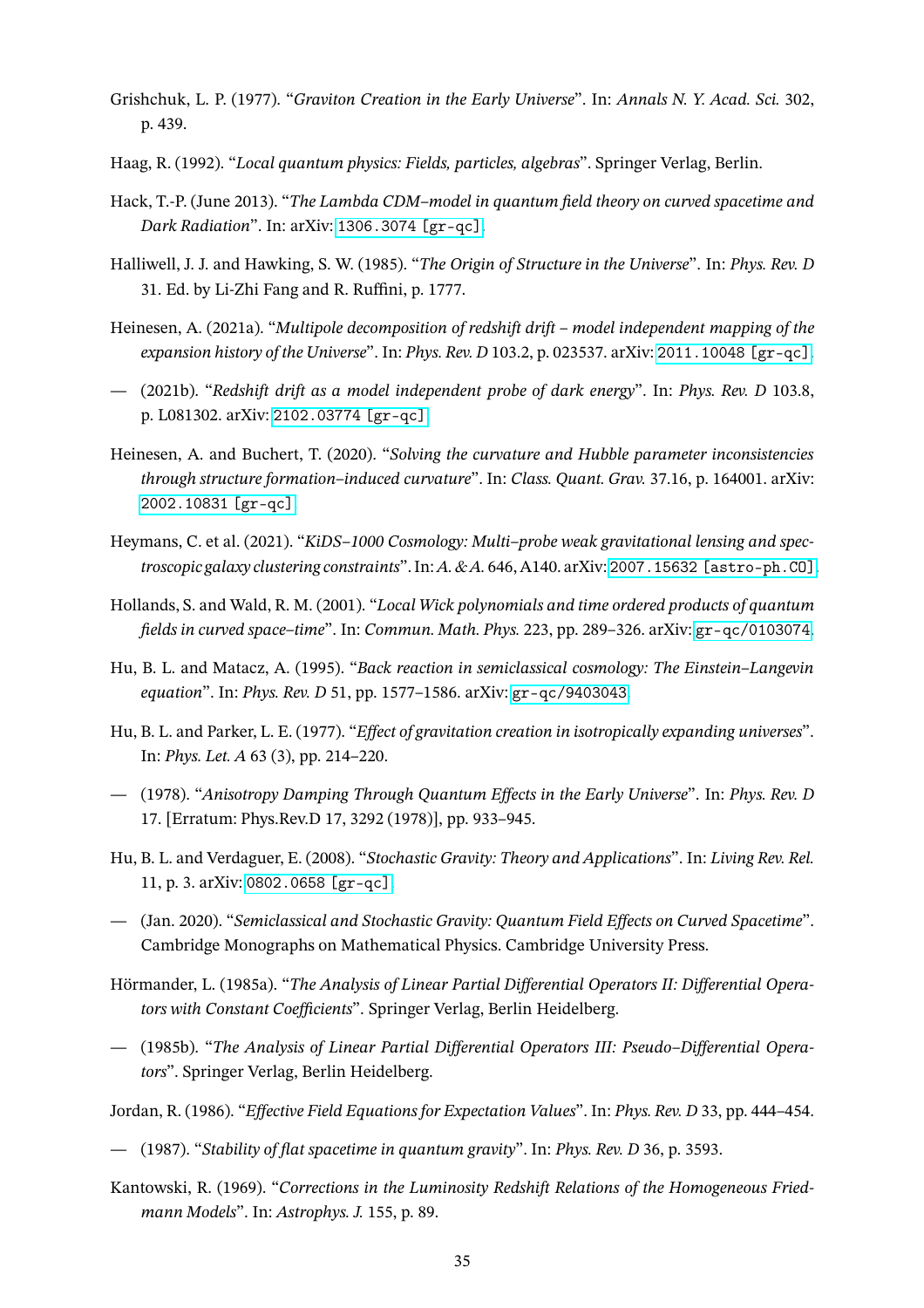Grishchuk, L. P. (1977). “*Graviton Creation in the Early Universe*”. In: *Annals N. Y. Acad. Sci.* 302, p. 439.

Haag, R. (1992). “*Local quantum physics: Fields, particles, algebras*”. Springer Verlag, Berlin.

Hack, T.-P. (June 2013). “*The Lambda CDM–model in quantum field theory on curved spacetime and Dark Radiation*”. In: arXiv: 1306.3074 [gr-qc].

Halliwell, J. J. and Hawking, S. W. (1985). “*The Origin of Structure in the Universe*”. In: *Phys. Rev. D* 31. Ed. by Li-Zhi Fang and R. Ruffini, p. 1777.

Heinesen, A. (2021a). “*Multipole decomposition of redshift drift – model independent mapping of the expansion history of the Universe*”. In: *Phys. Rev. D* 103.2, p. 023537. arXiv: 2011.10048 [gr-qc].

— (2021b). “*Redshift drift as a model independent probe of dark energy*”. In: *Phys. Rev. D* 103.8, p. L081302. arXiv: 2102.03774 [gr-qc].

Heinesen, A. and Buchert, T. (2020). “*Solving the curvature and Hubble parameter inconsistencies through structure formation–induced curvature*”. In: *Class. Quant. Grav.* 37.16, p. 164001. arXiv: 2002.10831 [gr-qc].

Heymans, C. et al. (2021). “*KiDS–1000 Cosmology: Multi–probe weak gravitational lensing and spectroscopic galaxy clustering constraints*”. In: *A. & A.* 646, A140. arXiv: 2007.15632 [astro-ph.CO].

Hollands, S. and Wald, R. M. (2001). “*Local Wick polynomials and time ordered products of quantum fields in curved space–time*”. In: *Commun. Math. Phys.* 223, pp. 289–326. arXiv: gr-qc/0103074.

Hu, B. L. and Matacz, A. (1995). “*Back reaction in semiclassical cosmology: The Einstein–Langevin equation*”. In: *Phys. Rev. D* 51, pp. 1577–1586. arXiv: gr-qc/9403043.

Hu, B. L. and Parker, L. E. (1977). “*Effect of gravitation creation in isotropically expanding universes*”. In: *Phys. Let. A* 63 (3), pp. 214–220.

— (1978). “*Anisotropy Damping Through Quantum Effects in the Early Universe*”. In: *Phys. Rev. D* 17. [Erratum: Phys.Rev.D 17, 3292 (1978)], pp. 933–945.

Hu, B. L. and Verdaguer, E. (2008). “*Stochastic Gravity: Theory and Applications*”. In: *Living Rev. Rel.* 11, p. 3. arXiv: 0802.0658 [gr-qc].

— (Jan. 2020). “*Semiclassical and Stochastic Gravity: Quantum Field Effects on Curved Spacetime*”. Cambridge Monographs on Mathematical Physics. Cambridge University Press.

Hörmander, L. (1985a). “*The Analysis of Linear Partial Differential Operators II: Differential Operators with Constant Coefficients*”. Springer Verlag, Berlin Heidelberg.

— (1985b). “*The Analysis of Linear Partial Differential Operators III: Pseudo–Differential Operators*”. Springer Verlag, Berlin Heidelberg.

Jordan, R. (1986). “*Effective Field Equations for Expectation Values*”. In: *Phys. Rev. D* 33, pp. 444–454.

— (1987). “*Stability of flat spacetime in quantum gravity*”. In: *Phys. Rev. D* 36, p. 3593.

Kantowski, R. (1969). “*Corrections in the Luminosity Redshift Relations of the Homogeneous Friedmann Models*”. In: *Astrophys. J.* 155, p. 89.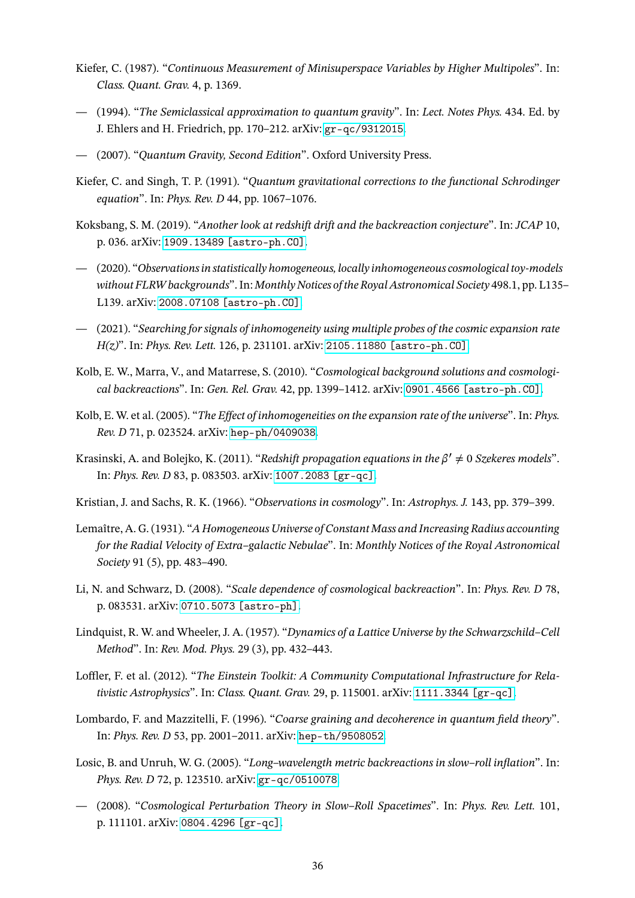Kiefer, C. (1987). "*Continuous Measurement of Minisuperspace Variables by Higher Multipoles*". In: *Class. Quant. Grav.* 4, p. 1369.

— (1994). "*The Semiclassical approximation to quantum gravity*". In: *Lect. Notes Phys.* 434. Ed. by J. Ehlers and H. Friedrich, pp. 170–212. arXiv: gr-qc/9312015.

— (2007). "*Quantum Gravity, Second Edition*". Oxford University Press.

Kiefer, C. and Singh, T. P. (1991). "*Quantum gravitational corrections to the functional Schrodinger equation*". In: *Phys. Rev. D* 44, pp. 1067–1076.

Koksbang, S. M. (2019). "*Another look at redshift drift and the backreaction conjecture*". In: *JCAP* 10, p. 036. arXiv: 1909.13489 [astro-ph.CO].

— (2020). "*Observations in statistically homogeneous, locally inhomogeneous cosmological toy-models without FLRW backgrounds*". In: *Monthly Notices of the Royal Astronomical Society* 498.1, pp. L135–L139. arXiv: 2008.07108 [astro-ph.CO].

— (2021). "*Searching for signals of inhomogeneity using multiple probes of the cosmic expansion rate H(z)*". In: *Phys. Rev. Lett.* 126, p. 231101. arXiv: 2105.11880 [astro-ph.CO].

Kolb, E. W., Marra, V., and Matarrese, S. (2010). "*Cosmological background solutions and cosmological backreactions*". In: *Gen. Rel. Grav.* 42, pp. 1399–1412. arXiv: 0901.4566 [astro-ph.CO].

Kolb, E. W. et al. (2005). "*The Effect of inhomogeneities on the expansion rate of the universe*". In: *Phys. Rev. D* 71, p. 023524. arXiv: hep-ph/0409038.

Krasinski, A. and Bolejko, K. (2011). "*Redshift propagation equations in the $\beta' \neq 0$ Szekeres models*". In: *Phys. Rev. D* 83, p. 083503. arXiv: 1007.2083 [gr-qc].

Kristian, J. and Sachs, R. K. (1966). "*Observations in cosmology*". In: *Astrophys. J.* 143, pp. 379–399.

Lemaître, A. G. (1931). "*A Homogeneous Universe of Constant Mass and Increasing Radius accounting for the Radial Velocity of Extra–galactic Nebulae*". In: *Monthly Notices of the Royal Astronomical Society* 91 (5), pp. 483–490.

Li, N. and Schwarz, D. (2008). "*Scale dependence of cosmological backreaction*". In: *Phys. Rev. D* 78, p. 083531. arXiv: 0710.5073 [astro-ph].

Lindquist, R. W. and Wheeler, J. A. (1957). "*Dynamics of a Lattice Universe by the Schwarzschild–Cell Method*". In: *Rev. Mod. Phys.* 29 (3), pp. 432–443.

Loffler, F. et al. (2012). "*The Einstein Toolkit: A Community Computational Infrastructure for Relativistic Astrophysics*". In: *Class. Quant. Grav.* 29, p. 115001. arXiv: 1111.3344 [gr-qc].

Lombardo, F. and Mazzitelli, F. (1996). "*Coarse graining and decoherence in quantum field theory*". In: *Phys. Rev. D* 53, pp. 2001–2011. arXiv: hep-th/9508052.

Losic, B. and Unruh, W. G. (2005). "*Long–wavelength metric backreactions in slow–roll inflation*". In: *Phys. Rev. D* 72, p. 123510. arXiv: gr-qc/0510078.

— (2008). "*Cosmological Perturbation Theory in Slow–Roll Spacetimes*". In: *Phys. Rev. Lett.* 101, p. 111101. arXiv: 0804.4296 [gr-qc].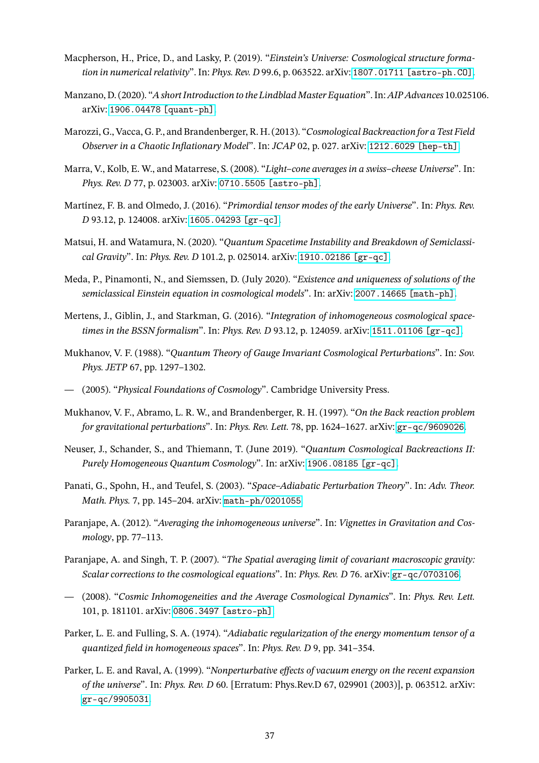Macpherson, H., Price, D., and Lasky, P. (2019). “*Einstein’s Universe: Cosmological structure formation in numerical relativity*”. In: *Phys. Rev. D* 99.6, p. 063522. arXiv: 1807.01711 [astro-ph.CO].

Manzano, D. (2020). “*A short Introduction to the Lindblad Master Equation*”. In: *AIP Advances* 10.025106. arXiv: 1906.04478 [quant-ph].

Marozzi, G., Vacca, G. P., and Brandenberger, R. H. (2013). “*Cosmological Backreaction for a Test Field Observer in a Chaotic Inflationary Model*”. In: *JCAP* 02, p. 027. arXiv: 1212.6029 [hep-th].

Marra, V., Kolb, E. W., and Matarrese, S. (2008). “*Light–cone averages in a swiss–cheese Universe*”. In: *Phys. Rev. D* 77, p. 023003. arXiv: 0710.5505 [astro-ph].

Martínez, F. B. and Olmedo, J. (2016). “*Primordial tensor modes of the early Universe*”. In: *Phys. Rev. D* 93.12, p. 124008. arXiv: 1605.04293 [gr-qc].

Matsui, H. and Watamura, N. (2020). “*Quantum Spacetime Instability and Breakdown of Semiclassical Gravity*”. In: *Phys. Rev. D* 101.2, p. 025014. arXiv: 1910.02186 [gr-qc].

Meda, P., Pinamonti, N., and Siemssen, D. (July 2020). “*Existence and uniqueness of solutions of the semiclassical Einstein equation in cosmological models*”. In: arXiv: 2007.14665 [math-ph].

Mertens, J., Giblin, J., and Starkman, G. (2016). “*Integration of inhomogeneous cosmological spacetimes in the BSSN formalism*”. In: *Phys. Rev. D* 93.12, p. 124059. arXiv: 1511.01106 [gr-qc].

Mukhanov, V. F. (1988). “*Quantum Theory of Gauge Invariant Cosmological Perturbations*”. In: *Sov. Phys. JETP* 67, pp. 1297–1302.

— (2005). “*Physical Foundations of Cosmology*”. Cambridge University Press.

Mukhanov, V. F., Abramo, L. R. W., and Brandenberger, R. H. (1997). “*On the Back reaction problem for gravitational perturbations*”. In: *Phys. Rev. Lett.* 78, pp. 1624–1627. arXiv: gr-qc/9609026.

Neuser, J., Schander, S., and Thiemann, T. (June 2019). “*Quantum Cosmological Backreactions II: Purely Homogeneous Quantum Cosmology*”. In: arXiv: 1906.08185 [gr-qc].

Panati, G., Spohn, H., and Teufel, S. (2003). “*Space–Adiabatic Perturbation Theory*”. In: *Adv. Theor. Math. Phys.* 7, pp. 145–204. arXiv: math-ph/0201055.

Paranjape, A. (2012). “*Averaging the inhomogeneous universe*”. In: *Vignettes in Gravitation and Cosmology*, pp. 77–113.

Paranjape, A. and Singh, T. P. (2007). “*The Spatial averaging limit of covariant macroscopic gravity: Scalar corrections to the cosmological equations*”. In: *Phys. Rev. D* 76. arXiv: gr-qc/0703106.

— (2008). “*Cosmic Inhomogeneities and the Average Cosmological Dynamics*”. In: *Phys. Rev. Lett.* 101, p. 181101. arXiv: 0806.3497 [astro-ph].

Parker, L. E. and Fulling, S. A. (1974). “*Adiabatic regularization of the energy momentum tensor of a quantized field in homogeneous spaces*”. In: *Phys. Rev. D* 9, pp. 341–354.

Parker, L. E. and Raval, A. (1999). “*Nonperturbative effects of vacuum energy on the recent expansion of the universe*”. In: *Phys. Rev. D* 60. [Erratum: Phys.Rev.D 67, 029901 (2003)], p. 063512. arXiv: gr-qc/9905031.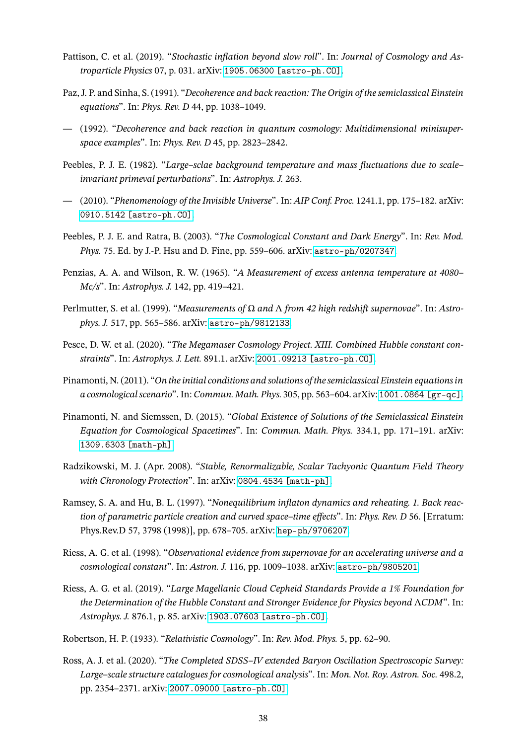Pattison, C. et al. (2019). "*Stochastic inflation beyond slow roll*". In: *Journal of Cosmology and Astroparticle Physics* 07, p. 031. arXiv: 1905.06300 [astro-ph.CO].

Paz, J. P. and Sinha, S. (1991). "*Decoherence and back reaction: The Origin of the semiclassical Einstein equations*". In: *Phys. Rev. D* 44, pp. 1038–1049.

— (1992). "*Decoherence and back reaction in quantum cosmology: Multidimensional minisuperspace examples*". In: *Phys. Rev. D* 45, pp. 2823–2842.

Peebles, P. J. E. (1982). "*Large–sclae background temperature and mass fluctuations due to scale–invariant primeval perturbations*". In: *Astrophys. J.* 263.

— (2010). "*Phenomenology of the Invisible Universe*". In: *AIP Conf. Proc.* 1241.1, pp. 175–182. arXiv: 0910.5142 [astro-ph.CO].

Peebles, P. J. E. and Ratra, B. (2003). "*The Cosmological Constant and Dark Energy*". In: *Rev. Mod. Phys.* 75. Ed. by J.-P. Hsu and D. Fine, pp. 559–606. arXiv: astro-ph/0207347.

Penzias, A. A. and Wilson, R. W. (1965). "*A Measurement of excess antenna temperature at 4080–Mc/s*". In: *Astrophys. J.* 142, pp. 419–421.

Perlmutter, S. et al. (1999). "*Measurements of $\Omega$ and $\Lambda$ from 42 high redshift supernovae*". In: *Astrophys. J.* 517, pp. 565–586. arXiv: astro-ph/9812133.

Pesce, D. W. et al. (2020). "*The Megamaser Cosmology Project. XIII. Combined Hubble constant constraints*". In: *Astrophys. J. Lett.* 891.1. arXiv: 2001.09213 [astro-ph.CO].

Pinamonti, N. (2011). "*On the initial conditions and solutions of the semiclassical Einstein equations in a cosmological scenario*". In: *Commun. Math. Phys.* 305, pp. 563–604. arXiv: 1001.0864 [gr-qc].

Pinamonti, N. and Siemssen, D. (2015). "*Global Existence of Solutions of the Semiclassical Einstein Equation for Cosmological Spacetimes*". In: *Commun. Math. Phys.* 334.1, pp. 171–191. arXiv: 1309.6303 [math-ph].

Radzikowski, M. J. (Apr. 2008). "*Stable, Renormalizable, Scalar Tachyonic Quantum Field Theory with Chronology Protection*". In: arXiv: 0804.4534 [math-ph].

Ramsey, S. A. and Hu, B. L. (1997). "*Nonequilibrium inflaton dynamics and reheating. 1. Back reaction of parametric particle creation and curved space–time effects*". In: *Phys. Rev. D* 56. [Erratum: Phys.Rev.D 57, 3798 (1998)], pp. 678–705. arXiv: hep-ph/9706207.

Riess, A. G. et al. (1998). "*Observational evidence from supernovae for an accelerating universe and a cosmological constant*". In: *Astron. J.* 116, pp. 1009–1038. arXiv: astro-ph/9805201.

Riess, A. G. et al. (2019). "*Large Magellanic Cloud Cepheid Standards Provide a 1% Foundation for the Determination of the Hubble Constant and Stronger Evidence for Physics beyond $\Lambda$CDM*". In: *Astrophys. J.* 876.1, p. 85. arXiv: 1903.07603 [astro-ph.CO].

Robertson, H. P. (1933). "*Relativistic Cosmology*". In: *Rev. Mod. Phys.* 5, pp. 62–90.

Ross, A. J. et al. (2020). "*The Completed SDSS–IV extended Baryon Oscillation Spectroscopic Survey: Large–scale structure catalogues for cosmological analysis*". In: *Mon. Not. Roy. Astron. Soc.* 498.2, pp. 2354–2371. arXiv: 2007.09000 [astro-ph.CO].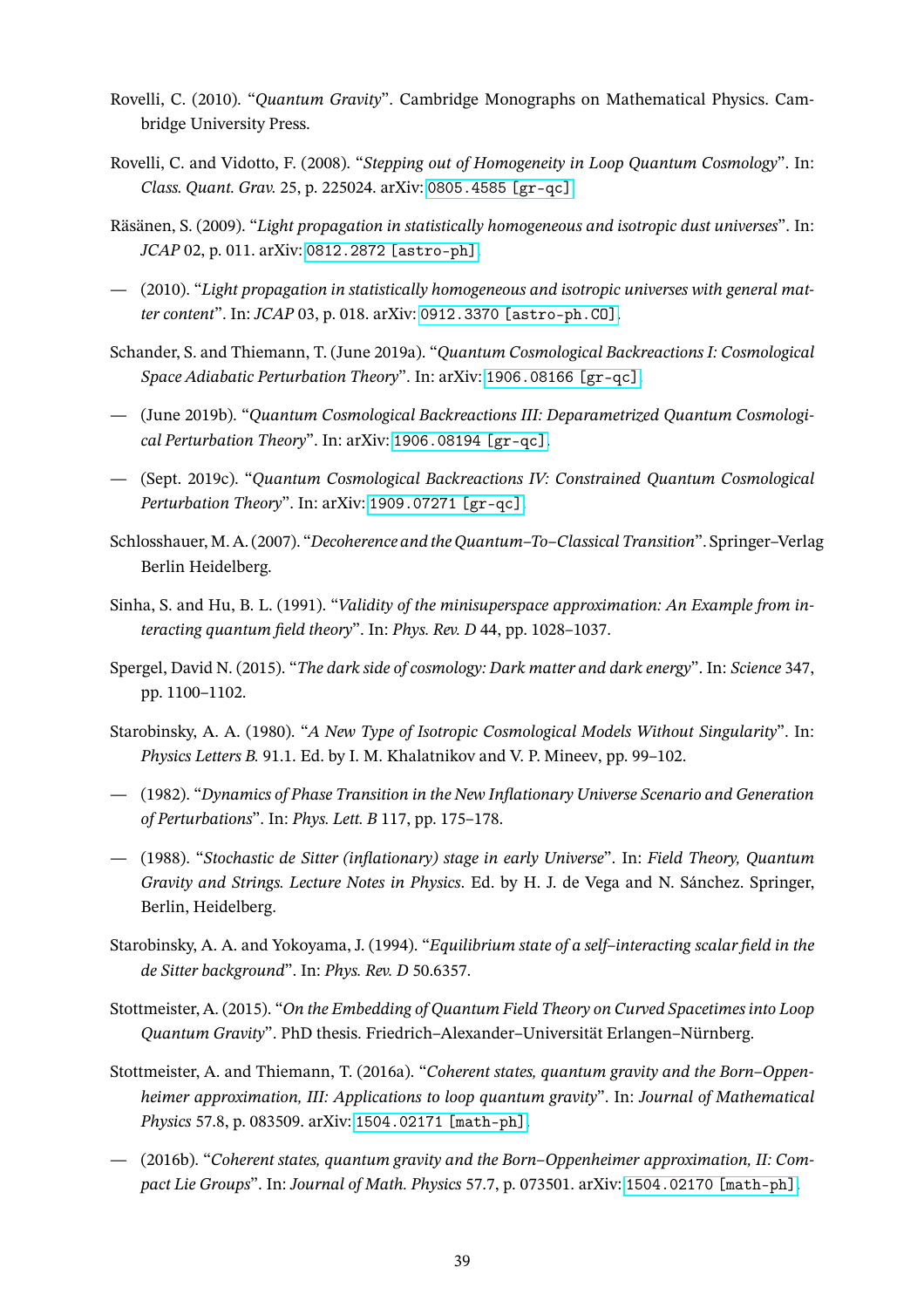Rovelli, C. (2010). "*Quantum Gravity*". Cambridge Monographs on Mathematical Physics. Cambridge University Press.

Rovelli, C. and Vidotto, F. (2008). "*Stepping out of Homogeneity in Loop Quantum Cosmology*". In: *Class. Quant. Grav.* 25, p. 225024. arXiv: 0805.4585 [gr-qc].

Räsänen, S. (2009). "*Light propagation in statistically homogeneous and isotropic dust universes*". In: *JCAP* 02, p. 011. arXiv: 0812.2872 [astro-ph].

— (2010). "*Light propagation in statistically homogeneous and isotropic universes with general matter content*". In: *JCAP* 03, p. 018. arXiv: 0912.3370 [astro-ph.CO].

Schander, S. and Thiemann, T. (June 2019a). "*Quantum Cosmological Backreactions I: Cosmological Space Adiabatic Perturbation Theory*". In: arXiv: 1906.08166 [gr-qc].

— (June 2019b). "*Quantum Cosmological Backreactions III: Deparametrized Quantum Cosmological Perturbation Theory*". In: arXiv: 1906.08194 [gr-qc].

— (Sept. 2019c). "*Quantum Cosmological Backreactions IV: Constrained Quantum Cosmological Perturbation Theory*". In: arXiv: 1909.07271 [gr-qc].

Schlosshauer, M. A. (2007). "*Decoherence and the Quantum–To–Classical Transition*". Springer–Verlag Berlin Heidelberg.

Sinha, S. and Hu, B. L. (1991). "*Validity of the minisuperspace approximation: An Example from interacting quantum field theory*". In: *Phys. Rev. D* 44, pp. 1028–1037.

Spergel, David N. (2015). "*The dark side of cosmology: Dark matter and dark energy*". In: *Science* 347, pp. 1100–1102.

Starobinsky, A. A. (1980). "*A New Type of Isotropic Cosmological Models Without Singularity*". In: *Physics Letters B.* 91.1. Ed. by I. M. Khalatnikov and V. P. Mineev, pp. 99–102.

— (1982). "*Dynamics of Phase Transition in the New Inflationary Universe Scenario and Generation of Perturbations*". In: *Phys. Lett. B* 117, pp. 175–178.

— (1988). "*Stochastic de Sitter (inflationary) stage in early Universe*". In: *Field Theory, Quantum Gravity and Strings. Lecture Notes in Physics*. Ed. by H. J. de Vega and N. Sánchez. Springer, Berlin, Heidelberg.

Starobinsky, A. A. and Yokoyama, J. (1994). "*Equilibrium state of a self–interacting scalar field in the de Sitter background*". In: *Phys. Rev. D* 50.6357.

Stottmeister, A. (2015). "*On the Embedding of Quantum Field Theory on Curved Spacetimes into Loop Quantum Gravity*". PhD thesis. Friedrich–Alexander–Universität Erlangen–Nürnberg.

Stottmeister, A. and Thiemann, T. (2016a). "*Coherent states, quantum gravity and the Born–Oppenheimer approximation, III: Applications to loop quantum gravity*". In: *Journal of Mathematical Physics* 57.8, p. 083509. arXiv: 1504.02171 [math-ph].

— (2016b). "*Coherent states, quantum gravity and the Born–Oppenheimer approximation, II: Compact Lie Groups*". In: *Journal of Math. Physics* 57.7, p. 073501. arXiv: 1504.02170 [math-ph].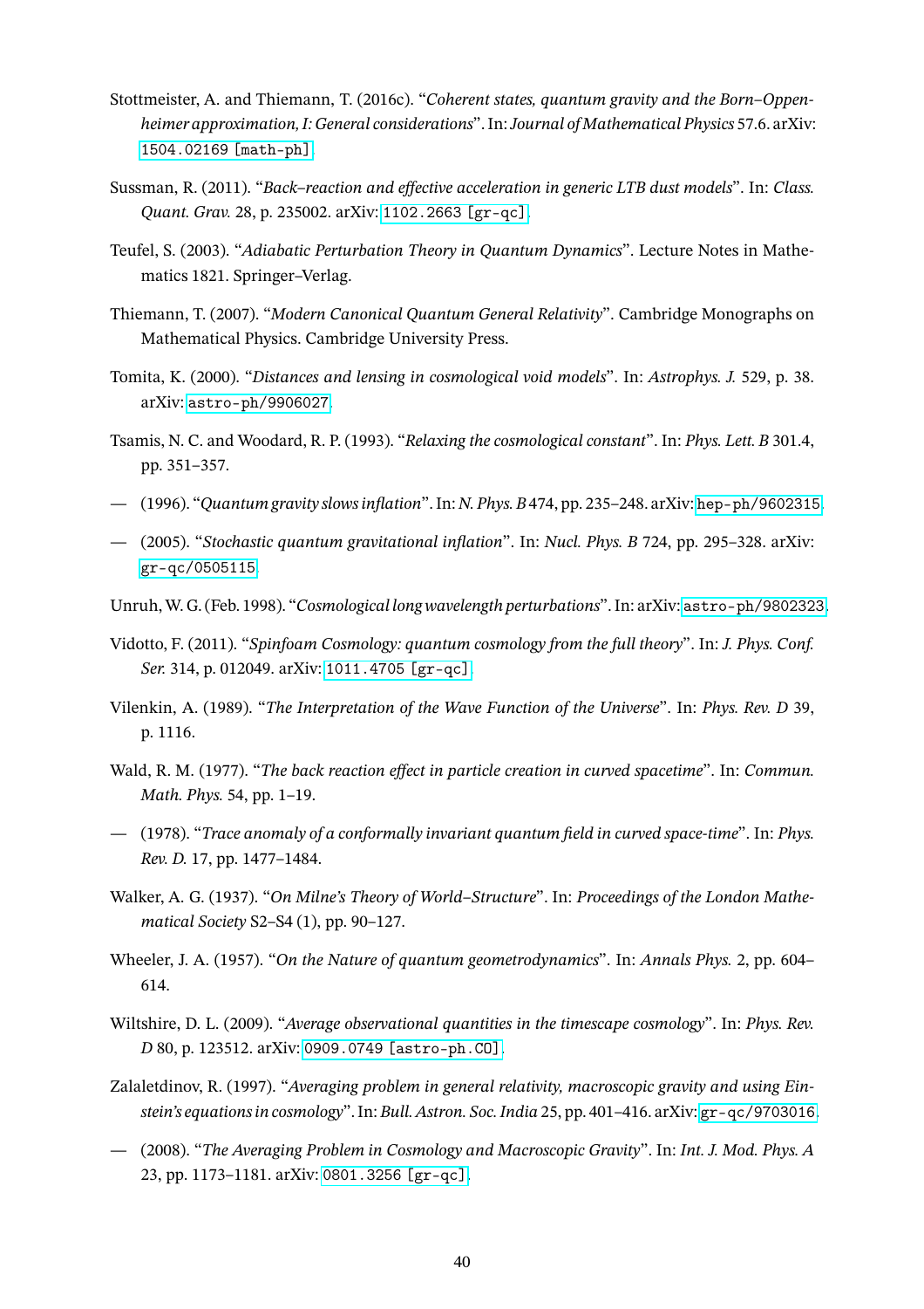Stottmeister, A. and Thiemann, T. (2016c). "*Coherent states, quantum gravity and the Born–Oppenheimer approximation, I: General considerations*". In: *Journal of Mathematical Physics* 57.6. arXiv: 1504.02169 [math-ph].

Sussman, R. (2011). "*Back–reaction and effective acceleration in generic LTB dust models*". In: *Class. Quant. Grav.* 28, p. 235002. arXiv: 1102.2663 [gr-qc].

Teufel, S. (2003). "*Adiabatic Perturbation Theory in Quantum Dynamics*". Lecture Notes in Mathematics 1821. Springer–Verlag.

Thiemann, T. (2007). "*Modern Canonical Quantum General Relativity*". Cambridge Monographs on Mathematical Physics. Cambridge University Press.

Tomita, K. (2000). "*Distances and lensing in cosmological void models*". In: *Astrophys. J.* 529, p. 38. arXiv: astro-ph/9906027.

Tsamis, N. C. and Woodard, R. P. (1993). "*Relaxing the cosmological constant*". In: *Phys. Lett. B* 301.4, pp. 351–357.

— (1996). "*Quantum gravity slows inflation*". In: *N. Phys. B* 474, pp. 235–248. arXiv: hep-ph/9602315.

— (2005). "*Stochastic quantum gravitational inflation*". In: *Nucl. Phys. B* 724, pp. 295–328. arXiv: gr-qc/0505115.

Unruh, W. G. (Feb. 1998). "*Cosmological long wavelength perturbations*". In: arXiv: astro-ph/9802323.

Vidotto, F. (2011). "*Spinfoam Cosmology: quantum cosmology from the full theory*". In: *J. Phys. Conf. Ser.* 314, p. 012049. arXiv: 1011.4705 [gr-qc].

Vilenkin, A. (1989). "*The Interpretation of the Wave Function of the Universe*". In: *Phys. Rev. D* 39, p. 1116.

Wald, R. M. (1977). "*The back reaction effect in particle creation in curved spacetime*". In: *Commun. Math. Phys.* 54, pp. 1–19.

— (1978). "*Trace anomaly of a conformally invariant quantum field in curved space-time*". In: *Phys. Rev. D.* 17, pp. 1477–1484.

Walker, A. G. (1937). "*On Milne's Theory of World–Structure*". In: *Proceedings of the London Mathematical Society* S2–S4 (1), pp. 90–127.

Wheeler, J. A. (1957). "*On the Nature of quantum geometrodynamics*". In: *Annals Phys.* 2, pp. 604–614.

Wiltshire, D. L. (2009). "*Average observational quantities in the timescape cosmology*". In: *Phys. Rev. D* 80, p. 123512. arXiv: 0909.0749 [astro-ph.CO].

Zalaletdinov, R. (1997). "*Averaging problem in general relativity, macroscopic gravity and using Einstein's equations in cosmology*". In: *Bull. Astron. Soc. India* 25, pp. 401–416. arXiv: gr-qc/9703016.

— (2008). "*The Averaging Problem in Cosmology and Macroscopic Gravity*". In: *Int. J. Mod. Phys. A* 23, pp. 1173–1181. arXiv: 0801.3256 [gr-qc].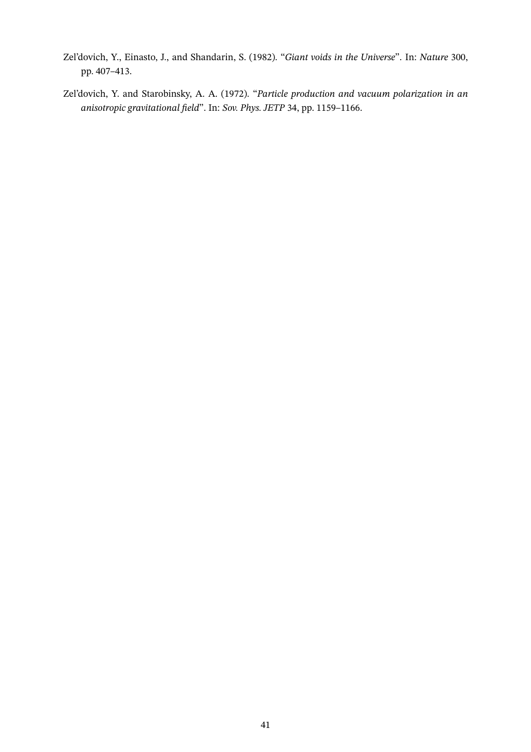Zel'dovich, Y., Einasto, J., and Shandarin, S. (1982). "*Giant voids in the Universe*". In: *Nature* 300, pp. 407–413.

Zel'dovich, Y. and Starobinsky, A. A. (1972). "*Particle production and vacuum polarization in an anisotropic gravitational field*". In: *Sov. Phys. JETP* 34, pp. 1159–1166.